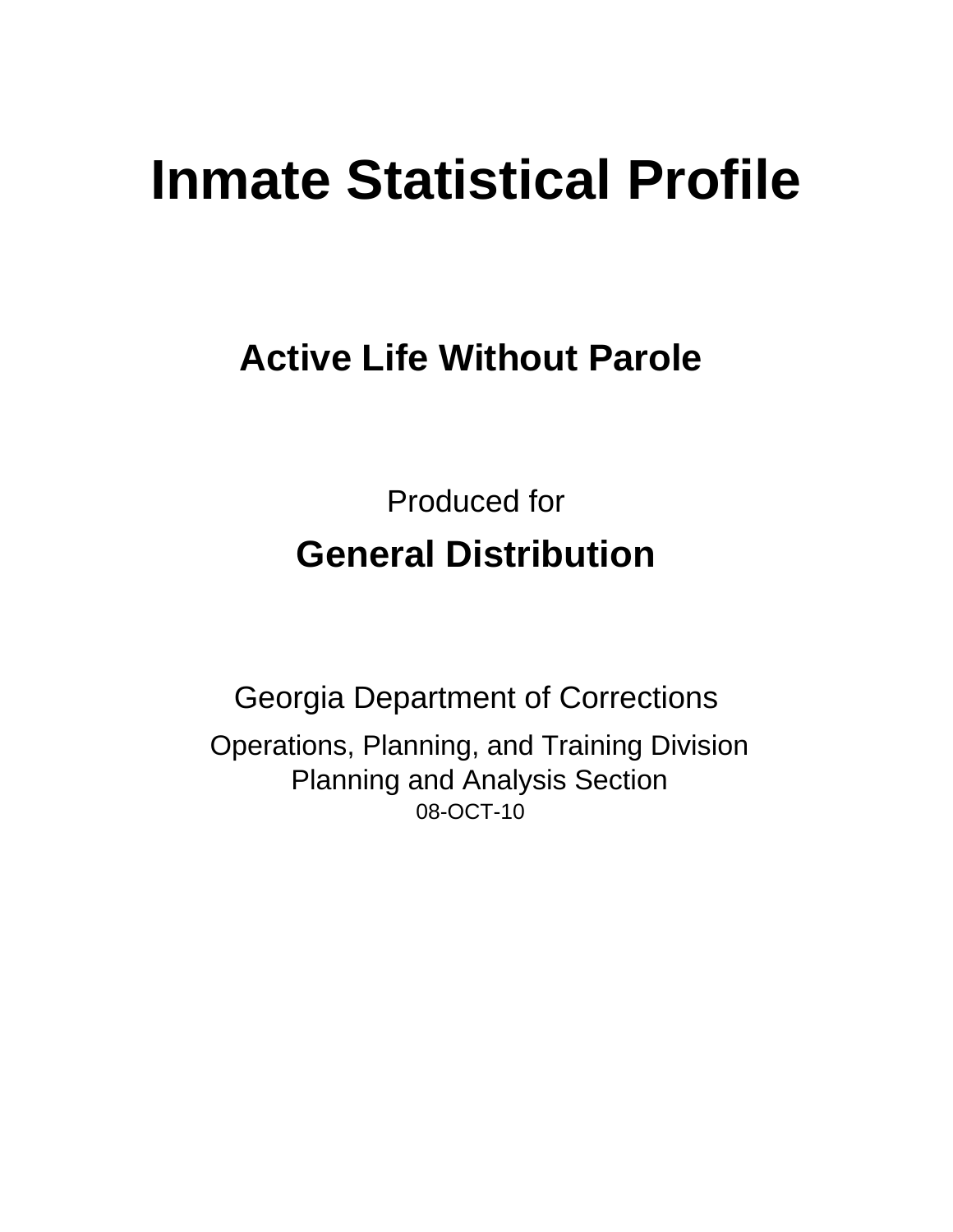# Inmate Statistical Profile

## Active Life Without Parole

Produced for

**General Distribution**

Georgia Department of Corrections

Operations, Planning, and Training Division
Planning and Analysis Section
08-OCT-10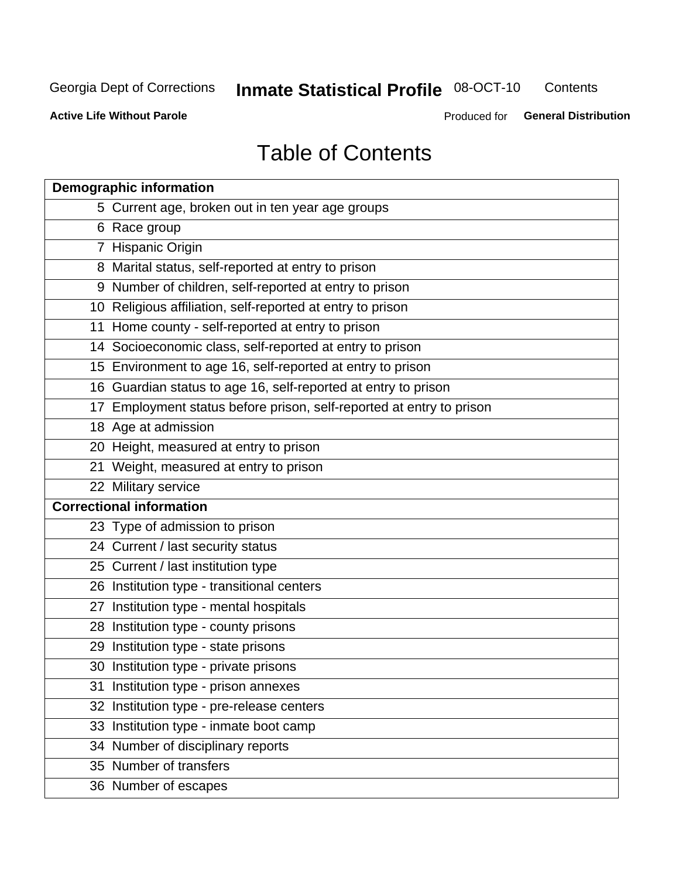Georgia Dept of Corrections **Inmate Statistical Profile** 08-OCT-10 Contents

**Active Life Without Parole** Produced for **General Distribution**

# Table of Contents

| **Demographic information** | |
|---|---|
| 5 | Current age, broken out in ten year age groups |
| 6 | Race group |
| 7 | Hispanic Origin |
| 8 | Marital status, self-reported at entry to prison |
| 9 | Number of children, self-reported at entry to prison |
| 10 | Religious affiliation, self-reported at entry to prison |
| 11 | Home county - self-reported at entry to prison |
| 14 | Socioeconomic class, self-reported at entry to prison |
| 15 | Environment to age 16, self-reported at entry to prison |
| 16 | Guardian status to age 16, self-reported at entry to prison |
| 17 | Employment status before prison, self-reported at entry to prison |
| 18 | Age at admission |
| 20 | Height, measured at entry to prison |
| 21 | Weight, measured at entry to prison |
| 22 | Military service |
| **Correctional information** | |
| 23 | Type of admission to prison |
| 24 | Current / last security status |
| 25 | Current / last institution type |
| 26 | Institution type - transitional centers |
| 27 | Institution type - mental hospitals |
| 28 | Institution type - county prisons |
| 29 | Institution type - state prisons |
| 30 | Institution type - private prisons |
| 31 | Institution type - prison annexes |
| 32 | Institution type - pre-release centers |
| 33 | Institution type - inmate boot camp |
| 34 | Number of disciplinary reports |
| 35 | Number of transfers |
| 36 | Number of escapes |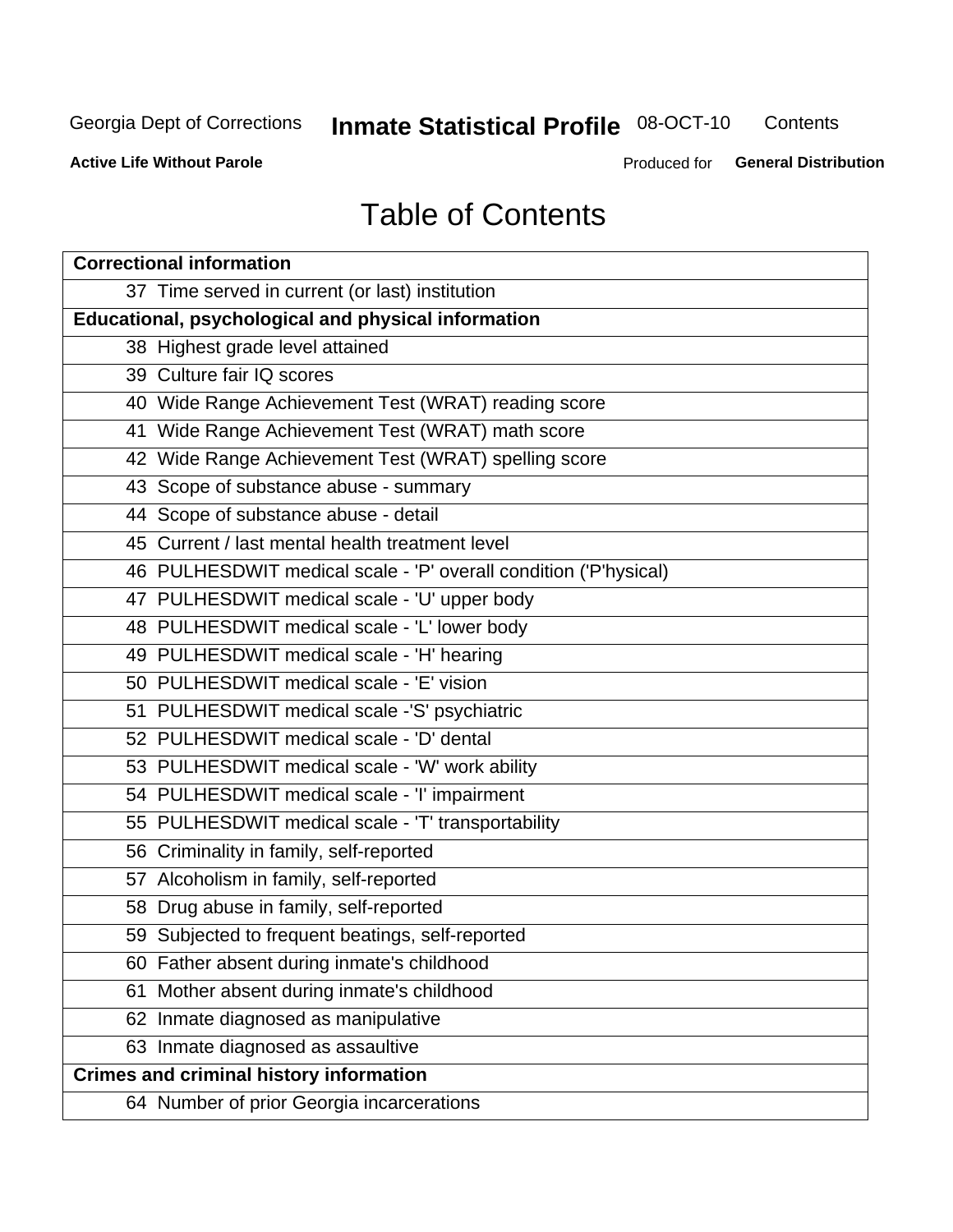# Table of Contents

| Correctional information |
|---|
| 37 Time served in current (or last) institution |
| **Educational, psychological and physical information** |
| 38 Highest grade level attained |
| 39 Culture fair IQ scores |
| 40 Wide Range Achievement Test (WRAT) reading score |
| 41 Wide Range Achievement Test (WRAT) math score |
| 42 Wide Range Achievement Test (WRAT) spelling score |
| 43 Scope of substance abuse - summary |
| 44 Scope of substance abuse - detail |
| 45 Current / last mental health treatment level |
| 46 PULHESDWIT medical scale - 'P' overall condition ('P'hysical) |
| 47 PULHESDWIT medical scale - 'U' upper body |
| 48 PULHESDWIT medical scale - 'L' lower body |
| 49 PULHESDWIT medical scale - 'H' hearing |
| 50 PULHESDWIT medical scale - 'E' vision |
| 51 PULHESDWIT medical scale -'S' psychiatric |
| 52 PULHESDWIT medical scale - 'D' dental |
| 53 PULHESDWIT medical scale - 'W' work ability |
| 54 PULHESDWIT medical scale - 'I' impairment |
| 55 PULHESDWIT medical scale - 'T' transportability |
| 56 Criminality in family, self-reported |
| 57 Alcoholism in family, self-reported |
| 58 Drug abuse in family, self-reported |
| 59 Subjected to frequent beatings, self-reported |
| 60 Father absent during inmate's childhood |
| 61 Mother absent during inmate's childhood |
| 62 Inmate diagnosed as manipulative |
| 63 Inmate diagnosed as assaultive |
| **Crimes and criminal history information** |
| 64 Number of prior Georgia incarcerations |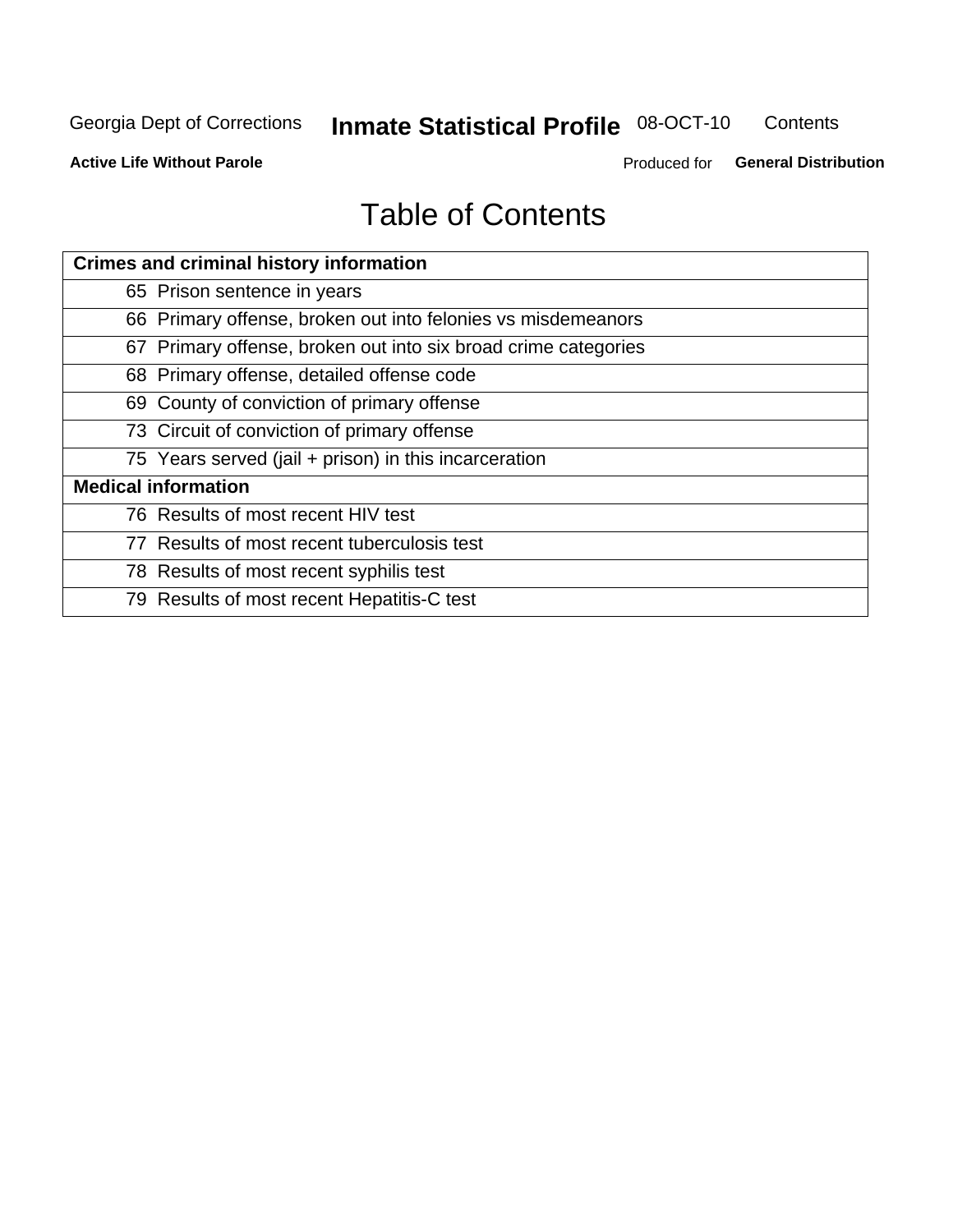# Table of Contents

| Crimes and criminal history information |
|---|
| 65 Prison sentence in years |
| 66 Primary offense, broken out into felonies vs misdemeanors |
| 67 Primary offense, broken out into six broad crime categories |
| 68 Primary offense, detailed offense code |
| 69 County of conviction of primary offense |
| 73 Circuit of conviction of primary offense |
| 75 Years served (jail + prison) in this incarceration |
| **Medical information** |
| 76 Results of most recent HIV test |
| 77 Results of most recent tuberculosis test |
| 78 Results of most recent syphilis test |
| 79 Results of most recent Hepatitis-C test |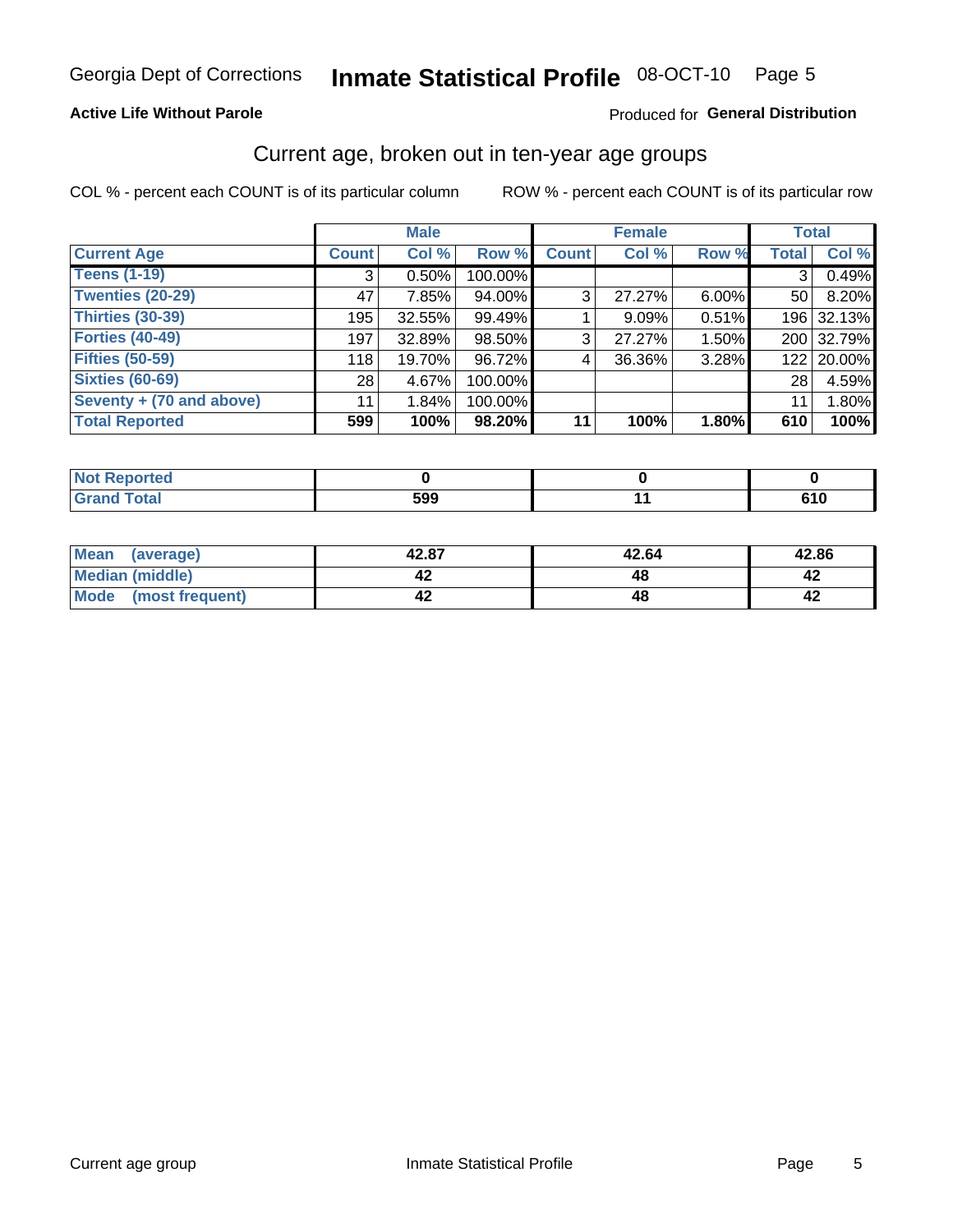Georgia Dept of Corrections **Inmate Statistical Profile** 08-OCT-10

**Active Life Without Parole**

Produced for **General Distribution**

## Current age, broken out in ten-year age groups

COL % - percent each COUNT is of its particular column ROW % - percent each COUNT is of its particular row

| | Male | | | Female | | | Total | |
|---|---|---|---|---|---|---|---|---|
| **Current Age** | **Count** | **Col %** | **Row %** | **Count** | **Col %** | **Row %** | **Total** | **Col %** |
| **Teens (1-19)** | 3 | 0.50% | 100.00% | | | | 3 | 0.49% |
| **Twenties (20-29)** | 47 | 7.85% | 94.00% | 3 | 27.27% | 6.00% | 50 | 8.20% |
| **Thirties (30-39)** | 195 | 32.55% | 99.49% | 1 | 9.09% | 0.51% | 196 | 32.13% |
| **Forties (40-49)** | 197 | 32.89% | 98.50% | 3 | 27.27% | 1.50% | 200 | 32.79% |
| **Fifties (50-59)** | 118 | 19.70% | 96.72% | 4 | 36.36% | 3.28% | 122 | 20.00% |
| **Sixties (60-69)** | 28 | 4.67% | 100.00% | | | | 28 | 4.59% |
| **Seventy + (70 and above)** | 11 | 1.84% | 100.00% | | | | 11 | 1.80% |
| **Total Reported** | **599** | **100%** | **98.20%** | **11** | **100%** | **1.80%** | **610** | **100%** |

| | Male | Female | Total |
|---|---|---|---|
| **Not Reported** | **0** | **0** | **0** |
| **Grand Total** | **599** | **11** | **610** |

| | Male | Female | Total |
|---|---|---|---|
| **Mean (average)** | **42.87** | **42.64** | **42.86** |
| **Median (middle)** | **42** | **48** | **42** |
| **Mode (most frequent)** | **42** | **48** | **42** |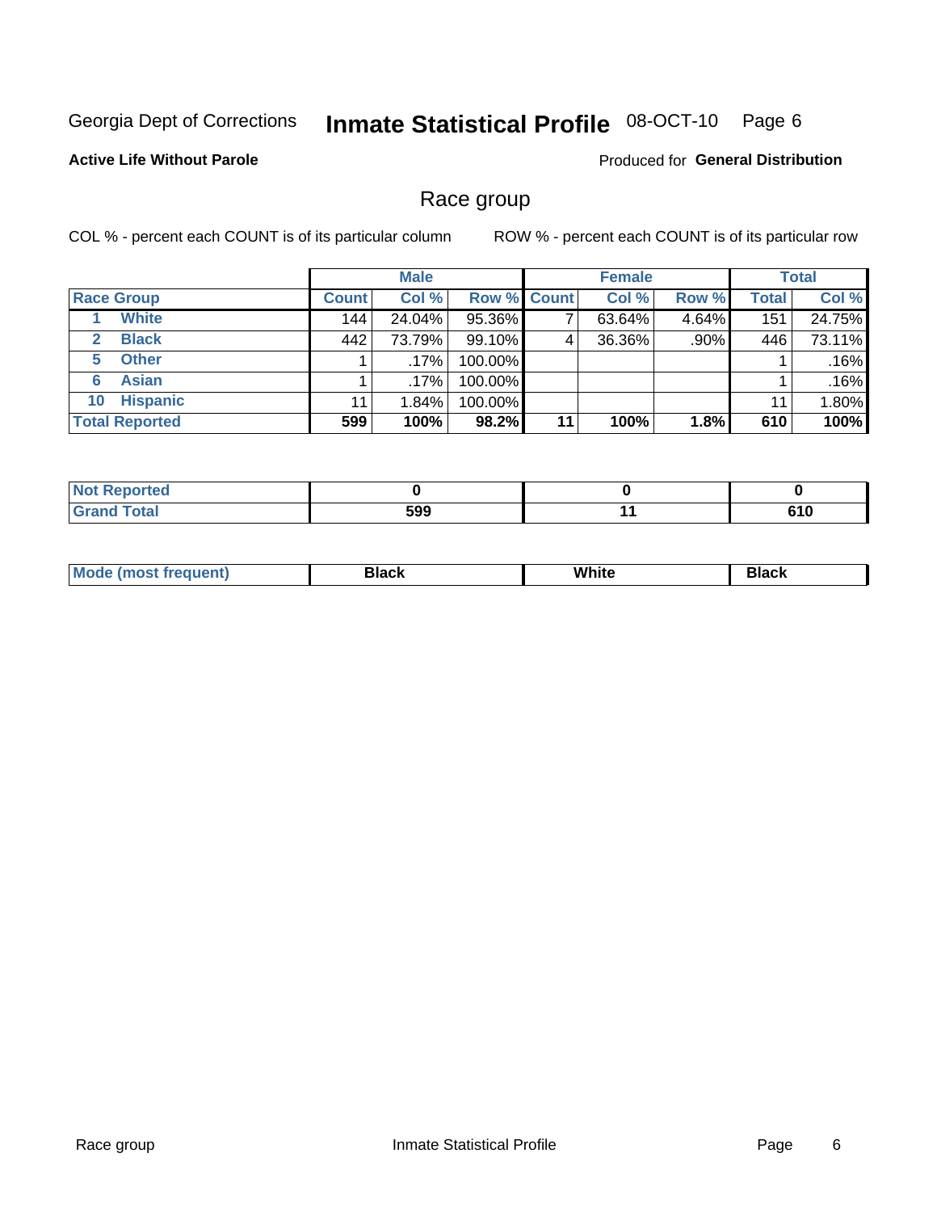Georgia Dept of Corrections **Inmate Statistical Profile** 08-OCT-10

**Active Life Without Parole**

Produced for **General Distribution**

## Race group

COL % - percent each COUNT is of its particular column

ROW % - percent each COUNT is of its particular row

| | Male | | | Female | | | Total | |
|---|---|---|---|---|---|---|---|---|
| **Race Group** | **Count** | **Col %** | **Row %** | **Count** | **Col %** | **Row %** | **Total** | **Col %** |
| 1 White | 144 | 24.04% | 95.36% | 7 | 63.64% | 4.64% | 151 | 24.75% |
| 2 Black | 442 | 73.79% | 99.10% | 4 | 36.36% | .90% | 446 | 73.11% |
| 5 Other | 1 | .17% | 100.00% | | | | 1 | .16% |
| 6 Asian | 1 | .17% | 100.00% | | | | 1 | .16% |
| 10 Hispanic | 11 | 1.84% | 100.00% | | | | 11 | 1.80% |
| **Total Reported** | **599** | **100%** | **98.2%** | **11** | **100%** | **1.8%** | **610** | **100%** |

| | Male | Female | Total |
|---|---|---|---|
| **Not Reported** | **0** | **0** | **0** |
| **Grand Total** | **599** | **11** | **610** |

| | Male | Female | Total |
|---|---|---|---|
| **Mode (most frequent)** | **Black** | **White** | **Black** |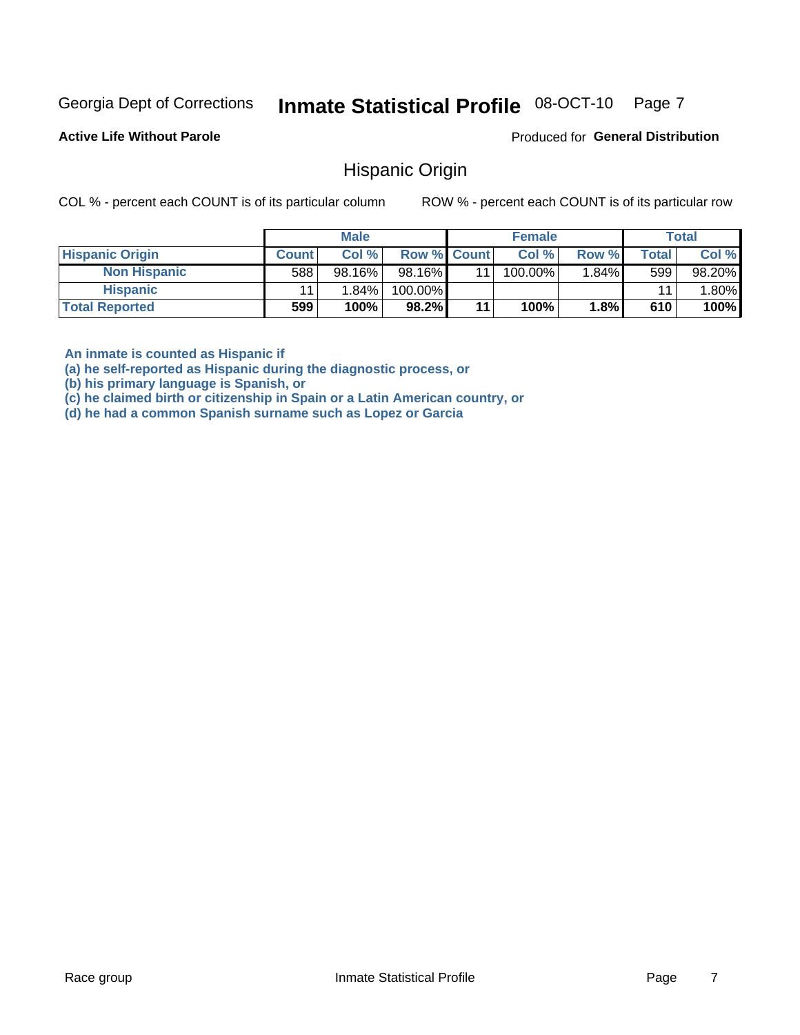Georgia Dept of Corrections **Inmate Statistical Profile** 08-OCT-10

**Active Life Without Parole**

Produced for **General Distribution**

## Hispanic Origin

COL % - percent each COUNT is of its particular column ROW % - percent each COUNT is of its particular row

| | Male | | | Female | | | Total | |
|---|---|---|---|---|---|---|---|---|
| **Hispanic Origin** | **Count** | **Col %** | **Row %** | **Count** | **Col %** | **Row %** | **Total** | **Col %** |
| **Non Hispanic** | 588 | 98.16% | 98.16% | 11 | 100.00% | 1.84% | 599 | 98.20% |
| **Hispanic** | 11 | 1.84% | 100.00% | | | | 11 | 1.80% |
| **Total Reported** | **599** | **100%** | **98.2%** | **11** | **100%** | **1.8%** | **610** | **100%** |

**An inmate is counted as Hispanic if**
**(a) he self-reported as Hispanic during the diagnostic process, or**
**(b) his primary language is Spanish, or**
**(c) he claimed birth or citizenship in Spain or a Latin American country, or**
**(d) he had a common Spanish surname such as Lopez or Garcia**

Race group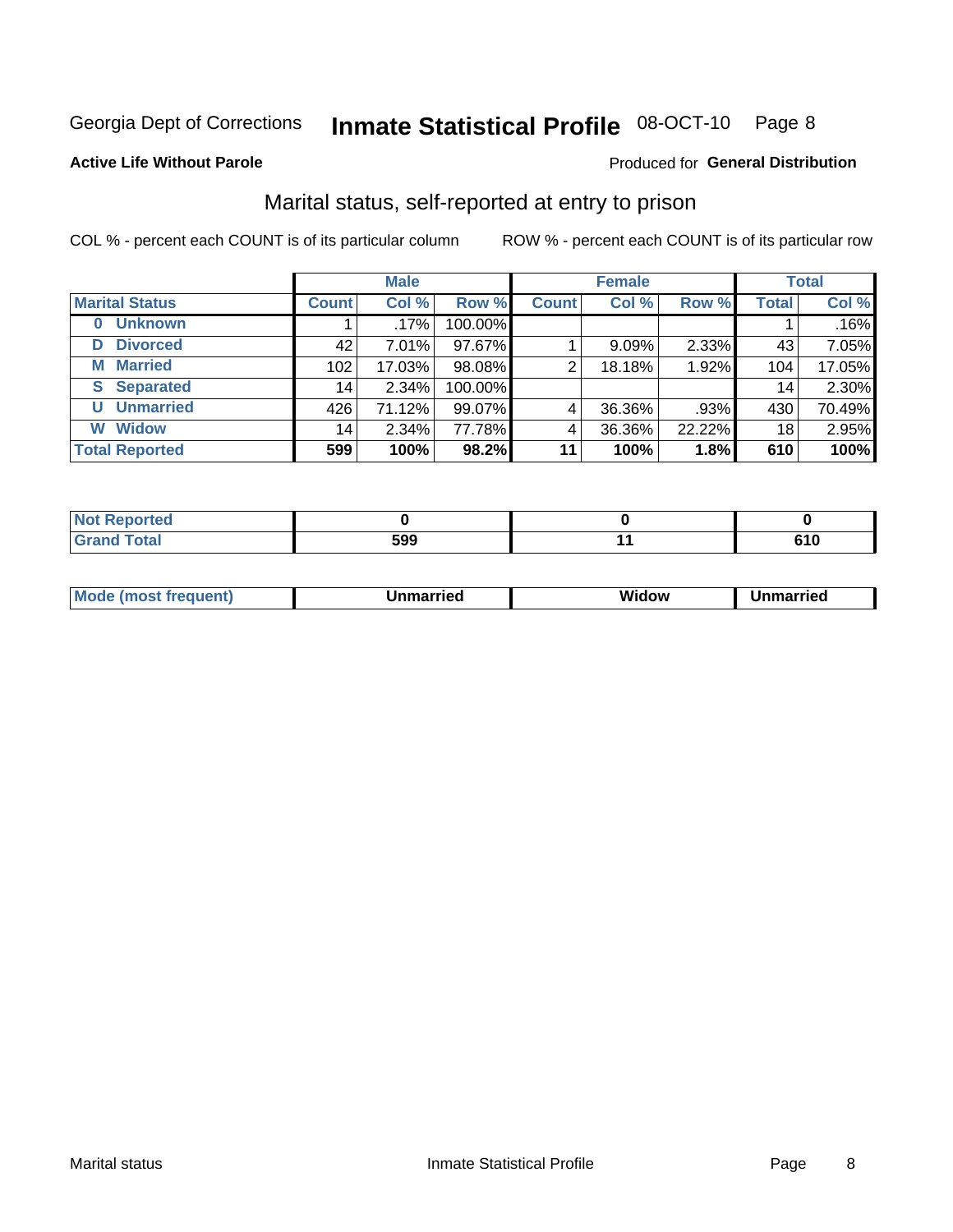Georgia Dept of Corrections **Inmate Statistical Profile** 08-OCT-10 Page 8

**Active Life Without Parole**

Produced for **General Distribution**

## Marital status, self-reported at entry to prison

COL % - percent each COUNT is of its particular column

ROW % - percent each COUNT is of its particular row

| | Male | | | Female | | | Total | |
|---|---|---|---|---|---|---|---|---|
| **Marital Status** | **Count** | **Col %** | **Row %** | **Count** | **Col %** | **Row %** | **Total** | **Col %** |
| 0 Unknown | 1 | .17% | 100.00% | | | | 1 | .16% |
| D Divorced | 42 | 7.01% | 97.67% | 1 | 9.09% | 2.33% | 43 | 7.05% |
| M Married | 102 | 17.03% | 98.08% | 2 | 18.18% | 1.92% | 104 | 17.05% |
| S Separated | 14 | 2.34% | 100.00% | | | | 14 | 2.30% |
| U Unmarried | 426 | 71.12% | 99.07% | 4 | 36.36% | .93% | 430 | 70.49% |
| W Widow | 14 | 2.34% | 77.78% | 4 | 36.36% | 22.22% | 18 | 2.95% |
| **Total Reported** | **599** | **100%** | **98.2%** | **11** | **100%** | **1.8%** | **610** | **100%** |

| | Male | Female | Total |
|---|---|---|---|
| Not Reported | **0** | **0** | **0** |
| Grand Total | **599** | **11** | **610** |

| | Male | Female | Total |
|---|---|---|---|
| Mode (most frequent) | **Unmarried** | **Widow** | **Unmarried** |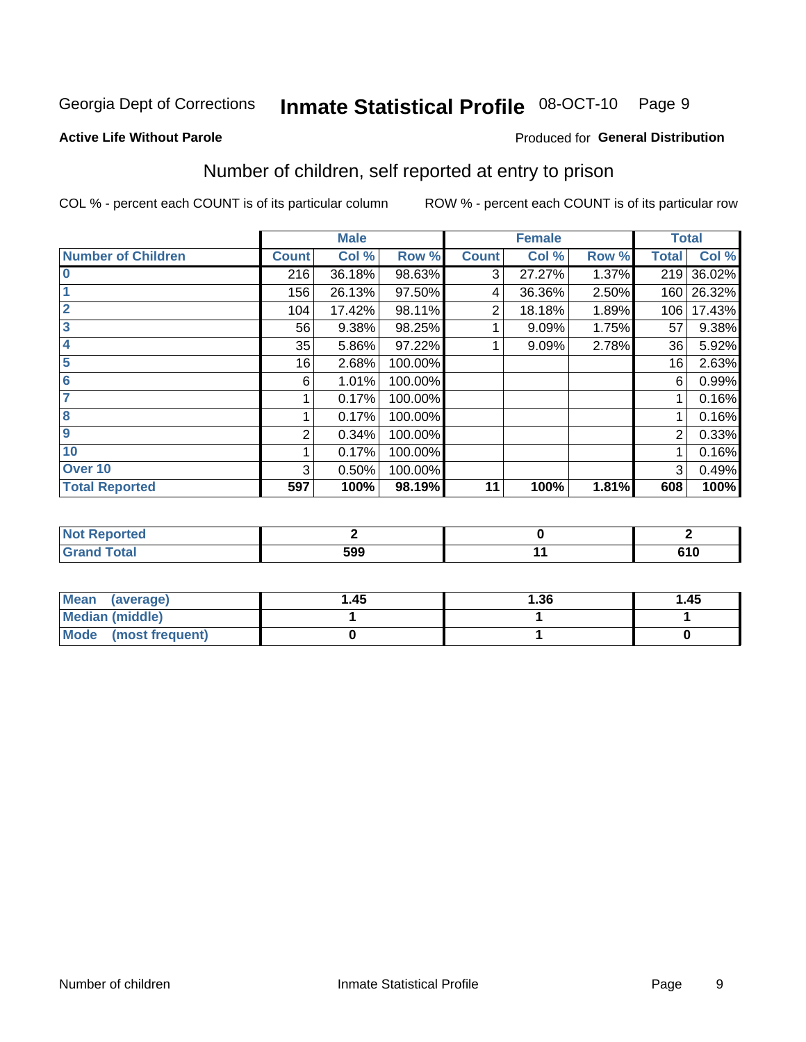Georgia Dept of Corrections **Inmate Statistical Profile** 08-OCT-10

**Active Life Without Parole**

Produced for **General Distribution**

## Number of children, self reported at entry to prison

COL % - percent each COUNT is of its particular column ROW % - percent each COUNT is of its particular row

| | Male | | | Female | | | Total | |
|---|---|---|---|---|---|---|---|---|
| **Number of Children** | **Count** | **Col %** | **Row %** | **Count** | **Col %** | **Row %** | **Total** | **Col %** |
| **0** | 216 | 36.18% | 98.63% | 3 | 27.27% | 1.37% | 219 | 36.02% |
| **1** | 156 | 26.13% | 97.50% | 4 | 36.36% | 2.50% | 160 | 26.32% |
| **2** | 104 | 17.42% | 98.11% | 2 | 18.18% | 1.89% | 106 | 17.43% |
| **3** | 56 | 9.38% | 98.25% | 1 | 9.09% | 1.75% | 57 | 9.38% |
| **4** | 35 | 5.86% | 97.22% | 1 | 9.09% | 2.78% | 36 | 5.92% |
| **5** | 16 | 2.68% | 100.00% | | | | 16 | 2.63% |
| **6** | 6 | 1.01% | 100.00% | | | | 6 | 0.99% |
| **7** | 1 | 0.17% | 100.00% | | | | 1 | 0.16% |
| **8** | 1 | 0.17% | 100.00% | | | | 1 | 0.16% |
| **9** | 2 | 0.34% | 100.00% | | | | 2 | 0.33% |
| **10** | 1 | 0.17% | 100.00% | | | | 1 | 0.16% |
| **Over 10** | 3 | 0.50% | 100.00% | | | | 3 | 0.49% |
| **Total Reported** | **597** | **100%** | **98.19%** | **11** | **100%** | **1.81%** | **608** | **100%** |

| | Male | Female | Total |
|---|---|---|---|
| **Not Reported** | **2** | **0** | **2** |
| **Grand Total** | **599** | **11** | **610** |

| | Male | Female | Total |
|---|---|---|---|
| **Mean (average)** | **1.45** | **1.36** | **1.45** |
| **Median (middle)** | **1** | **1** | **1** |
| **Mode (most frequent)** | **0** | **1** | **0** |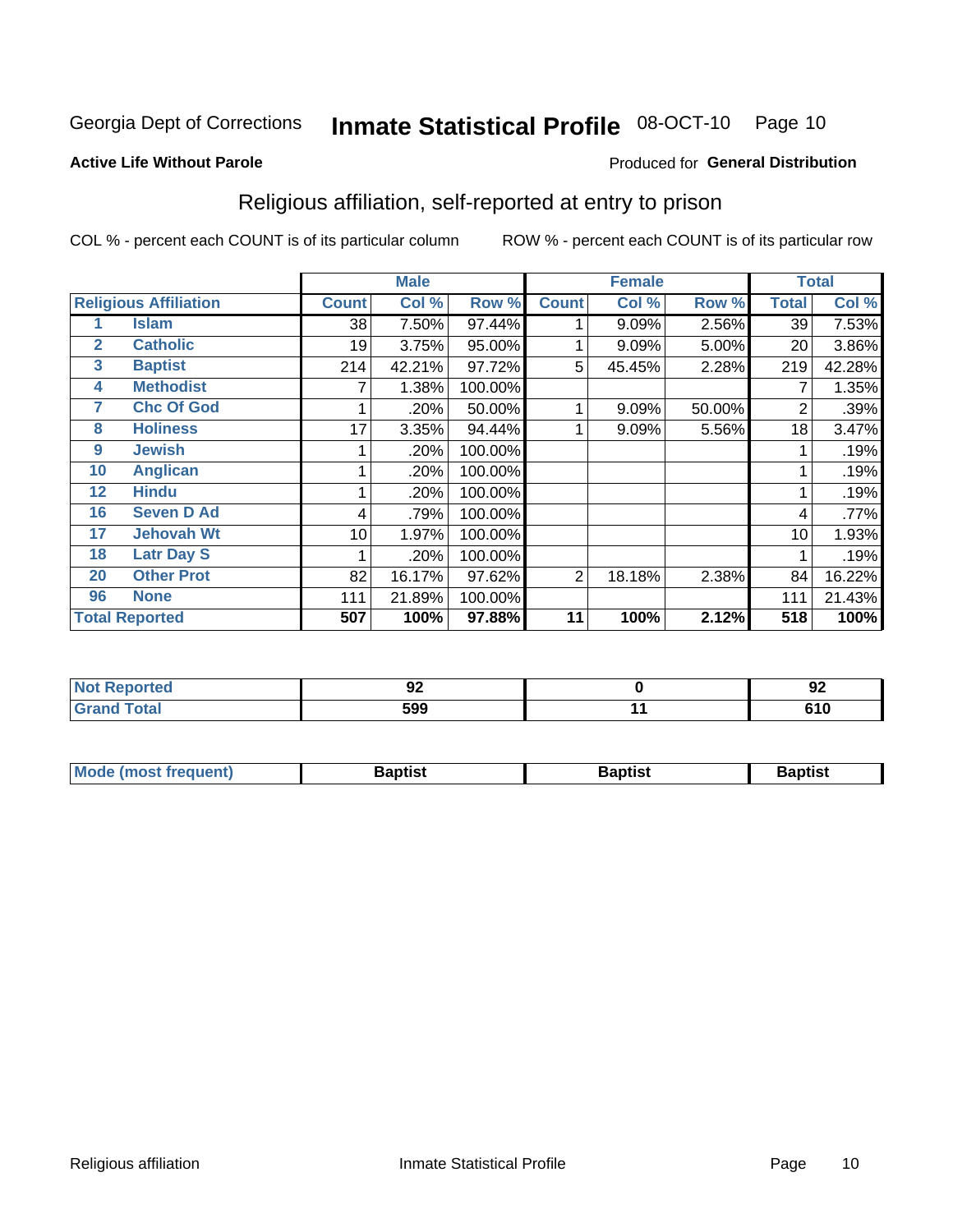Georgia Dept of Corrections **Inmate Statistical Profile** 08-OCT-10

**Active Life Without Parole**

Produced for **General Distribution**

## Religious affiliation, self-reported at entry to prison

COL % - percent each COUNT is of its particular column ROW % - percent each COUNT is of its particular row

| Religious Affiliation | | Male | | | Female | | | Total | |
|---|---|---|---|---|---|---|---|---|---|
| | | Count | Col % | Row % | Count | Col % | Row % | Total | Col % |
| 1 | Islam | 38 | 7.50% | 97.44% | 1 | 9.09% | 2.56% | 39 | 7.53% |
| 2 | Catholic | 19 | 3.75% | 95.00% | 1 | 9.09% | 5.00% | 20 | 3.86% |
| 3 | Baptist | 214 | 42.21% | 97.72% | 5 | 45.45% | 2.28% | 219 | 42.28% |
| 4 | Methodist | 7 | 1.38% | 100.00% | | | | 7 | 1.35% |
| 7 | Chc Of God | 1 | .20% | 50.00% | 1 | 9.09% | 50.00% | 2 | .39% |
| 8 | Holiness | 17 | 3.35% | 94.44% | 1 | 9.09% | 5.56% | 18 | 3.47% |
| 9 | Jewish | 1 | .20% | 100.00% | | | | 1 | .19% |
| 10 | Anglican | 1 | .20% | 100.00% | | | | 1 | .19% |
| 12 | Hindu | 1 | .20% | 100.00% | | | | 1 | .19% |
| 16 | Seven D Ad | 4 | .79% | 100.00% | | | | 4 | .77% |
| 17 | Jehovah Wt | 10 | 1.97% | 100.00% | | | | 10 | 1.93% |
| 18 | Latr Day S | 1 | .20% | 100.00% | | | | 1 | .19% |
| 20 | Other Prot | 82 | 16.17% | 97.62% | 2 | 18.18% | 2.38% | 84 | 16.22% |
| 96 | None | 111 | 21.89% | 100.00% | | | | 111 | 21.43% |
| **Total Reported** | | **507** | **100%** | **97.88%** | **11** | **100%** | **2.12%** | **518** | **100%** |

| | Male | Female | Total |
|---|---|---|---|
| Not Reported | 92 | 0 | 92 |
| Grand Total | 599 | 11 | 610 |

| | Male | Female | Total |
|---|---|---|---|
| Mode (most frequent) | Baptist | Baptist | Baptist |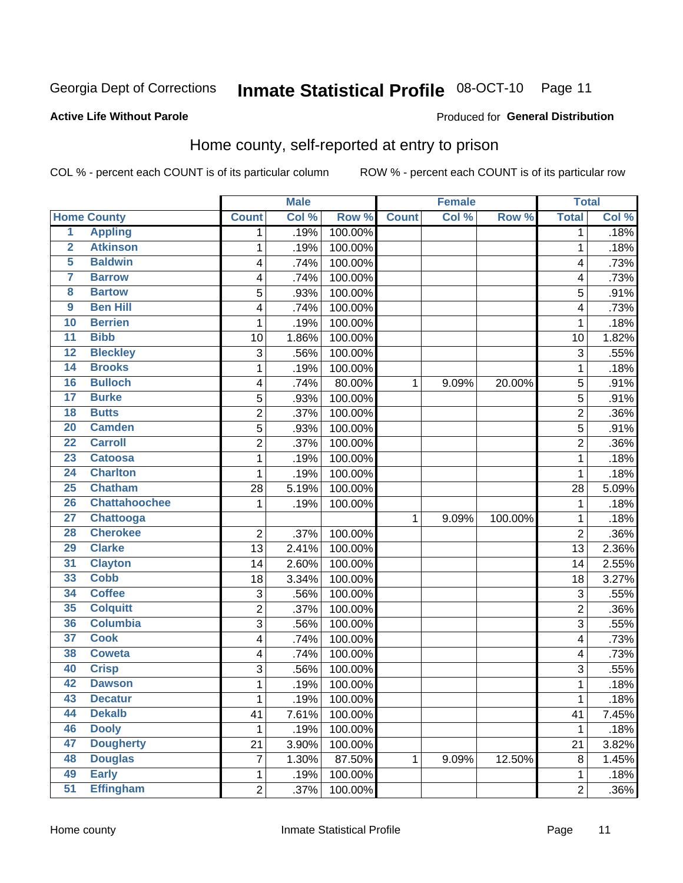Georgia Dept of Corrections **Inmate Statistical Profile** 08-OCT-10 Page 11

**Active Life Without Parole**

Produced for **General Distribution**

## Home county, self-reported at entry to prison

COL % - percent each COUNT is of its particular column ROW % - percent each COUNT is of its particular row

| Home County | | Male | | | Female | | | Total | |
|---|---|---|---|---|---|---|---|---|---|
| | | Count | Col % | Row % | Count | Col % | Row % | Total | Col % |
| 1 | Appling | 1 | .19% | 100.00% | | | | 1 | .18% |
| 2 | Atkinson | 1 | .19% | 100.00% | | | | 1 | .18% |
| 5 | Baldwin | 4 | .74% | 100.00% | | | | 4 | .73% |
| 7 | Barrow | 4 | .74% | 100.00% | | | | 4 | .73% |
| 8 | Bartow | 5 | .93% | 100.00% | | | | 5 | .91% |
| 9 | Ben Hill | 4 | .74% | 100.00% | | | | 4 | .73% |
| 10 | Berrien | 1 | .19% | 100.00% | | | | 1 | .18% |
| 11 | Bibb | 10 | 1.86% | 100.00% | | | | 10 | 1.82% |
| 12 | Bleckley | 3 | .56% | 100.00% | | | | 3 | .55% |
| 14 | Brooks | 1 | .19% | 100.00% | | | | 1 | .18% |
| 16 | Bulloch | 4 | .74% | 80.00% | 1 | 9.09% | 20.00% | 5 | .91% |
| 17 | Burke | 5 | .93% | 100.00% | | | | 5 | .91% |
| 18 | Butts | 2 | .37% | 100.00% | | | | 2 | .36% |
| 20 | Camden | 5 | .93% | 100.00% | | | | 5 | .91% |
| 22 | Carroll | 2 | .37% | 100.00% | | | | 2 | .36% |
| 23 | Catoosa | 1 | .19% | 100.00% | | | | 1 | .18% |
| 24 | Charlton | 1 | .19% | 100.00% | | | | 1 | .18% |
| 25 | Chatham | 28 | 5.19% | 100.00% | | | | 28 | 5.09% |
| 26 | Chattahoochee | 1 | .19% | 100.00% | | | | 1 | .18% |
| 27 | Chattooga | | | | 1 | 9.09% | 100.00% | 1 | .18% |
| 28 | Cherokee | 2 | .37% | 100.00% | | | | 2 | .36% |
| 29 | Clarke | 13 | 2.41% | 100.00% | | | | 13 | 2.36% |
| 31 | Clayton | 14 | 2.60% | 100.00% | | | | 14 | 2.55% |
| 33 | Cobb | 18 | 3.34% | 100.00% | | | | 18 | 3.27% |
| 34 | Coffee | 3 | .56% | 100.00% | | | | 3 | .55% |
| 35 | Colquitt | 2 | .37% | 100.00% | | | | 2 | .36% |
| 36 | Columbia | 3 | .56% | 100.00% | | | | 3 | .55% |
| 37 | Cook | 4 | .74% | 100.00% | | | | 4 | .73% |
| 38 | Coweta | 4 | .74% | 100.00% | | | | 4 | .73% |
| 40 | Crisp | 3 | .56% | 100.00% | | | | 3 | .55% |
| 42 | Dawson | 1 | .19% | 100.00% | | | | 1 | .18% |
| 43 | Decatur | 1 | .19% | 100.00% | | | | 1 | .18% |
| 44 | Dekalb | 41 | 7.61% | 100.00% | | | | 41 | 7.45% |
| 46 | Dooly | 1 | .19% | 100.00% | | | | 1 | .18% |
| 47 | Dougherty | 21 | 3.90% | 100.00% | | | | 21 | 3.82% |
| 48 | Douglas | 7 | 1.30% | 87.50% | 1 | 9.09% | 12.50% | 8 | 1.45% |
| 49 | Early | 1 | .19% | 100.00% | | | | 1 | .18% |
| 51 | Effingham | 2 | .37% | 100.00% | | | | 2 | .36% |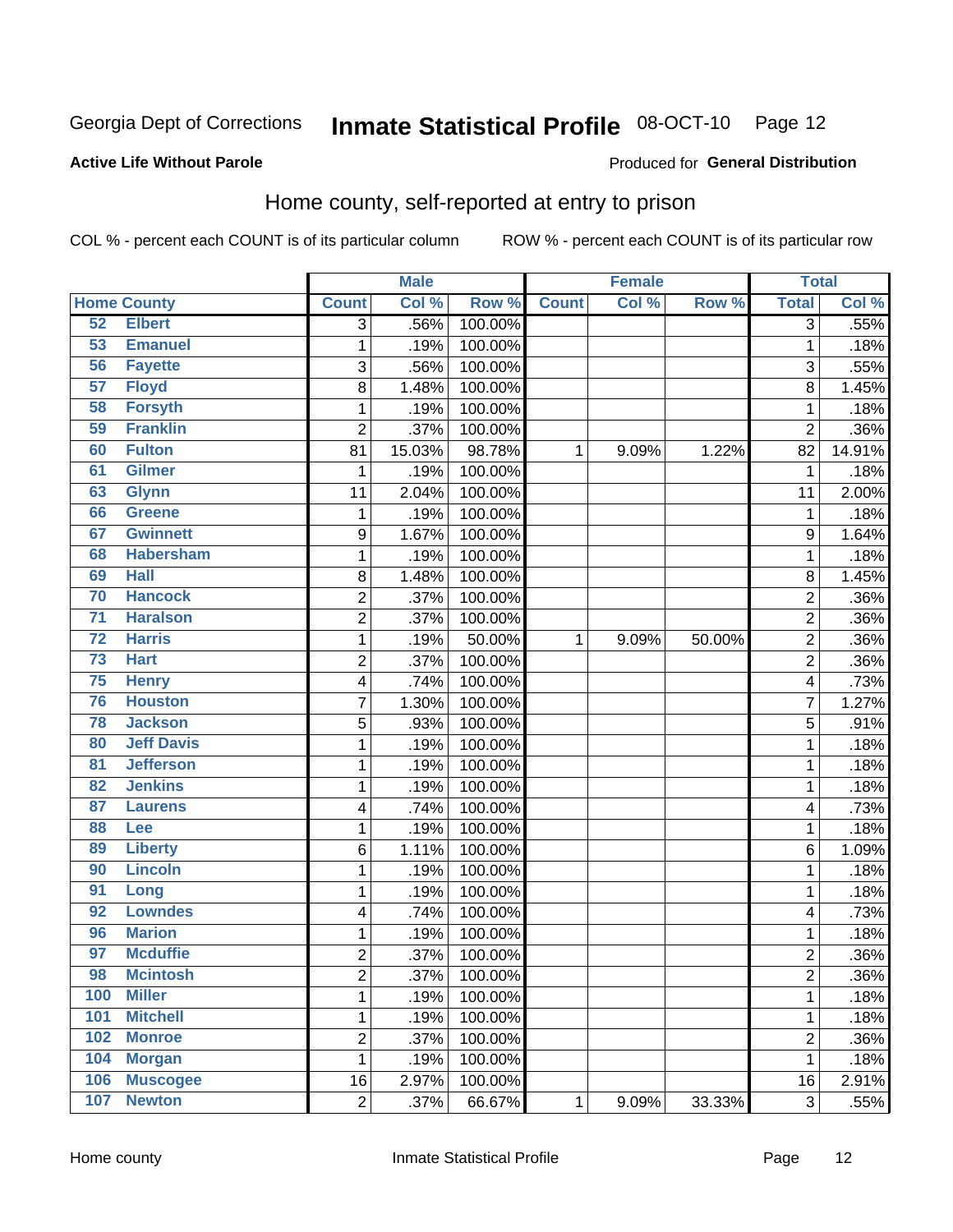Georgia Dept of Corrections **Inmate Statistical Profile** 08-OCT-10

**Active Life Without Parole**

Produced for **General Distribution**

## Home county, self-reported at entry to prison

COL % - percent each COUNT is of its particular column ROW % - percent each COUNT is of its particular row

| Home County | | Male | | | Female | | | Total | |
|---|---|---|---|---|---|---|---|---|---|
| | | Count | Col % | Row % | Count | Col % | Row % | Total | Col % |
| 52 | Elbert | 3 | .56% | 100.00% | | | | 3 | .55% |
| 53 | Emanuel | 1 | .19% | 100.00% | | | | 1 | .18% |
| 56 | Fayette | 3 | .56% | 100.00% | | | | 3 | .55% |
| 57 | Floyd | 8 | 1.48% | 100.00% | | | | 8 | 1.45% |
| 58 | Forsyth | 1 | .19% | 100.00% | | | | 1 | .18% |
| 59 | Franklin | 2 | .37% | 100.00% | | | | 2 | .36% |
| 60 | Fulton | 81 | 15.03% | 98.78% | 1 | 9.09% | 1.22% | 82 | 14.91% |
| 61 | Gilmer | 1 | .19% | 100.00% | | | | 1 | .18% |
| 63 | Glynn | 11 | 2.04% | 100.00% | | | | 11 | 2.00% |
| 66 | Greene | 1 | .19% | 100.00% | | | | 1 | .18% |
| 67 | Gwinnett | 9 | 1.67% | 100.00% | | | | 9 | 1.64% |
| 68 | Habersham | 1 | .19% | 100.00% | | | | 1 | .18% |
| 69 | Hall | 8 | 1.48% | 100.00% | | | | 8 | 1.45% |
| 70 | Hancock | 2 | .37% | 100.00% | | | | 2 | .36% |
| 71 | Haralson | 2 | .37% | 100.00% | | | | 2 | .36% |
| 72 | Harris | 1 | .19% | 50.00% | 1 | 9.09% | 50.00% | 2 | .36% |
| 73 | Hart | 2 | .37% | 100.00% | | | | 2 | .36% |
| 75 | Henry | 4 | .74% | 100.00% | | | | 4 | .73% |
| 76 | Houston | 7 | 1.30% | 100.00% | | | | 7 | 1.27% |
| 78 | Jackson | 5 | .93% | 100.00% | | | | 5 | .91% |
| 80 | Jeff Davis | 1 | .19% | 100.00% | | | | 1 | .18% |
| 81 | Jefferson | 1 | .19% | 100.00% | | | | 1 | .18% |
| 82 | Jenkins | 1 | .19% | 100.00% | | | | 1 | .18% |
| 87 | Laurens | 4 | .74% | 100.00% | | | | 4 | .73% |
| 88 | Lee | 1 | .19% | 100.00% | | | | 1 | .18% |
| 89 | Liberty | 6 | 1.11% | 100.00% | | | | 6 | 1.09% |
| 90 | Lincoln | 1 | .19% | 100.00% | | | | 1 | .18% |
| 91 | Long | 1 | .19% | 100.00% | | | | 1 | .18% |
| 92 | Lowndes | 4 | .74% | 100.00% | | | | 4 | .73% |
| 96 | Marion | 1 | .19% | 100.00% | | | | 1 | .18% |
| 97 | Mcduffie | 2 | .37% | 100.00% | | | | 2 | .36% |
| 98 | Mcintosh | 2 | .37% | 100.00% | | | | 2 | .36% |
| 100 | Miller | 1 | .19% | 100.00% | | | | 1 | .18% |
| 101 | Mitchell | 1 | .19% | 100.00% | | | | 1 | .18% |
| 102 | Monroe | 2 | .37% | 100.00% | | | | 2 | .36% |
| 104 | Morgan | 1 | .19% | 100.00% | | | | 1 | .18% |
| 106 | Muscogee | 16 | 2.97% | 100.00% | | | | 16 | 2.91% |
| 107 | Newton | 2 | .37% | 66.67% | 1 | 9.09% | 33.33% | 3 | .55% |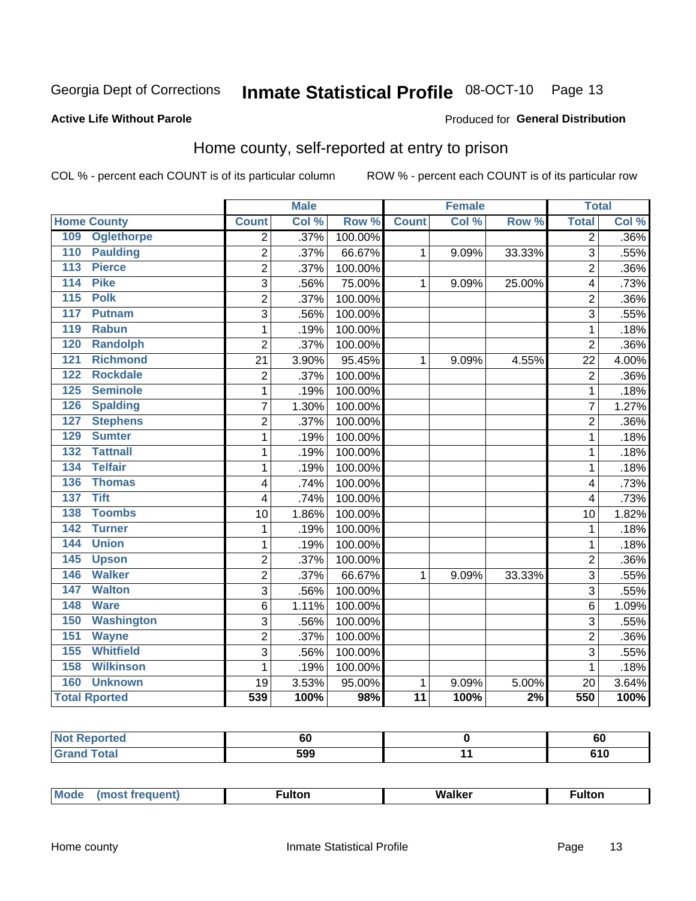Georgia Dept of Corrections **Inmate Statistical Profile** 08-OCT-10 Page 13

**Active Life Without Parole**

Produced for **General Distribution**

## Home county, self-reported at entry to prison

COL % - percent each COUNT is of its particular column ROW % - percent each COUNT is of its particular row

| Home County | Male | | | Female | | | Total | |
|---|---|---|---|---|---|---|---|---|
| | Count | Col % | Row % | Count | Col % | Row % | Total | Col % |
| 109 Oglethorpe | 2 | .37% | 100.00% | | | | 2 | .36% |
| 110 Paulding | 2 | .37% | 66.67% | 1 | 9.09% | 33.33% | 3 | .55% |
| 113 Pierce | 2 | .37% | 100.00% | | | | 2 | .36% |
| 114 Pike | 3 | .56% | 75.00% | 1 | 9.09% | 25.00% | 4 | .73% |
| 115 Polk | 2 | .37% | 100.00% | | | | 2 | .36% |
| 117 Putnam | 3 | .56% | 100.00% | | | | 3 | .55% |
| 119 Rabun | 1 | .19% | 100.00% | | | | 1 | .18% |
| 120 Randolph | 2 | .37% | 100.00% | | | | 2 | .36% |
| 121 Richmond | 21 | 3.90% | 95.45% | 1 | 9.09% | 4.55% | 22 | 4.00% |
| 122 Rockdale | 2 | .37% | 100.00% | | | | 2 | .36% |
| 125 Seminole | 1 | .19% | 100.00% | | | | 1 | .18% |
| 126 Spalding | 7 | 1.30% | 100.00% | | | | 7 | 1.27% |
| 127 Stephens | 2 | .37% | 100.00% | | | | 2 | .36% |
| 129 Sumter | 1 | .19% | 100.00% | | | | 1 | .18% |
| 132 Tattnall | 1 | .19% | 100.00% | | | | 1 | .18% |
| 134 Telfair | 1 | .19% | 100.00% | | | | 1 | .18% |
| 136 Thomas | 4 | .74% | 100.00% | | | | 4 | .73% |
| 137 Tift | 4 | .74% | 100.00% | | | | 4 | .73% |
| 138 Toombs | 10 | 1.86% | 100.00% | | | | 10 | 1.82% |
| 142 Turner | 1 | .19% | 100.00% | | | | 1 | .18% |
| 144 Union | 1 | .19% | 100.00% | | | | 1 | .18% |
| 145 Upson | 2 | .37% | 100.00% | | | | 2 | .36% |
| 146 Walker | 2 | .37% | 66.67% | 1 | 9.09% | 33.33% | 3 | .55% |
| 147 Walton | 3 | .56% | 100.00% | | | | 3 | .55% |
| 148 Ware | 6 | 1.11% | 100.00% | | | | 6 | 1.09% |
| 150 Washington | 3 | .56% | 100.00% | | | | 3 | .55% |
| 151 Wayne | 2 | .37% | 100.00% | | | | 2 | .36% |
| 155 Whitfield | 3 | .56% | 100.00% | | | | 3 | .55% |
| 158 Wilkinson | 1 | .19% | 100.00% | | | | 1 | .18% |
| 160 Unknown | 19 | 3.53% | 95.00% | 1 | 9.09% | 5.00% | 20 | 3.64% |
| **Total Rported** | **539** | **100%** | **98%** | **11** | **100%** | **2%** | **550** | **100%** |

| | Male | Female | Total |
|---|---|---|---|
| **Not Reported** | **60** | **0** | **60** |
| **Grand Total** | **599** | **11** | **610** |

| | Male | Female | Total |
|---|---|---|---|
| **Mode (most frequent)** | **Fulton** | **Walker** | **Fulton** |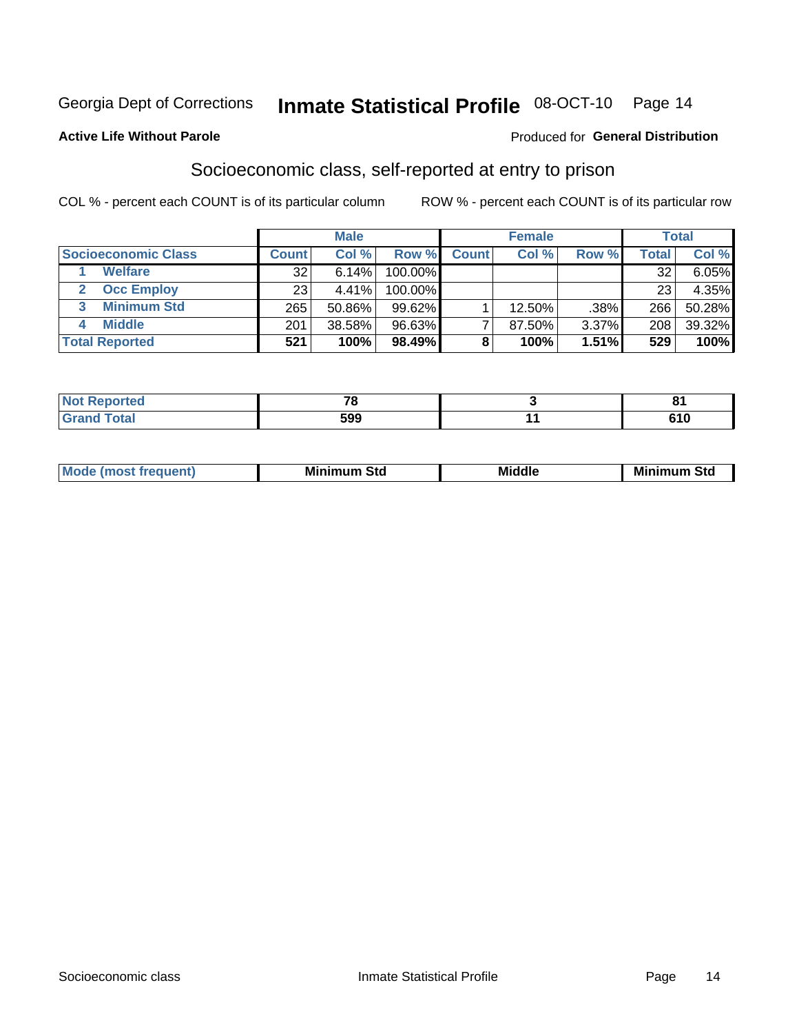Georgia Dept of Corrections **Inmate Statistical Profile** 08-OCT-10 Page 14

**Active Life Without Parole**

Produced for **General Distribution**

## Socioeconomic class, self-reported at entry to prison

COL % - percent each COUNT is of its particular column    ROW % - percent each COUNT is of its particular row

| | Male | | | Female | | | Total | |
|---|---|---|---|---|---|---|---|---|
| **Socioeconomic Class** | **Count** | **Col %** | **Row %** | **Count** | **Col %** | **Row %** | **Total** | **Col %** |
| **1 Welfare** | 32 | 6.14% | 100.00% | | | | 32 | 6.05% |
| **2 Occ Employ** | 23 | 4.41% | 100.00% | | | | 23 | 4.35% |
| **3 Minimum Std** | 265 | 50.86% | 99.62% | 1 | 12.50% | .38% | 266 | 50.28% |
| **4 Middle** | 201 | 38.58% | 96.63% | 7 | 87.50% | 3.37% | 208 | 39.32% |
| **Total Reported** | **521** | **100%** | **98.49%** | **8** | **100%** | **1.51%** | **529** | **100%** |

| | Male | Female | Total |
|---|---|---|---|
| **Not Reported** | **78** | **3** | **81** |
| **Grand Total** | **599** | **11** | **610** |

| | Male | Female | Total |
|---|---|---|---|
| **Mode (most frequent)** | **Minimum Std** | **Middle** | **Minimum Std** |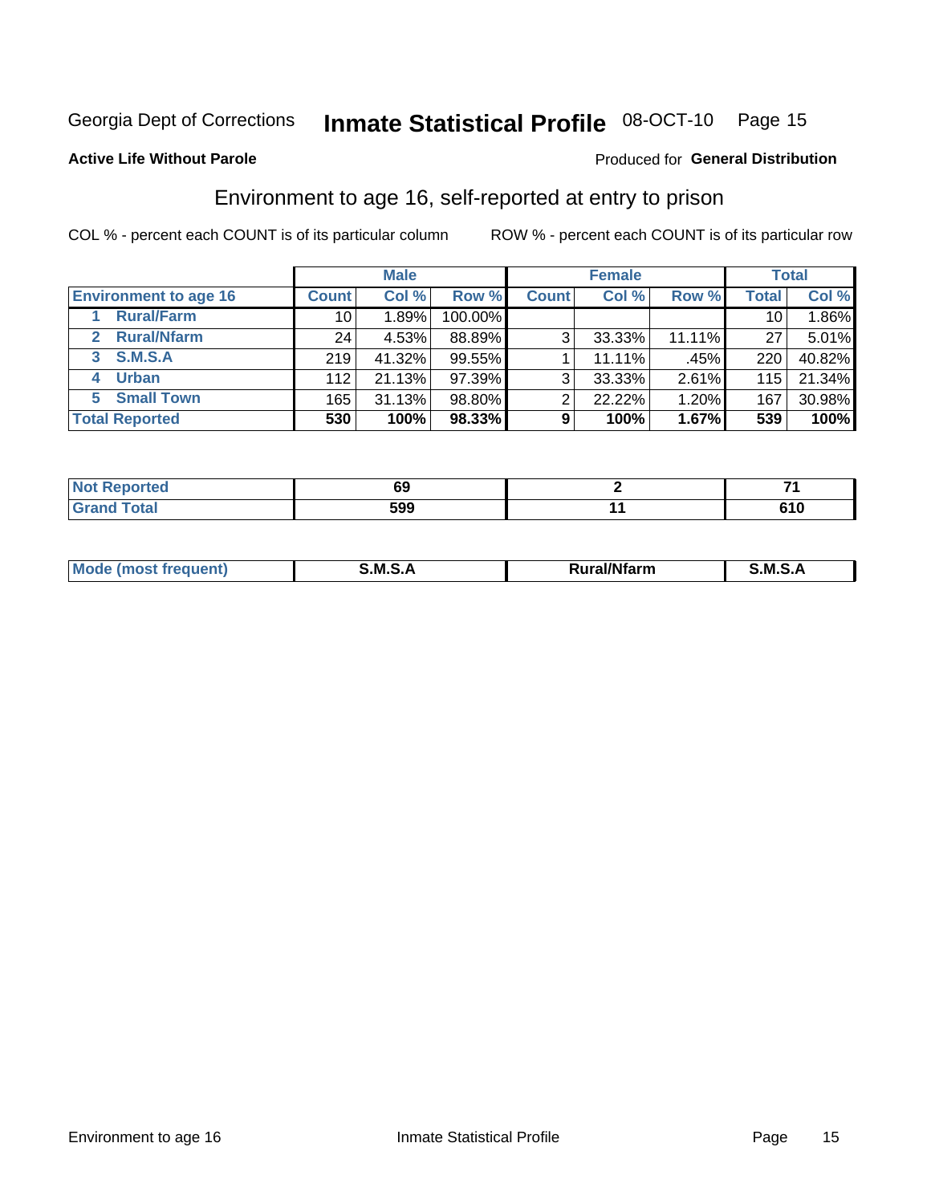Georgia Dept of Corrections **Inmate Statistical Profile** 08-OCT-10 Page 15

**Active Life Without Parole**

Produced for **General Distribution**

## Environment to age 16, self-reported at entry to prison

COL % - percent each COUNT is of its particular column

ROW % - percent each COUNT is of its particular row

| | Male | | | Female | | | Total | |
|---|---|---|---|---|---|---|---|---|
| **Environment to age 16** | **Count** | **Col %** | **Row %** | **Count** | **Col %** | **Row %** | **Total** | **Col %** |
| 1 **Rural/Farm** | 10 | 1.89% | 100.00% | | | | 10 | 1.86% |
| 2 **Rural/Nfarm** | 24 | 4.53% | 88.89% | 3 | 33.33% | 11.11% | 27 | 5.01% |
| 3 **S.M.S.A** | 219 | 41.32% | 99.55% | 1 | 11.11% | .45% | 220 | 40.82% |
| 4 **Urban** | 112 | 21.13% | 97.39% | 3 | 33.33% | 2.61% | 115 | 21.34% |
| 5 **Small Town** | 165 | 31.13% | 98.80% | 2 | 22.22% | 1.20% | 167 | 30.98% |
| **Total Reported** | **530** | **100%** | **98.33%** | **9** | **100%** | **1.67%** | **539** | **100%** |

| | Male | Female | Total |
|---|---|---|---|
| **Not Reported** | **69** | **2** | **71** |
| **Grand Total** | **599** | **11** | **610** |

| | Male | Female | Total |
|---|---|---|---|
| **Mode (most frequent)** | **S.M.S.A** | **Rural/Nfarm** | **S.M.S.A** |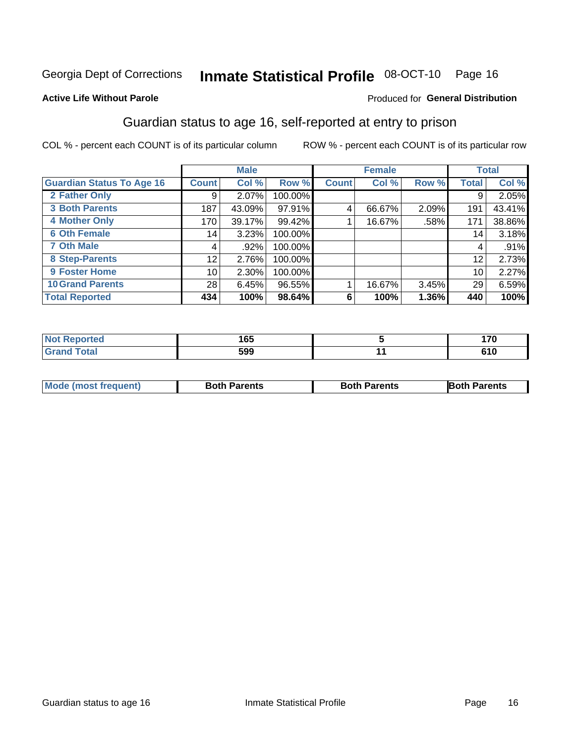Georgia Dept of Corrections **Inmate Statistical Profile** 08-OCT-10

**Active Life Without Parole**

Produced for **General Distribution**

## Guardian status to age 16, self-reported at entry to prison

COL % - percent each COUNT is of its particular column ROW % - percent each COUNT is of its particular row

| | Male | | | Female | | | Total | |
|---|---|---|---|---|---|---|---|---|
| **Guardian Status To Age 16** | **Count** | **Col %** | **Row %** | **Count** | **Col %** | **Row %** | **Total** | **Col %** |
| **2 Father Only** | 9 | 2.07% | 100.00% | | | | 9 | 2.05% |
| **3 Both Parents** | 187 | 43.09% | 97.91% | 4 | 66.67% | 2.09% | 191 | 43.41% |
| **4 Mother Only** | 170 | 39.17% | 99.42% | 1 | 16.67% | .58% | 171 | 38.86% |
| **6 Oth Female** | 14 | 3.23% | 100.00% | | | | 14 | 3.18% |
| **7 Oth Male** | 4 | .92% | 100.00% | | | | 4 | .91% |
| **8 Step-Parents** | 12 | 2.76% | 100.00% | | | | 12 | 2.73% |
| **9 Foster Home** | 10 | 2.30% | 100.00% | | | | 10 | 2.27% |
| **10 Grand Parents** | 28 | 6.45% | 96.55% | 1 | 16.67% | 3.45% | 29 | 6.59% |
| **Total Reported** | **434** | **100%** | **98.64%** | **6** | **100%** | **1.36%** | **440** | **100%** |

| | Male | Female | Total |
|---|---|---|---|
| **Not Reported** | **165** | **5** | **170** |
| **Grand Total** | **599** | **11** | **610** |

| | Male | Female | Total |
|---|---|---|---|
| **Mode (most frequent)** | **Both Parents** | **Both Parents** | **Both Parents** |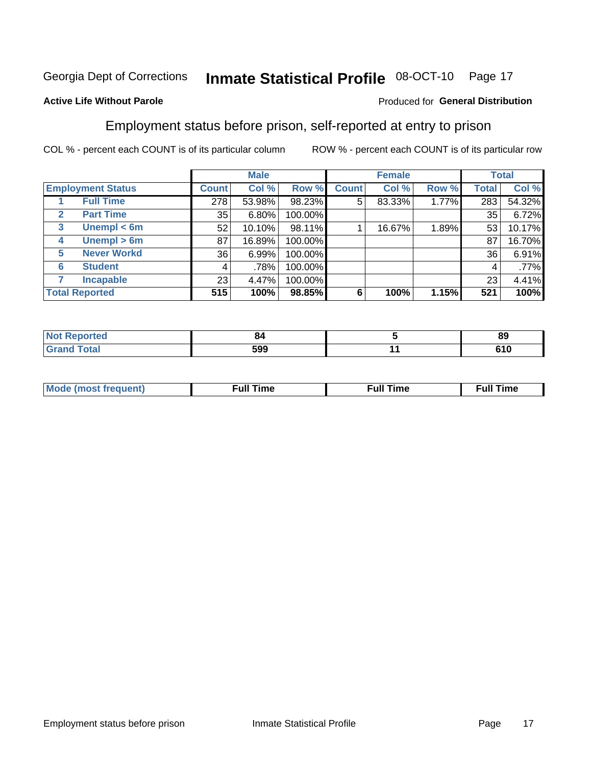Georgia Dept of Corrections **Inmate Statistical Profile** 08-OCT-10 Page 17

**Active Life Without Parole**

Produced for **General Distribution**

## Employment status before prison, self-reported at entry to prison

COL % - percent each COUNT is of its particular column ROW % - percent each COUNT is of its particular row

| | | Male | | | Female | | | Total | |
|---|---|---|---|---|---|---|---|---|---|
| **Employment Status** | | **Count** | **Col %** | **Row %** | **Count** | **Col %** | **Row %** | **Total** | **Col %** |
| 1 | **Full Time** | 278 | 53.98% | 98.23% | 5 | 83.33% | 1.77% | 283 | 54.32% |
| 2 | **Part Time** | 35 | 6.80% | 100.00% | | | | 35 | 6.72% |
| 3 | **Unempl < 6m** | 52 | 10.10% | 98.11% | 1 | 16.67% | 1.89% | 53 | 10.17% |
| 4 | **Unempl > 6m** | 87 | 16.89% | 100.00% | | | | 87 | 16.70% |
| 5 | **Never Workd** | 36 | 6.99% | 100.00% | | | | 36 | 6.91% |
| 6 | **Student** | 4 | .78% | 100.00% | | | | 4 | .77% |
| 7 | **Incapable** | 23 | 4.47% | 100.00% | | | | 23 | 4.41% |
| **Total Reported** | | **515** | **100%** | **98.85%** | **6** | **100%** | **1.15%** | **521** | **100%** |

| | Male | Female | Total |
|---|---|---|---|
| **Not Reported** | **84** | **5** | **89** |
| **Grand Total** | **599** | **11** | **610** |

| | Male | Female | Total |
|---|---|---|---|
| **Mode (most frequent)** | **Full Time** | **Full Time** | **Full Time** |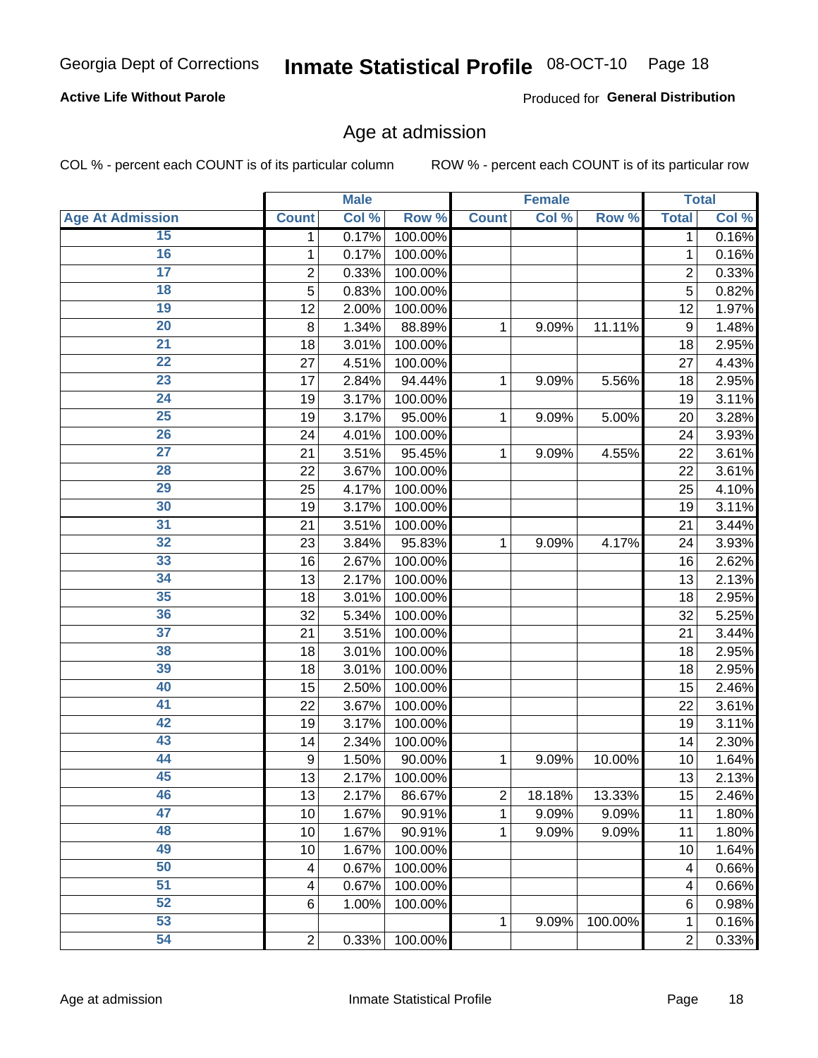Georgia Dept of Corrections

# Inmate Statistical Profile

08-OCT-10

**Active Life Without Parole**

Produced for **General Distribution**

## Age at admission

COL % - percent each COUNT is of its particular column

ROW % - percent each COUNT is of its particular row

| | Male | | | Female | | | Total | |
|---|---|---|---|---|---|---|---|---|
| Age At Admission | Count | Col % | Row % | Count | Col % | Row % | Total | Col % |
| 15 | 1 | 0.17% | 100.00% | | | | 1 | 0.16% |
| 16 | 1 | 0.17% | 100.00% | | | | 1 | 0.16% |
| 17 | 2 | 0.33% | 100.00% | | | | 2 | 0.33% |
| 18 | 5 | 0.83% | 100.00% | | | | 5 | 0.82% |
| 19 | 12 | 2.00% | 100.00% | | | | 12 | 1.97% |
| 20 | 8 | 1.34% | 88.89% | 1 | 9.09% | 11.11% | 9 | 1.48% |
| 21 | 18 | 3.01% | 100.00% | | | | 18 | 2.95% |
| 22 | 27 | 4.51% | 100.00% | | | | 27 | 4.43% |
| 23 | 17 | 2.84% | 94.44% | 1 | 9.09% | 5.56% | 18 | 2.95% |
| 24 | 19 | 3.17% | 100.00% | | | | 19 | 3.11% |
| 25 | 19 | 3.17% | 95.00% | 1 | 9.09% | 5.00% | 20 | 3.28% |
| 26 | 24 | 4.01% | 100.00% | | | | 24 | 3.93% |
| 27 | 21 | 3.51% | 95.45% | 1 | 9.09% | 4.55% | 22 | 3.61% |
| 28 | 22 | 3.67% | 100.00% | | | | 22 | 3.61% |
| 29 | 25 | 4.17% | 100.00% | | | | 25 | 4.10% |
| 30 | 19 | 3.17% | 100.00% | | | | 19 | 3.11% |
| 31 | 21 | 3.51% | 100.00% | | | | 21 | 3.44% |
| 32 | 23 | 3.84% | 95.83% | 1 | 9.09% | 4.17% | 24 | 3.93% |
| 33 | 16 | 2.67% | 100.00% | | | | 16 | 2.62% |
| 34 | 13 | 2.17% | 100.00% | | | | 13 | 2.13% |
| 35 | 18 | 3.01% | 100.00% | | | | 18 | 2.95% |
| 36 | 32 | 5.34% | 100.00% | | | | 32 | 5.25% |
| 37 | 21 | 3.51% | 100.00% | | | | 21 | 3.44% |
| 38 | 18 | 3.01% | 100.00% | | | | 18 | 2.95% |
| 39 | 18 | 3.01% | 100.00% | | | | 18 | 2.95% |
| 40 | 15 | 2.50% | 100.00% | | | | 15 | 2.46% |
| 41 | 22 | 3.67% | 100.00% | | | | 22 | 3.61% |
| 42 | 19 | 3.17% | 100.00% | | | | 19 | 3.11% |
| 43 | 14 | 2.34% | 100.00% | | | | 14 | 2.30% |
| 44 | 9 | 1.50% | 90.00% | 1 | 9.09% | 10.00% | 10 | 1.64% |
| 45 | 13 | 2.17% | 100.00% | | | | 13 | 2.13% |
| 46 | 13 | 2.17% | 86.67% | 2 | 18.18% | 13.33% | 15 | 2.46% |
| 47 | 10 | 1.67% | 90.91% | 1 | 9.09% | 9.09% | 11 | 1.80% |
| 48 | 10 | 1.67% | 90.91% | 1 | 9.09% | 9.09% | 11 | 1.80% |
| 49 | 10 | 1.67% | 100.00% | | | | 10 | 1.64% |
| 50 | 4 | 0.67% | 100.00% | | | | 4 | 0.66% |
| 51 | 4 | 0.67% | 100.00% | | | | 4 | 0.66% |
| 52 | 6 | 1.00% | 100.00% | | | | 6 | 0.98% |
| 53 | | | | 1 | 9.09% | 100.00% | 1 | 0.16% |
| 54 | 2 | 0.33% | 100.00% | | | | 2 | 0.33% |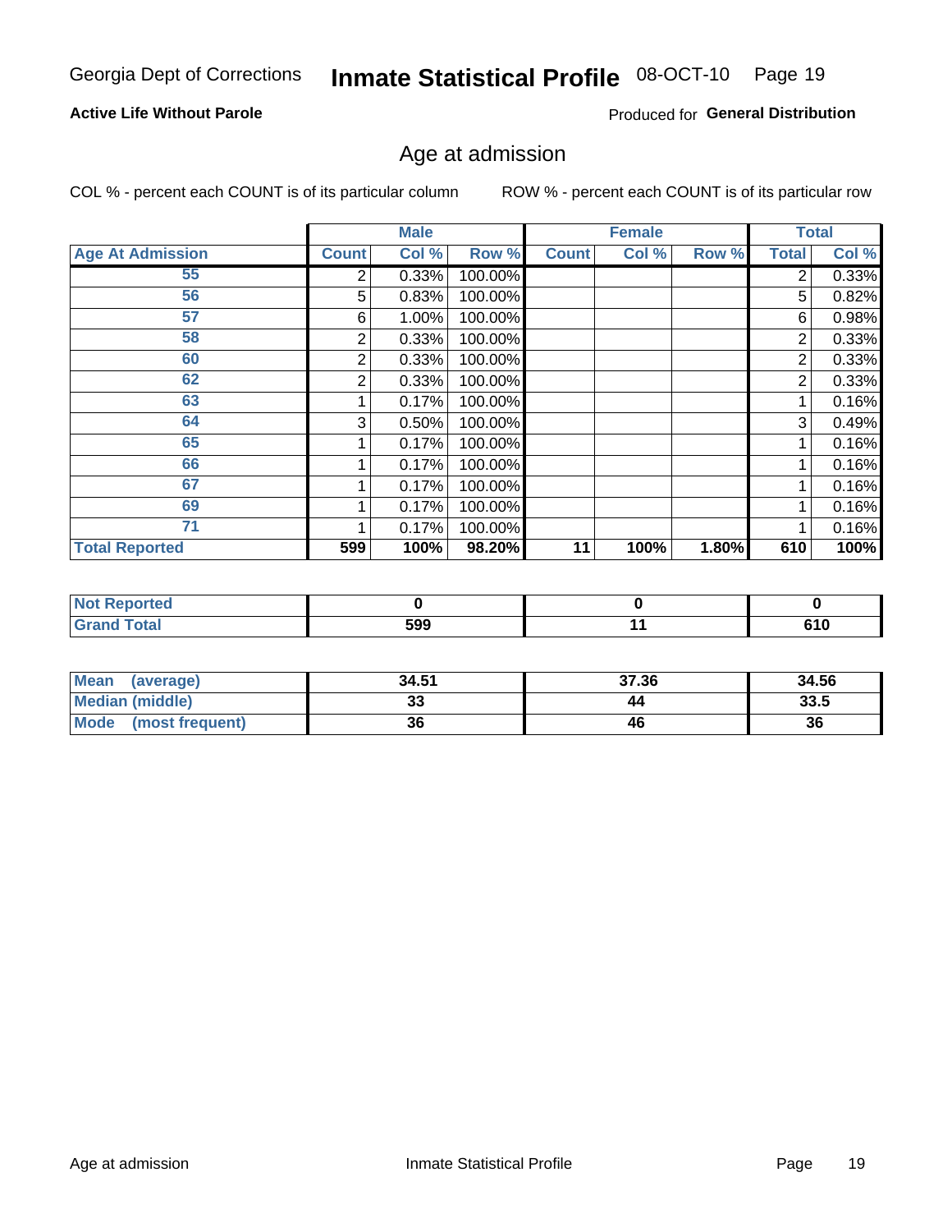Georgia Dept of Corrections **Inmate Statistical Profile** 08-OCT-10

**Active Life Without Parole**

Produced for **General Distribution**

## Age at admission

COL % - percent each COUNT is of its particular column

ROW % - percent each COUNT is of its particular row

| | Male | | | Female | | | Total | |
|---|---|---|---|---|---|---|---|---|
| **Age At Admission** | **Count** | **Col %** | **Row %** | **Count** | **Col %** | **Row %** | **Total** | **Col %** |
| 55 | 2 | 0.33% | 100.00% | | | | 2 | 0.33% |
| 56 | 5 | 0.83% | 100.00% | | | | 5 | 0.82% |
| 57 | 6 | 1.00% | 100.00% | | | | 6 | 0.98% |
| 58 | 2 | 0.33% | 100.00% | | | | 2 | 0.33% |
| 60 | 2 | 0.33% | 100.00% | | | | 2 | 0.33% |
| 62 | 2 | 0.33% | 100.00% | | | | 2 | 0.33% |
| 63 | 1 | 0.17% | 100.00% | | | | 1 | 0.16% |
| 64 | 3 | 0.50% | 100.00% | | | | 3 | 0.49% |
| 65 | 1 | 0.17% | 100.00% | | | | 1 | 0.16% |
| 66 | 1 | 0.17% | 100.00% | | | | 1 | 0.16% |
| 67 | 1 | 0.17% | 100.00% | | | | 1 | 0.16% |
| 69 | 1 | 0.17% | 100.00% | | | | 1 | 0.16% |
| 71 | 1 | 0.17% | 100.00% | | | | 1 | 0.16% |
| **Total Reported** | **599** | **100%** | **98.20%** | **11** | **100%** | **1.80%** | **610** | **100%** |

| | Male | Female | Total |
|---|---|---|---|
| **Not Reported** | **0** | **0** | **0** |
| **Grand Total** | **599** | **11** | **610** |

| | Male | Female | Total |
|---|---|---|---|
| **Mean (average)** | **34.51** | **37.36** | **34.56** |
| **Median (middle)** | **33** | **44** | **33.5** |
| **Mode (most frequent)** | **36** | **46** | **36** |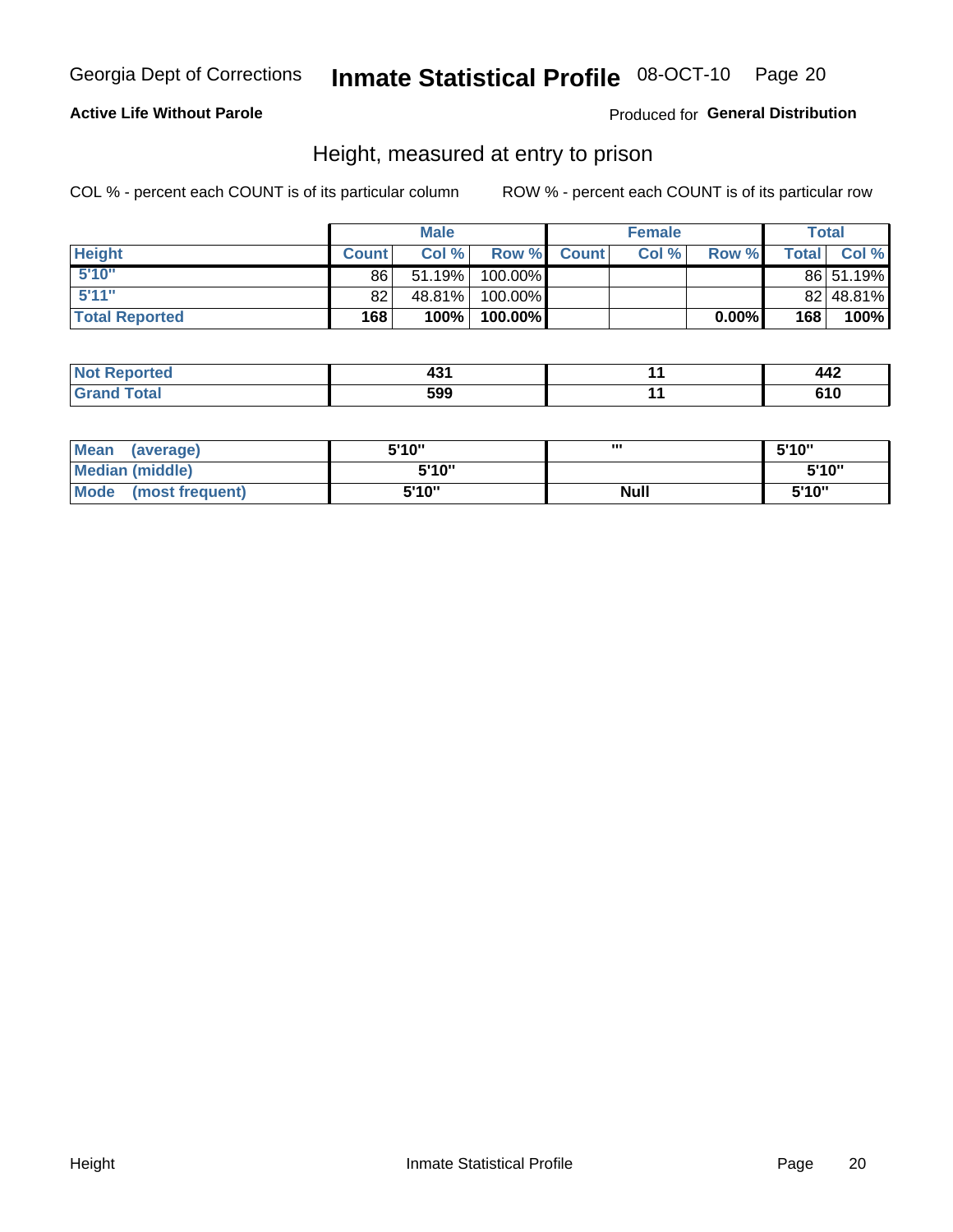Georgia Dept of Corrections **Inmate Statistical Profile** 08-OCT-10

**Active Life Without Parole**

Produced for **General Distribution**

## Height, measured at entry to prison

COL % - percent each COUNT is of its particular column

ROW % - percent each COUNT is of its particular row

| | Male | | | Female | | | Total | |
|---|---|---|---|---|---|---|---|---|
| **Height** | **Count** | **Col %** | **Row %** | **Count** | **Col %** | **Row %** | **Total** | **Col %** |
| 5'10" | 86 | 51.19% | 100.00% | | | | 86 | 51.19% |
| 5'11" | 82 | 48.81% | 100.00% | | | | 82 | 48.81% |
| **Total Reported** | **168** | **100%** | **100.00%** | | | **0.00%** | **168** | **100%** |

| | Male | Female | Total |
|---|---|---|---|
| **Not Reported** | **431** | **11** | **442** |
| **Grand Total** | **599** | **11** | **610** |

| | Male | Female | Total |
|---|---|---|---|
| **Mean (average)** | **5'10"** | **'''** | **5'10"** |
| **Median (middle)** | **5'10"** | | **5'10"** |
| **Mode (most frequent)** | **5'10"** | **Null** | **5'10"** |

Height Inmate Statistical Profile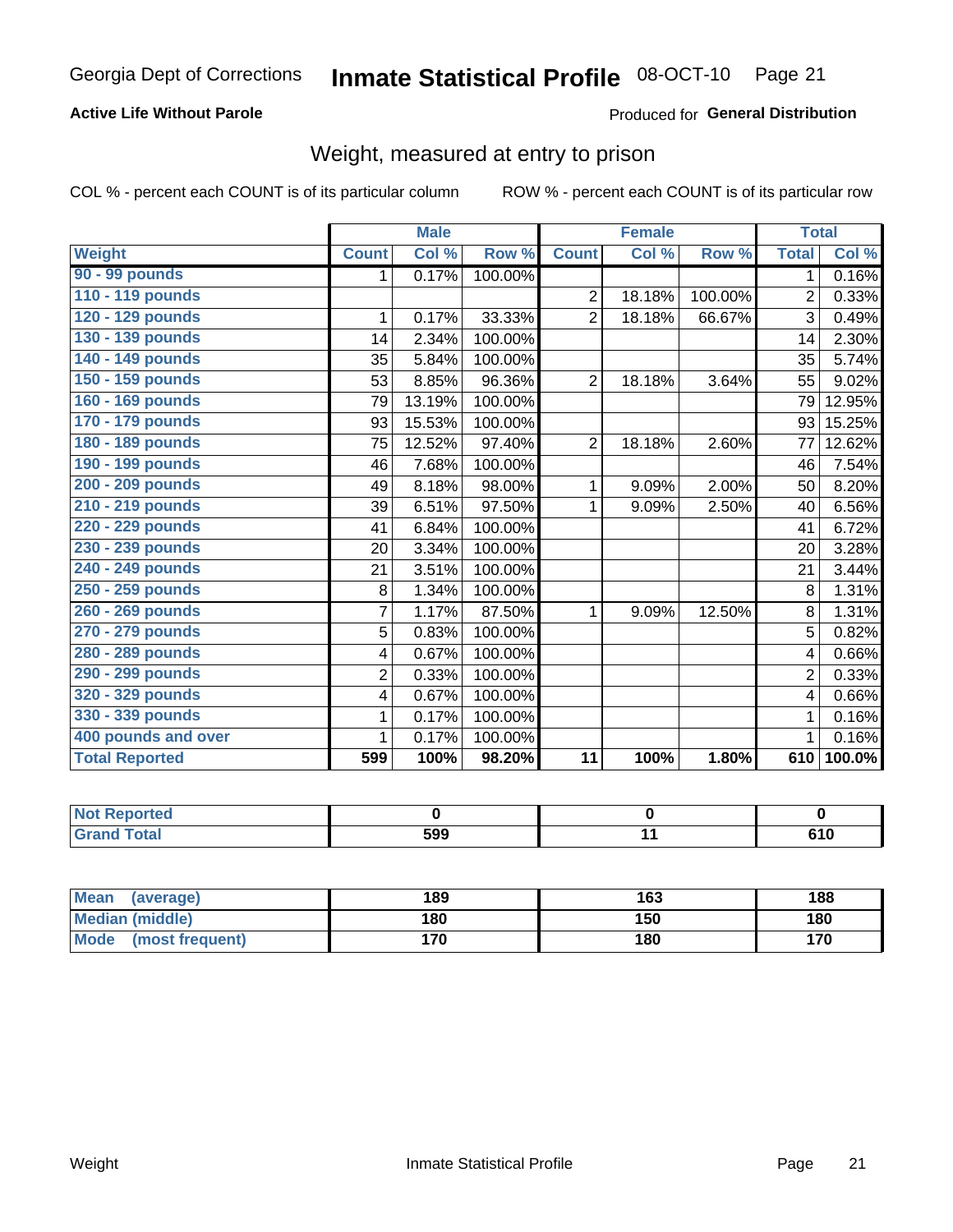Georgia Dept of Corrections **Inmate Statistical Profile** 08-OCT-10 Page 21

**Active Life Without Parole**

Produced for **General Distribution**

## Weight, measured at entry to prison

COL % - percent each COUNT is of its particular column

ROW % - percent each COUNT is of its particular row

| Weight | Male | | | Female | | | Total | |
|---|---|---|---|---|---|---|---|---|
| | Count | Col % | Row % | Count | Col % | Row % | Total | Col % |
| 90 - 99 pounds | 1 | 0.17% | 100.00% | | | | 1 | 0.16% |
| 110 - 119 pounds | | | | 2 | 18.18% | 100.00% | 2 | 0.33% |
| 120 - 129 pounds | 1 | 0.17% | 33.33% | 2 | 18.18% | 66.67% | 3 | 0.49% |
| 130 - 139 pounds | 14 | 2.34% | 100.00% | | | | 14 | 2.30% |
| 140 - 149 pounds | 35 | 5.84% | 100.00% | | | | 35 | 5.74% |
| 150 - 159 pounds | 53 | 8.85% | 96.36% | 2 | 18.18% | 3.64% | 55 | 9.02% |
| 160 - 169 pounds | 79 | 13.19% | 100.00% | | | | 79 | 12.95% |
| 170 - 179 pounds | 93 | 15.53% | 100.00% | | | | 93 | 15.25% |
| 180 - 189 pounds | 75 | 12.52% | 97.40% | 2 | 18.18% | 2.60% | 77 | 12.62% |
| 190 - 199 pounds | 46 | 7.68% | 100.00% | | | | 46 | 7.54% |
| 200 - 209 pounds | 49 | 8.18% | 98.00% | 1 | 9.09% | 2.00% | 50 | 8.20% |
| 210 - 219 pounds | 39 | 6.51% | 97.50% | 1 | 9.09% | 2.50% | 40 | 6.56% |
| 220 - 229 pounds | 41 | 6.84% | 100.00% | | | | 41 | 6.72% |
| 230 - 239 pounds | 20 | 3.34% | 100.00% | | | | 20 | 3.28% |
| 240 - 249 pounds | 21 | 3.51% | 100.00% | | | | 21 | 3.44% |
| 250 - 259 pounds | 8 | 1.34% | 100.00% | | | | 8 | 1.31% |
| 260 - 269 pounds | 7 | 1.17% | 87.50% | 1 | 9.09% | 12.50% | 8 | 1.31% |
| 270 - 279 pounds | 5 | 0.83% | 100.00% | | | | 5 | 0.82% |
| 280 - 289 pounds | 4 | 0.67% | 100.00% | | | | 4 | 0.66% |
| 290 - 299 pounds | 2 | 0.33% | 100.00% | | | | 2 | 0.33% |
| 320 - 329 pounds | 4 | 0.67% | 100.00% | | | | 4 | 0.66% |
| 330 - 339 pounds | 1 | 0.17% | 100.00% | | | | 1 | 0.16% |
| 400 pounds and over | 1 | 0.17% | 100.00% | | | | 1 | 0.16% |
| **Total Reported** | **599** | **100%** | **98.20%** | **11** | **100%** | **1.80%** | **610** | **100.0%** |

| | Male | Female | Total |
|---|---|---|---|
| Not Reported | 0 | 0 | 0 |
| Grand Total | 599 | 11 | 610 |

| | Male | Female | Total |
|---|---|---|---|
| Mean (average) | 189 | 163 | 188 |
| Median (middle) | 180 | 150 | 180 |
| Mode (most frequent) | 170 | 180 | 170 |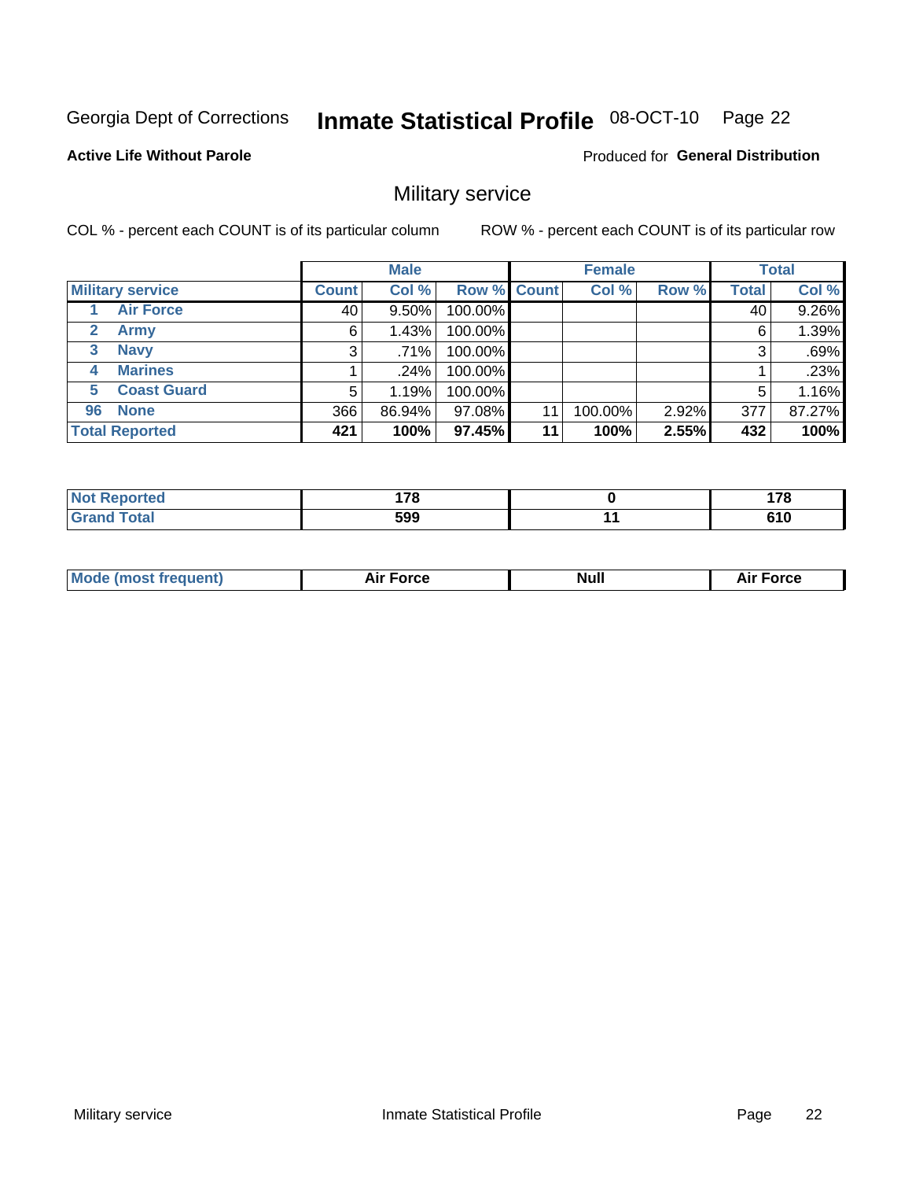Georgia Dept of Corrections **Inmate Statistical Profile** 08-OCT-10

**Active Life Without Parole**

Produced for **General Distribution**

## Military service

COL % - percent each COUNT is of its particular column ROW % - percent each COUNT is of its particular row

| | Male | | | Female | | | Total | |
|---|---|---|---|---|---|---|---|---|
| **Military service** | **Count** | **Col %** | **Row %** | **Count** | **Col %** | **Row %** | **Total** | **Col %** |
| 1 **Air Force** | 40 | 9.50% | 100.00% | | | | 40 | 9.26% |
| 2 **Army** | 6 | 1.43% | 100.00% | | | | 6 | 1.39% |
| 3 **Navy** | 3 | .71% | 100.00% | | | | 3 | .69% |
| 4 **Marines** | 1 | .24% | 100.00% | | | | 1 | .23% |
| 5 **Coast Guard** | 5 | 1.19% | 100.00% | | | | 5 | 1.16% |
| 96 **None** | 366 | 86.94% | 97.08% | 11 | 100.00% | 2.92% | 377 | 87.27% |
| **Total Reported** | **421** | **100%** | **97.45%** | **11** | **100%** | **2.55%** | **432** | **100%** |

| | Male | Female | Total |
|---|---|---|---|
| **Not Reported** | **178** | **0** | **178** |
| **Grand Total** | **599** | **11** | **610** |

| | Male | Female | Total |
|---|---|---|---|
| **Mode (most frequent)** | **Air Force** | **Null** | **Air Force** |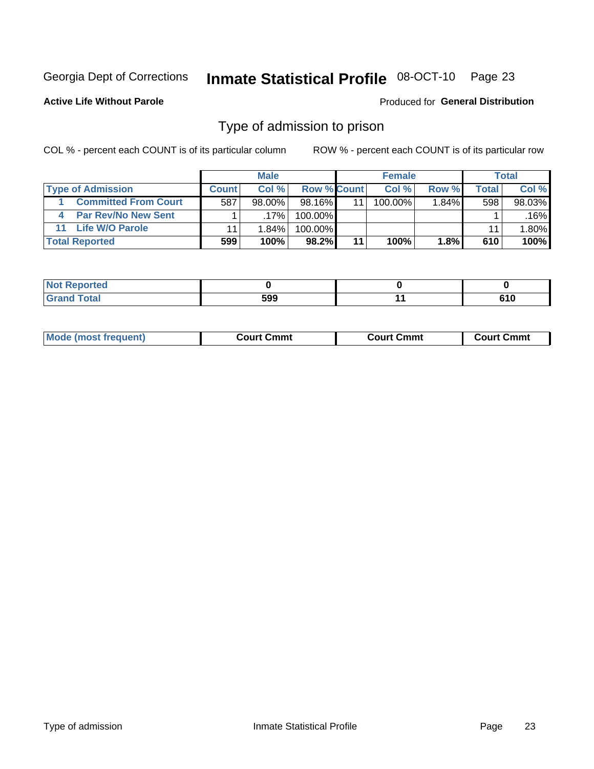Georgia Dept of Corrections **Inmate Statistical Profile** 08-OCT-10

**Active Life Without Parole**

Produced for **General Distribution**

## Type of admission to prison

COL % - percent each COUNT is of its particular column    ROW % - percent each COUNT is of its particular row

| | Male | | | Female | | | Total | |
|---|---|---|---|---|---|---|---|---|
| **Type of Admission** | **Count** | **Col %** | **Row %** | **Count** | **Col %** | **Row %** | **Total** | **Col %** |
| 1 **Committed From Court** | 587 | 98.00% | 98.16% | 11 | 100.00% | 1.84% | 598 | 98.03% |
| 4 **Par Rev/No New Sent** | 1 | .17% | 100.00% | | | | 1 | .16% |
| 11 **Life W/O Parole** | 11 | 1.84% | 100.00% | | | | 11 | 1.80% |
| **Total Reported** | **599** | **100%** | **98.2%** | **11** | **100%** | **1.8%** | **610** | **100%** |

| | Male | Female | Total |
|---|---|---|---|
| **Not Reported** | **0** | **0** | **0** |
| **Grand Total** | **599** | **11** | **610** |

| | Male | Female | Total |
|---|---|---|---|
| **Mode (most frequent)** | **Court Cmmt** | **Court Cmmt** | **Court Cmmt** |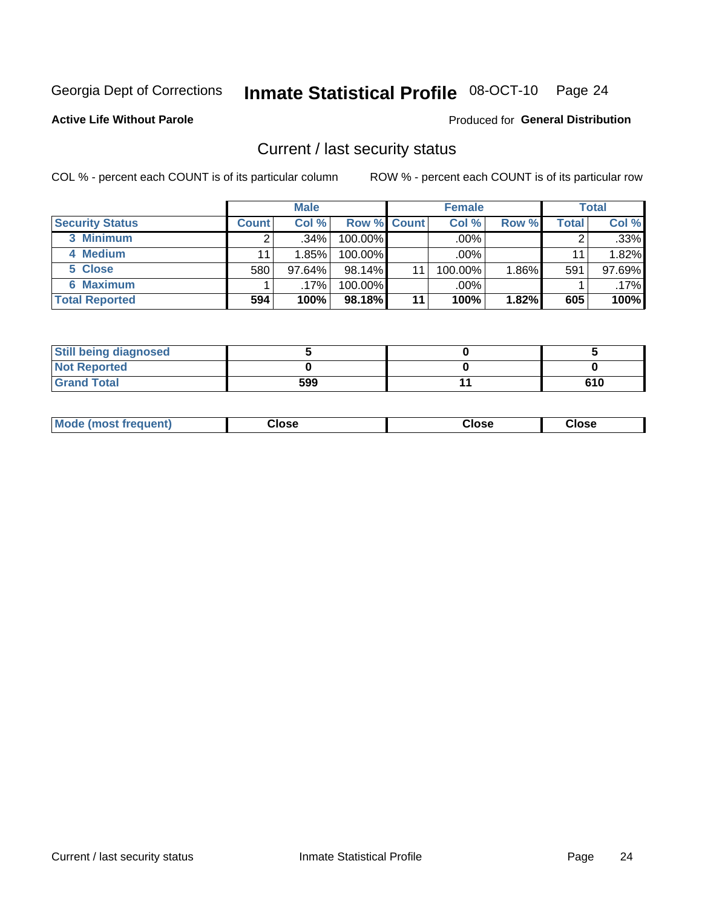Georgia Dept of Corrections **Inmate Statistical Profile** 08-OCT-10

**Active Life Without Parole**

Produced for **General Distribution**

## Current / last security status

COL % - percent each COUNT is of its particular column

ROW % - percent each COUNT is of its particular row

| | Male | | | Female | | | Total | |
|---|---|---|---|---|---|---|---|---|
| **Security Status** | **Count** | **Col %** | **Row %** | **Count** | **Col %** | **Row %** | **Total** | **Col %** |
| 3 Minimum | 2 | .34% | 100.00% | | .00% | | 2 | .33% |
| 4 Medium | 11 | 1.85% | 100.00% | | .00% | | 11 | 1.82% |
| 5 Close | 580 | 97.64% | 98.14% | 11 | 100.00% | 1.86% | 591 | 97.69% |
| 6 Maximum | 1 | .17% | 100.00% | | .00% | | 1 | .17% |
| **Total Reported** | **594** | **100%** | **98.18%** | **11** | **100%** | **1.82%** | **605** | **100%** |

| | Male | Female | Total |
|---|---|---|---|
| Still being diagnosed | 5 | 0 | 5 |
| Not Reported | 0 | 0 | 0 |
| Grand Total | 599 | 11 | 610 |

| | Male | Female | Total |
|---|---|---|---|
| Mode (most frequent) | Close | Close | Close |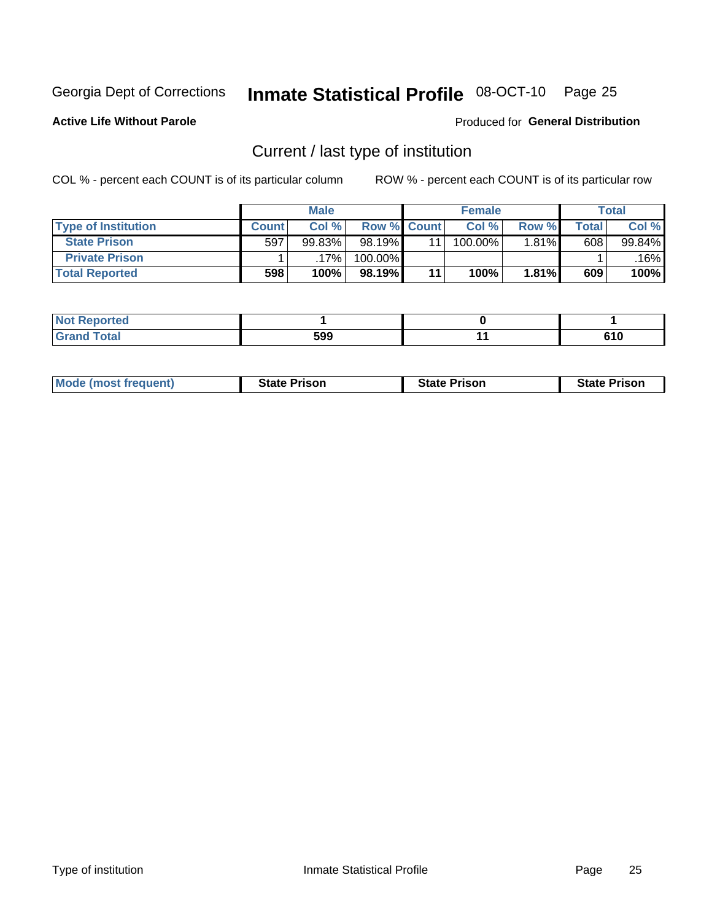Georgia Dept of Corrections **Inmate Statistical Profile** 08-OCT-10

**Active Life Without Parole**

Produced for **General Distribution**

## Current / last type of institution

COL % - percent each COUNT is of its particular column

ROW % - percent each COUNT is of its particular row

| | Male | | | Female | | | Total | |
|---|---|---|---|---|---|---|---|---|
| **Type of Institution** | **Count** | **Col %** | **Row %** | **Count** | **Col %** | **Row %** | **Total** | **Col %** |
| **State Prison** | 597 | 99.83% | 98.19% | 11 | 100.00% | 1.81% | 608 | 99.84% |
| **Private Prison** | 1 | .17% | 100.00% | | | | 1 | .16% |
| **Total Reported** | **598** | **100%** | **98.19%** | **11** | **100%** | **1.81%** | **609** | **100%** |

| | Male | Female | Total |
|---|---|---|---|
| **Not Reported** | **1** | **0** | **1** |
| **Grand Total** | **599** | **11** | **610** |

| | Male | Female | Total |
|---|---|---|---|
| **Mode (most frequent)** | **State Prison** | **State Prison** | **State Prison** |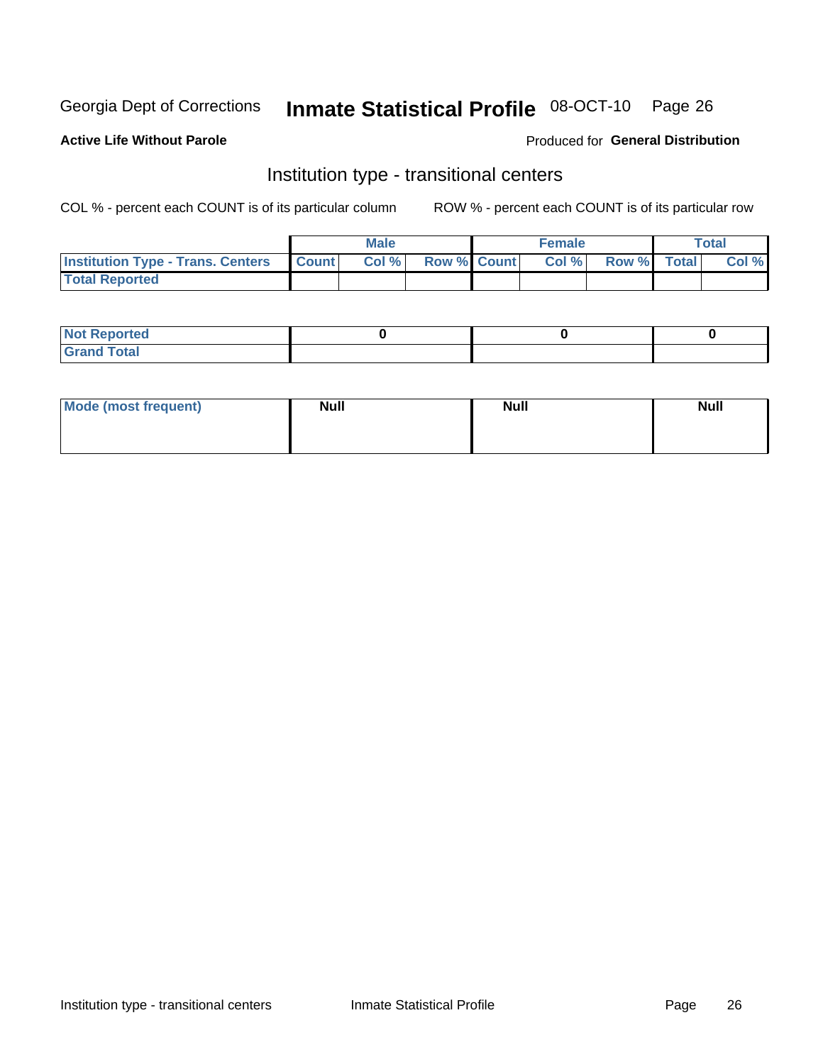Georgia Dept of Corrections **Inmate Statistical Profile** 08-OCT-10

**Active Life Without Parole**

Produced for **General Distribution**

## Institution type - transitional centers

COL % - percent each COUNT is of its particular column

ROW % - percent each COUNT is of its particular row

| | Male | | | Female | | | Total | |
|---|---|---|---|---|---|---|---|---|
| **Institution Type - Trans. Centers** | **Count** | **Col %** | **Row %** | **Count** | **Col %** | **Row %** | **Total** | **Col %** |
| **Total Reported** | | | | | | | | |
| **Not Reported** | 0 | | | 0 | | | 0 | |
| **Grand Total** | | | | | | | | |

| | Male | Female | Total |
|---|---|---|---|
| **Mode (most frequent)** | Null | Null | Null |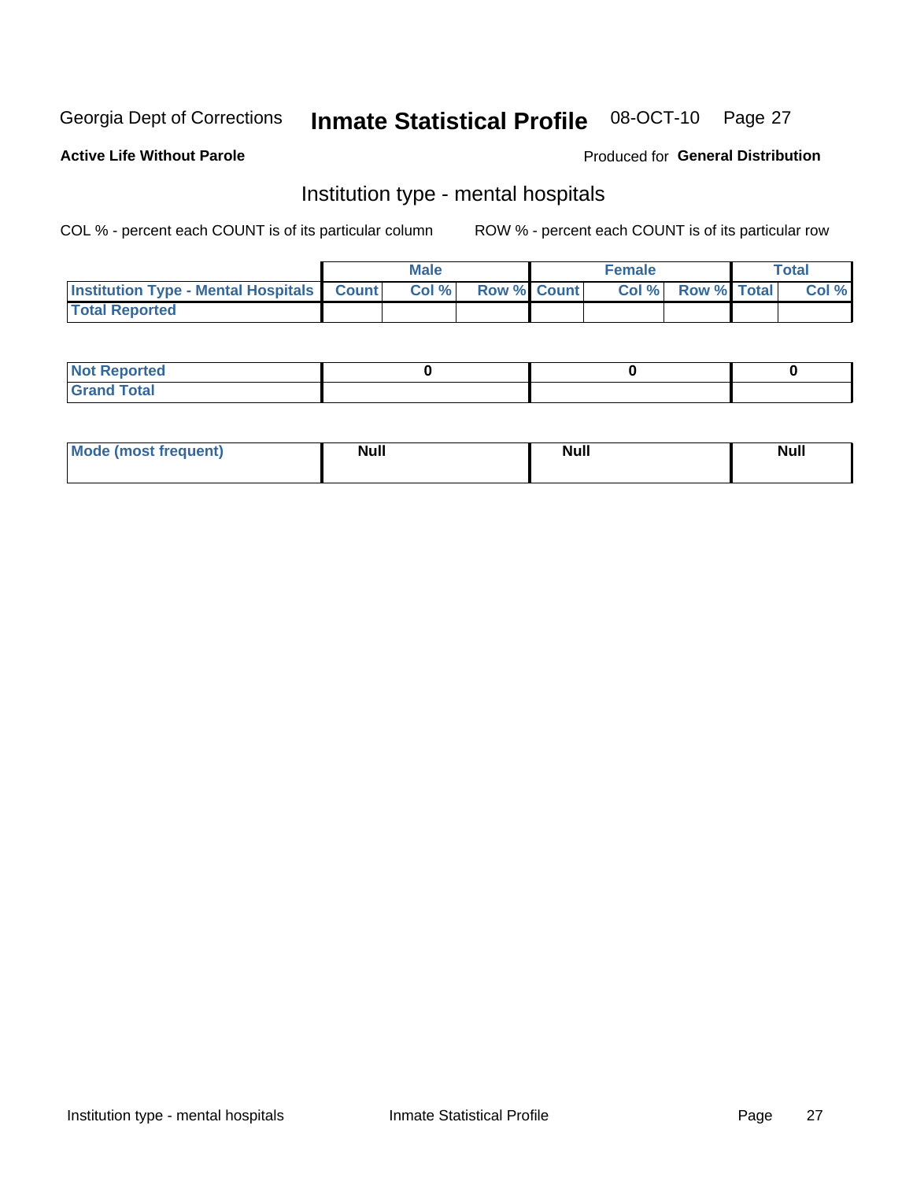Georgia Dept of Corrections **Inmate Statistical Profile** 08-OCT-10 Page 27

**Active Life Without Parole**

Produced for **General Distribution**

## Institution type - mental hospitals

COL % - percent each COUNT is of its particular column

ROW % - percent each COUNT is of its particular row

| | Male | | | Female | | | Total | |
|---|---|---|---|---|---|---|---|---|
| **Institution Type - Mental Hospitals** | **Count** | **Col %** | **Row %** | **Count** | **Col %** | **Row %** | **Total** | **Col %** |
| **Total Reported** | | | | | | | | |

| | Male | Female | Total |
|---|---|---|---|
| **Not Reported** | 0 | 0 | 0 |
| **Grand Total** | | | |

| | Male | Female | Total |
|---|---|---|---|
| **Mode (most frequent)** | Null | Null | Null |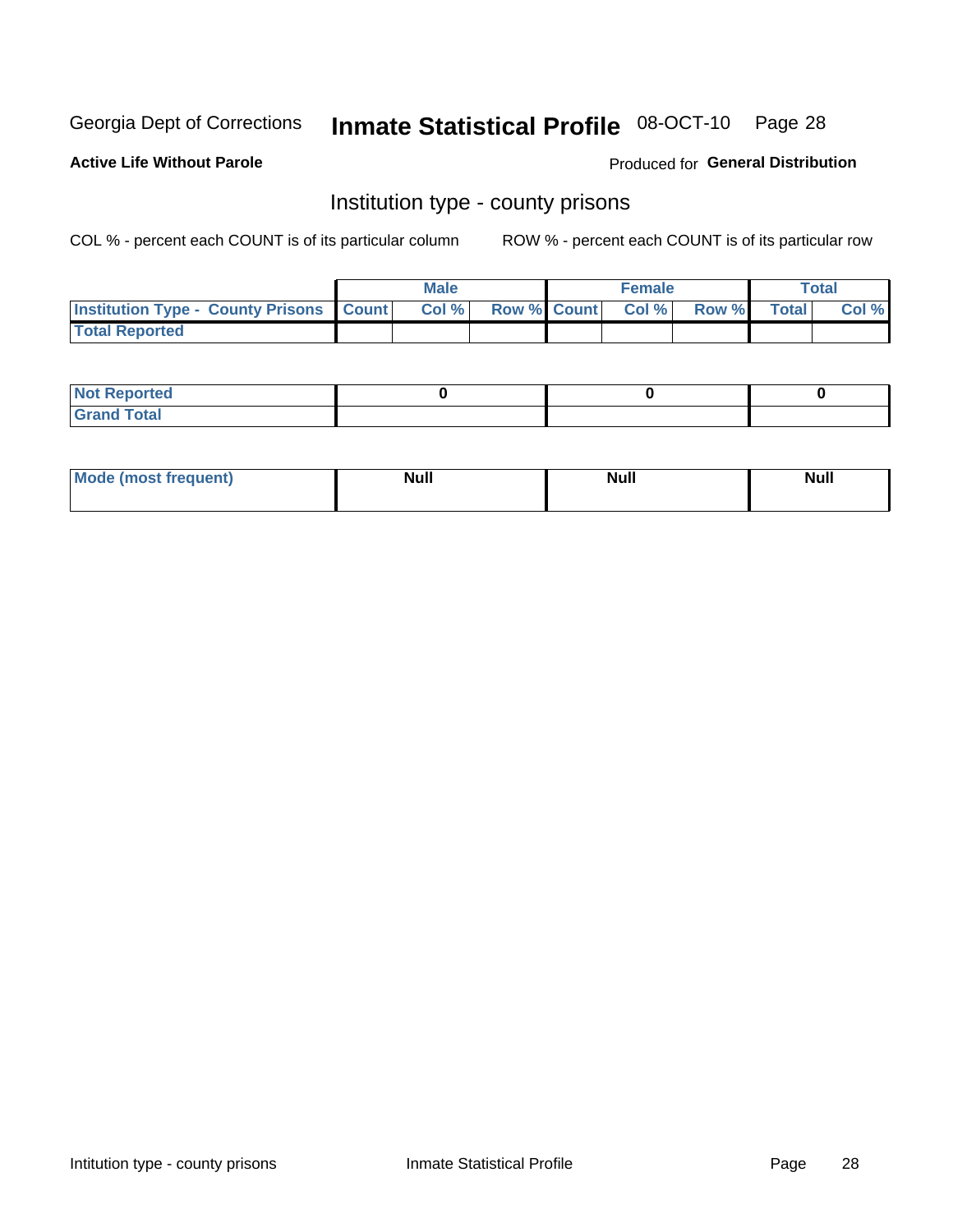Georgia Dept of Corrections **Inmate Statistical Profile** 08-OCT-10

**Active Life Without Parole**

Produced for **General Distribution**

## Institution type - county prisons

COL % - percent each COUNT is of its particular column

ROW % - percent each COUNT is of its particular row

| | Male | | | Female | | | Total | |
|---|---|---|---|---|---|---|---|---|
| **Institution Type - County Prisons** | **Count** | **Col %** | **Row %** | **Count** | **Col %** | **Row %** | **Total** | **Col %** |
| **Total Reported** | | | | | | | | |

| | Male | Female | Total |
|---|---|---|---|
| **Not Reported** | **0** | **0** | **0** |
| **Grand Total** | | | |

| | Male | Female | Total |
|---|---|---|---|
| **Mode (most frequent)** | **Null** | **Null** | **Null** |

Intitution type - county prisons

Inmate Statistical Profile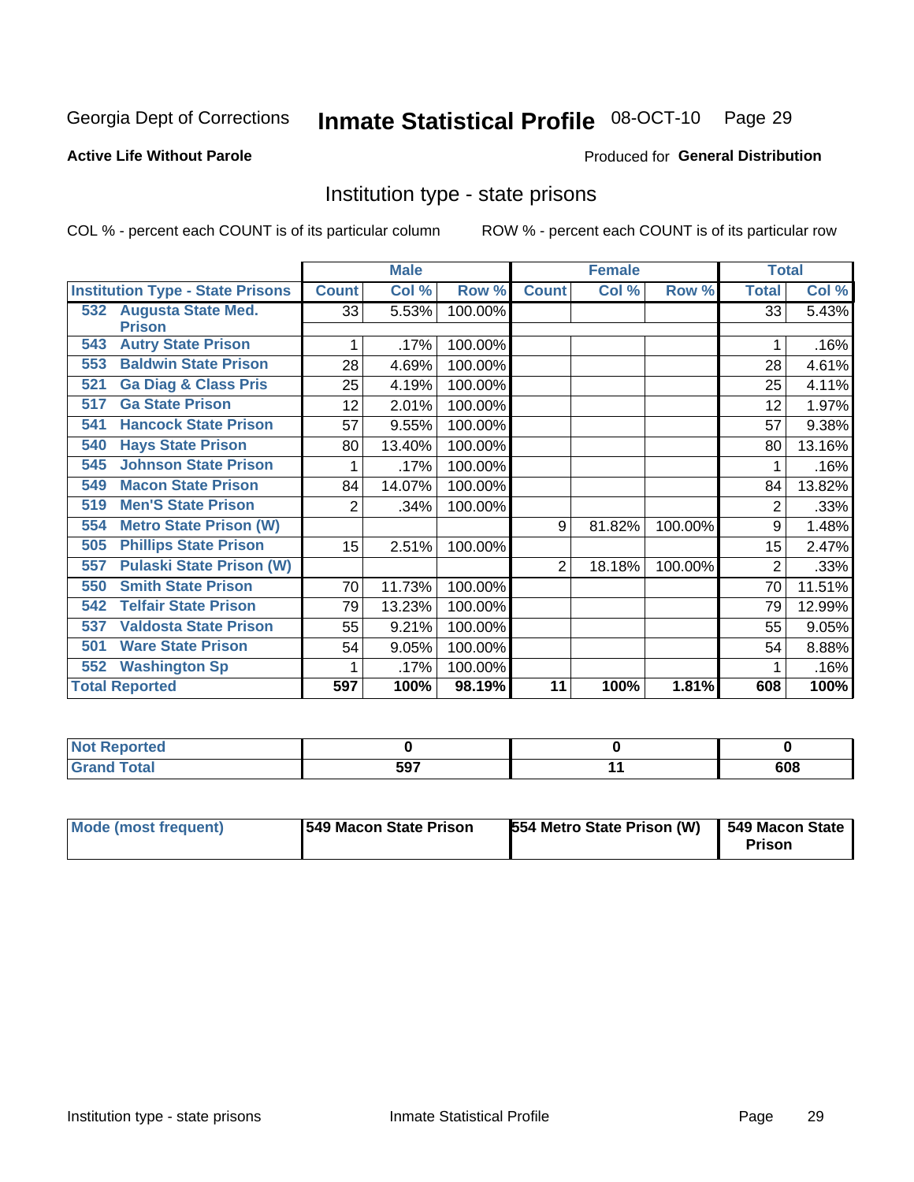Georgia Dept of Corrections **Inmate Statistical Profile** 08-OCT-10

**Active Life Without Parole**

Produced for **General Distribution**

## Institution type - state prisons

COL % - percent each COUNT is of its particular column

ROW % - percent each COUNT is of its particular row

| Institution Type - State Prisons | Male | | | Female | | | Total | |
|---|---|---|---|---|---|---|---|---|
| | Count | Col % | Row % | Count | Col % | Row % | Total | Col % |
| 532 Augusta State Med. Prison | 33 | 5.53% | 100.00% | | | | 33 | 5.43% |
| 543 Autry State Prison | 1 | .17% | 100.00% | | | | 1 | .16% |
| 553 Baldwin State Prison | 28 | 4.69% | 100.00% | | | | 28 | 4.61% |
| 521 Ga Diag & Class Pris | 25 | 4.19% | 100.00% | | | | 25 | 4.11% |
| 517 Ga State Prison | 12 | 2.01% | 100.00% | | | | 12 | 1.97% |
| 541 Hancock State Prison | 57 | 9.55% | 100.00% | | | | 57 | 9.38% |
| 540 Hays State Prison | 80 | 13.40% | 100.00% | | | | 80 | 13.16% |
| 545 Johnson State Prison | 1 | .17% | 100.00% | | | | 1 | .16% |
| 549 Macon State Prison | 84 | 14.07% | 100.00% | | | | 84 | 13.82% |
| 519 Men'S State Prison | 2 | .34% | 100.00% | | | | 2 | .33% |
| 554 Metro State Prison (W) | | | | 9 | 81.82% | 100.00% | 9 | 1.48% |
| 505 Phillips State Prison | 15 | 2.51% | 100.00% | | | | 15 | 2.47% |
| 557 Pulaski State Prison (W) | | | | 2 | 18.18% | 100.00% | 2 | .33% |
| 550 Smith State Prison | 70 | 11.73% | 100.00% | | | | 70 | 11.51% |
| 542 Telfair State Prison | 79 | 13.23% | 100.00% | | | | 79 | 12.99% |
| 537 Valdosta State Prison | 55 | 9.21% | 100.00% | | | | 55 | 9.05% |
| 501 Ware State Prison | 54 | 9.05% | 100.00% | | | | 54 | 8.88% |
| 552 Washington Sp | 1 | .17% | 100.00% | | | | 1 | .16% |
| **Total Reported** | **597** | **100%** | **98.19%** | **11** | **100%** | **1.81%** | **608** | **100%** |

| | Male | Female | Total |
|---|---|---|---|
| Not Reported | 0 | 0 | 0 |
| Grand Total | 597 | 11 | 608 |

| | Male | Female | Total |
|---|---|---|---|
| Mode (most frequent) | 549 Macon State Prison | 554 Metro State Prison (W) | 549 Macon State Prison |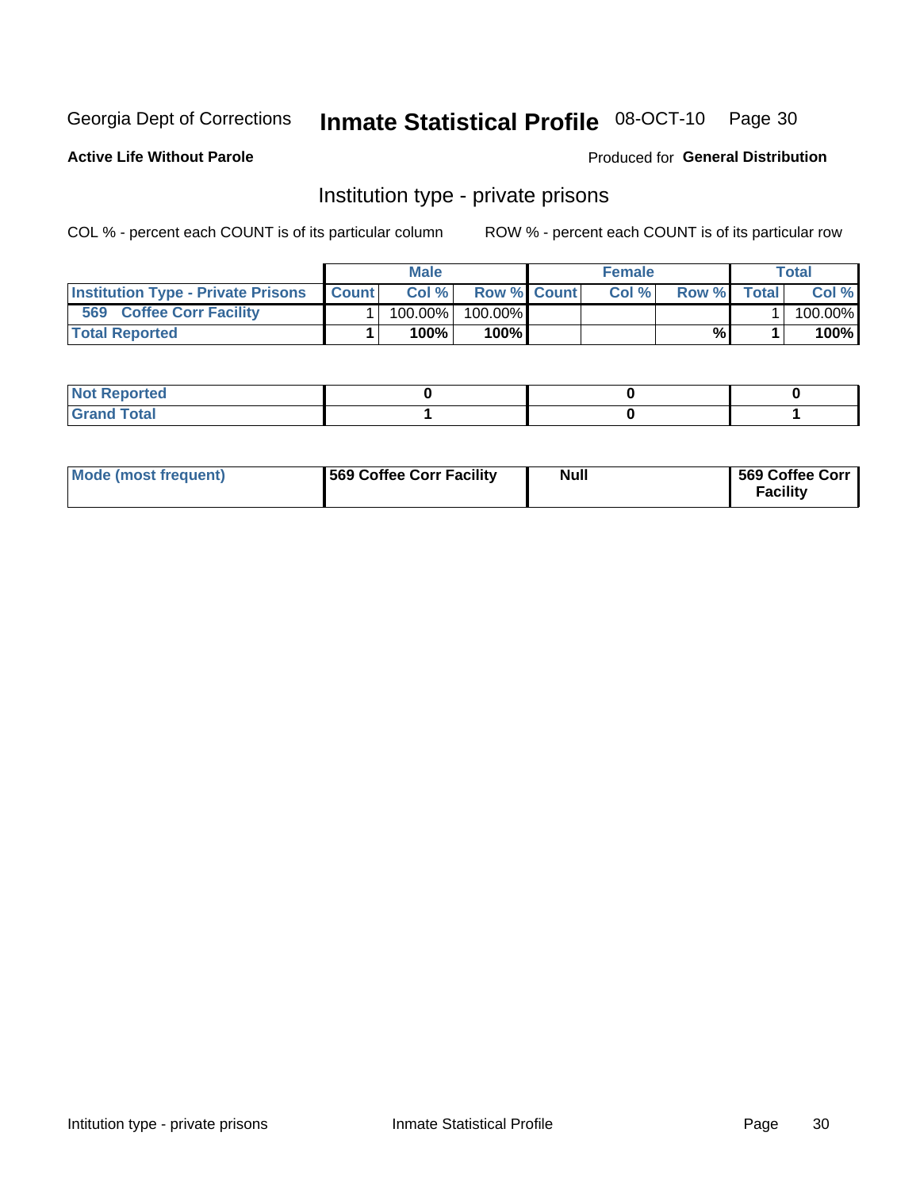Georgia Dept of Corrections **Inmate Statistical Profile** 08-OCT-10 Page 30

**Active Life Without Parole**

Produced for **General Distribution**

## Institution type - private prisons

COL % - percent each COUNT is of its particular column

ROW % - percent each COUNT is of its particular row

| | Male | | | Female | | | Total | |
|---|---|---|---|---|---|---|---|---|
| **Institution Type - Private Prisons** | **Count** | **Col %** | **Row %** | **Count** | **Col %** | **Row %** | **Total** | **Col %** |
| **569 Coffee Corr Facility** | 1 | 100.00% | 100.00% | | | | 1 | 100.00% |
| **Total Reported** | **1** | **100%** | **100%** | | | **%** | **1** | **100%** |

| | Male | Female | Total |
|---|---|---|---|
| **Not Reported** | **0** | **0** | **0** |
| **Grand Total** | **1** | **0** | **1** |

| | Male | Female | Total |
|---|---|---|---|
| **Mode (most frequent)** | **569 Coffee Corr Facility** | **Null** | **569 Coffee Corr Facility** |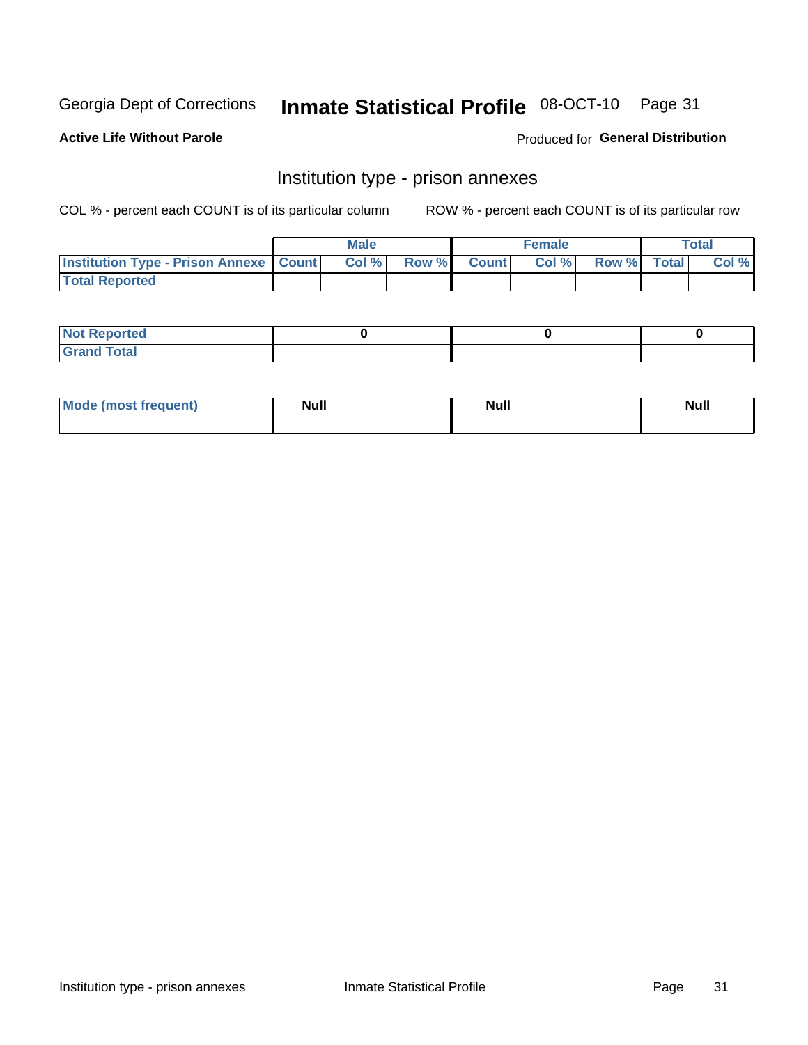Georgia Dept of Corrections **Inmate Statistical Profile** 08-OCT-10

**Active Life Without Parole**

Produced for **General Distribution**

## Institution type - prison annexes

COL % - percent each COUNT is of its particular column    ROW % - percent each COUNT is of its particular row

| | Male | | | Female | | | Total | |
|---|---|---|---|---|---|---|---|---|
| **Institution Type - Prison Annexe** | **Count** | **Col %** | **Row %** | **Count** | **Col %** | **Row %** | **Total** | **Col %** |
| **Total Reported** | | | | | | | | |
| **Not Reported** | 0 | | | 0 | | | 0 | |
| **Grand Total** | | | | | | | | |

| | Male | Female | Total |
|---|---|---|---|
| **Mode (most frequent)** | **Null** | **Null** | **Null** |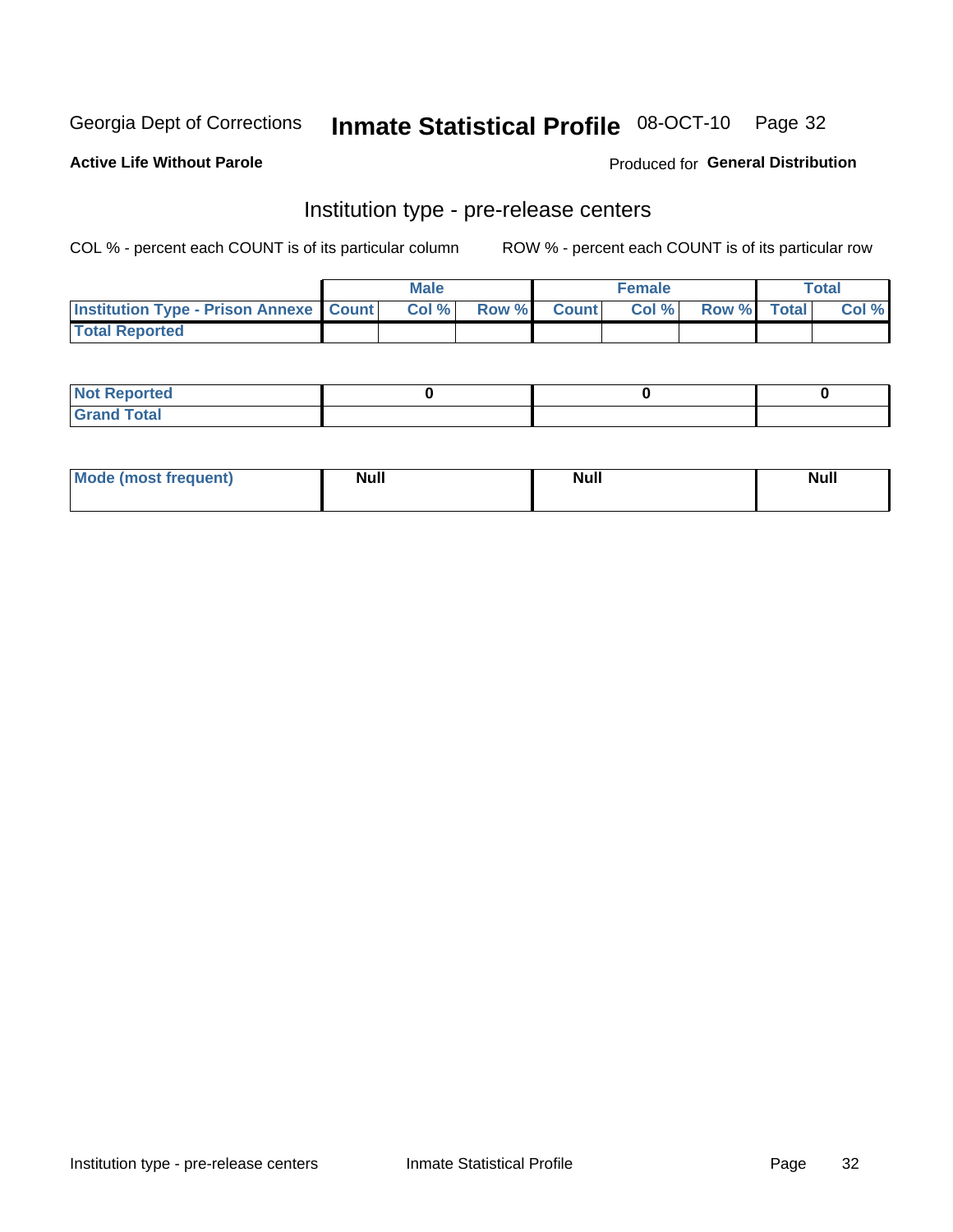Georgia Dept of Corrections **Inmate Statistical Profile** 08-OCT-10

**Active Life Without Parole**

Produced for **General Distribution**

## Institution type - pre-release centers

COL % - percent each COUNT is of its particular column

ROW % - percent each COUNT is of its particular row

| | Male | | | Female | | | Total | |
|---|---|---|---|---|---|---|---|---|
| Institution Type - Prison Annexe | Count | Col % | Row % | Count | Col % | Row % | Total | Col % |
| Total Reported | | | | | | | | |

| | Male | Female | Total |
|---|---|---|---|
| Not Reported | 0 | 0 | 0 |
| Grand Total | | | |

| | Male | Female | Total |
|---|---|---|---|
| Mode (most frequent) | Null | Null | Null |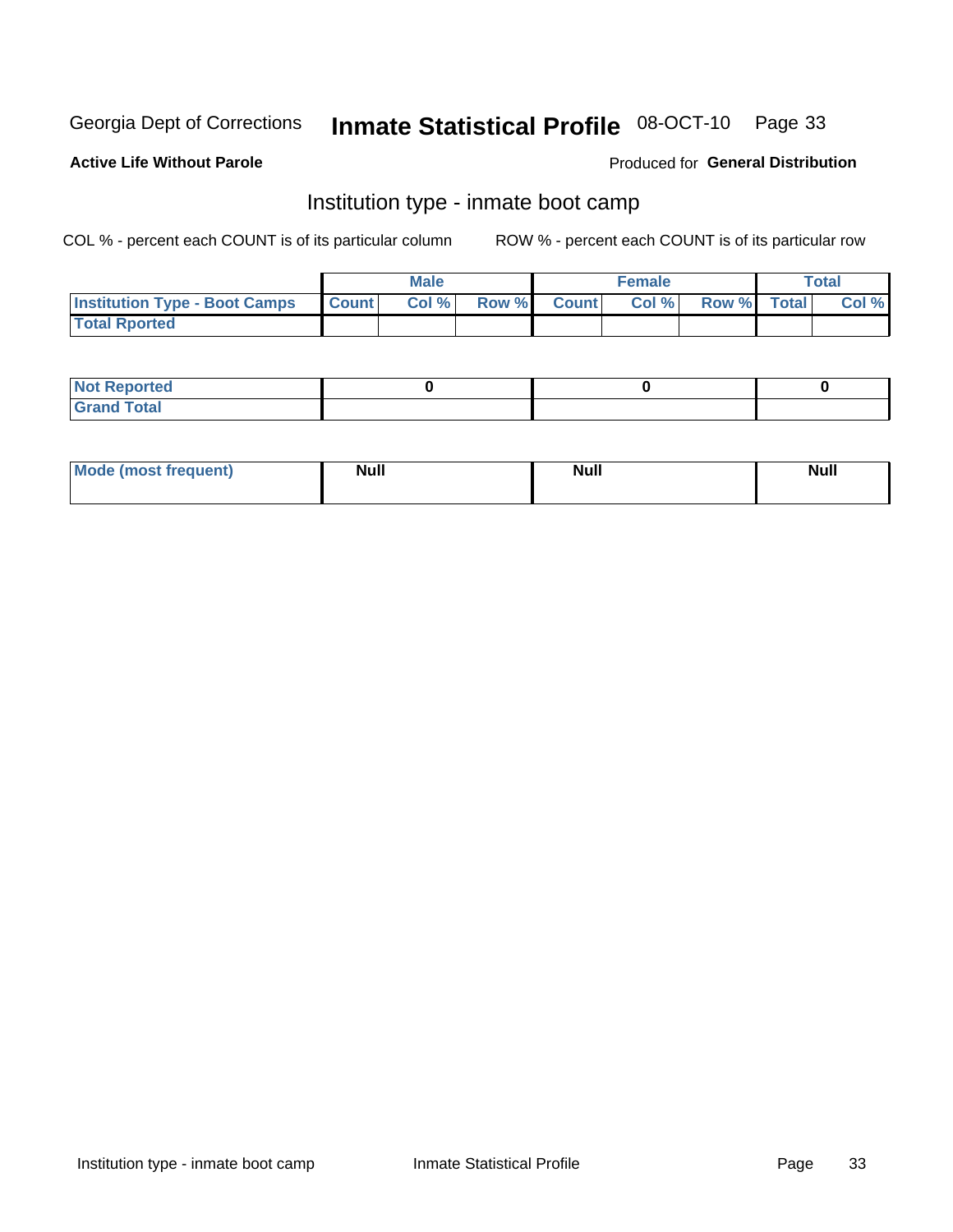Georgia Dept of Corrections **Inmate Statistical Profile** 08-OCT-10

**Active Life Without Parole**

Produced for **General Distribution**

## Institution type - inmate boot camp

COL % - percent each COUNT is of its particular column

ROW % - percent each COUNT is of its particular row

| | Male | | | Female | | | Total | |
|---|---|---|---|---|---|---|---|---|
| **Institution Type - Boot Camps** | **Count** | **Col %** | **Row %** | **Count** | **Col %** | **Row %** | **Total** | **Col %** |
| **Total Rported** | | | | | | | | |

| | Male | Female | Total |
|---|---|---|---|
| **Not Reported** | 0 | 0 | 0 |
| **Grand Total** | | | |

| | Male | Female | Total |
|---|---|---|---|
| **Mode (most frequent)** | Null | Null | Null |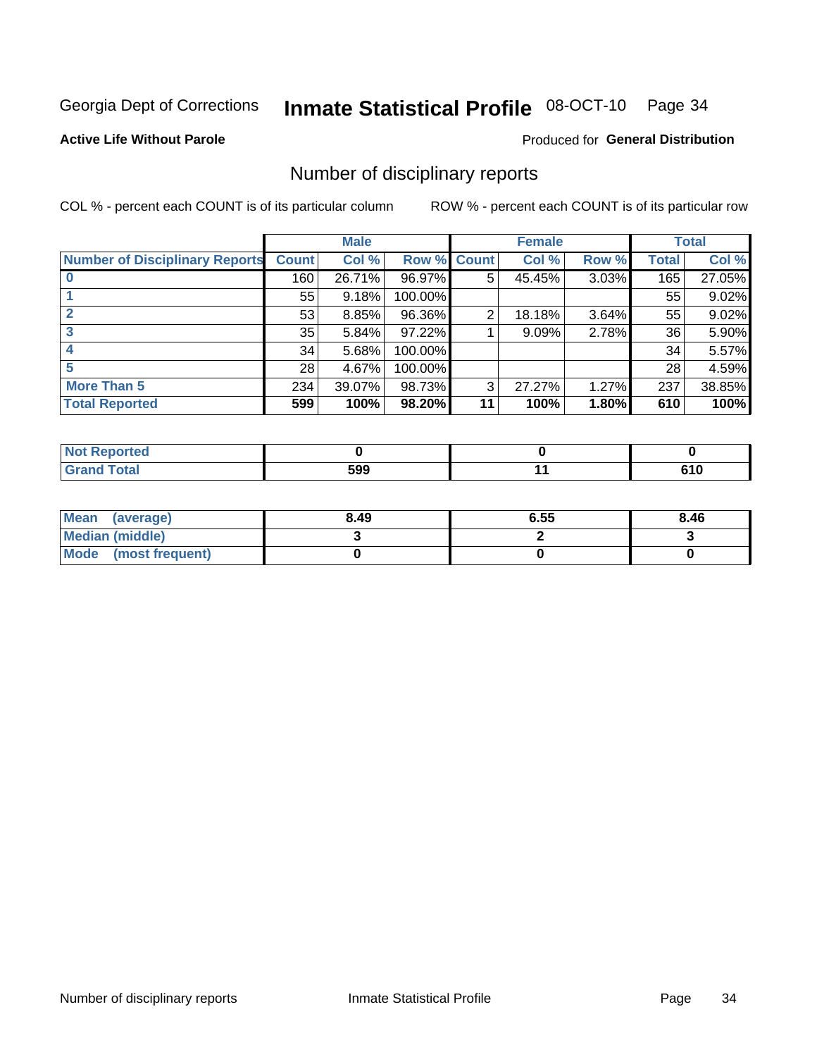Georgia Dept of Corrections **Inmate Statistical Profile** 08-OCT-10 Page 34

**Active Life Without Parole**

Produced for **General Distribution**

## Number of disciplinary reports

COL % - percent each COUNT is of its particular column

ROW % - percent each COUNT is of its particular row

| | Male | | | Female | | | Total | |
|---|---|---|---|---|---|---|---|---|
| **Number of Disciplinary Reports** | **Count** | **Col %** | **Row %** | **Count** | **Col %** | **Row %** | **Total** | **Col %** |
| **0** | 160 | 26.71% | 96.97% | 5 | 45.45% | 3.03% | 165 | 27.05% |
| **1** | 55 | 9.18% | 100.00% | | | | 55 | 9.02% |
| **2** | 53 | 8.85% | 96.36% | 2 | 18.18% | 3.64% | 55 | 9.02% |
| **3** | 35 | 5.84% | 97.22% | 1 | 9.09% | 2.78% | 36 | 5.90% |
| **4** | 34 | 5.68% | 100.00% | | | | 34 | 5.57% |
| **5** | 28 | 4.67% | 100.00% | | | | 28 | 4.59% |
| **More Than 5** | 234 | 39.07% | 98.73% | 3 | 27.27% | 1.27% | 237 | 38.85% |
| **Total Reported** | **599** | **100%** | **98.20%** | **11** | **100%** | **1.80%** | **610** | **100%** |

| | Male | Female | Total |
|---|---|---|---|
| **Not Reported** | **0** | **0** | **0** |
| **Grand Total** | **599** | **11** | **610** |

| | Male | Female | Total |
|---|---|---|---|
| **Mean (average)** | **8.49** | **6.55** | **8.46** |
| **Median (middle)** | **3** | **2** | **3** |
| **Mode (most frequent)** | **0** | **0** | **0** |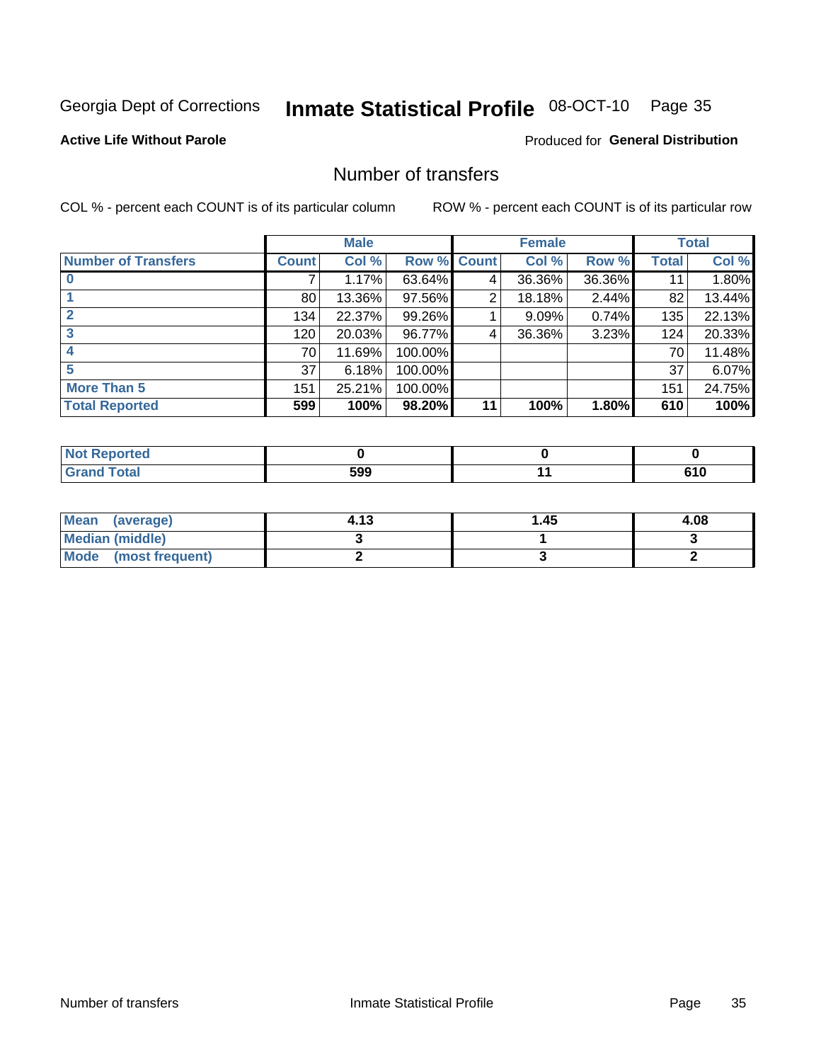Georgia Dept of Corrections **Inmate Statistical Profile** 08-OCT-10

**Active Life Without Parole**

Produced for **General Distribution**

## Number of transfers

COL % - percent each COUNT is of its particular column

ROW % - percent each COUNT is of its particular row

| | Male | | | Female | | | Total | |
|---|---|---|---|---|---|---|---|---|
| **Number of Transfers** | **Count** | **Col %** | **Row %** | **Count** | **Col %** | **Row %** | **Total** | **Col %** |
| **0** | 7 | 1.17% | 63.64% | 4 | 36.36% | 36.36% | 11 | 1.80% |
| **1** | 80 | 13.36% | 97.56% | 2 | 18.18% | 2.44% | 82 | 13.44% |
| **2** | 134 | 22.37% | 99.26% | 1 | 9.09% | 0.74% | 135 | 22.13% |
| **3** | 120 | 20.03% | 96.77% | 4 | 36.36% | 3.23% | 124 | 20.33% |
| **4** | 70 | 11.69% | 100.00% | | | | 70 | 11.48% |
| **5** | 37 | 6.18% | 100.00% | | | | 37 | 6.07% |
| **More Than 5** | 151 | 25.21% | 100.00% | | | | 151 | 24.75% |
| **Total Reported** | **599** | **100%** | **98.20%** | **11** | **100%** | **1.80%** | **610** | **100%** |

| | Male | Female | Total |
|---|---|---|---|
| **Not Reported** | **0** | **0** | **0** |
| **Grand Total** | **599** | **11** | **610** |

| | Male | Female | Total |
|---|---|---|---|
| **Mean (average)** | **4.13** | **1.45** | **4.08** |
| **Median (middle)** | **3** | **1** | **3** |
| **Mode (most frequent)** | **2** | **3** | **2** |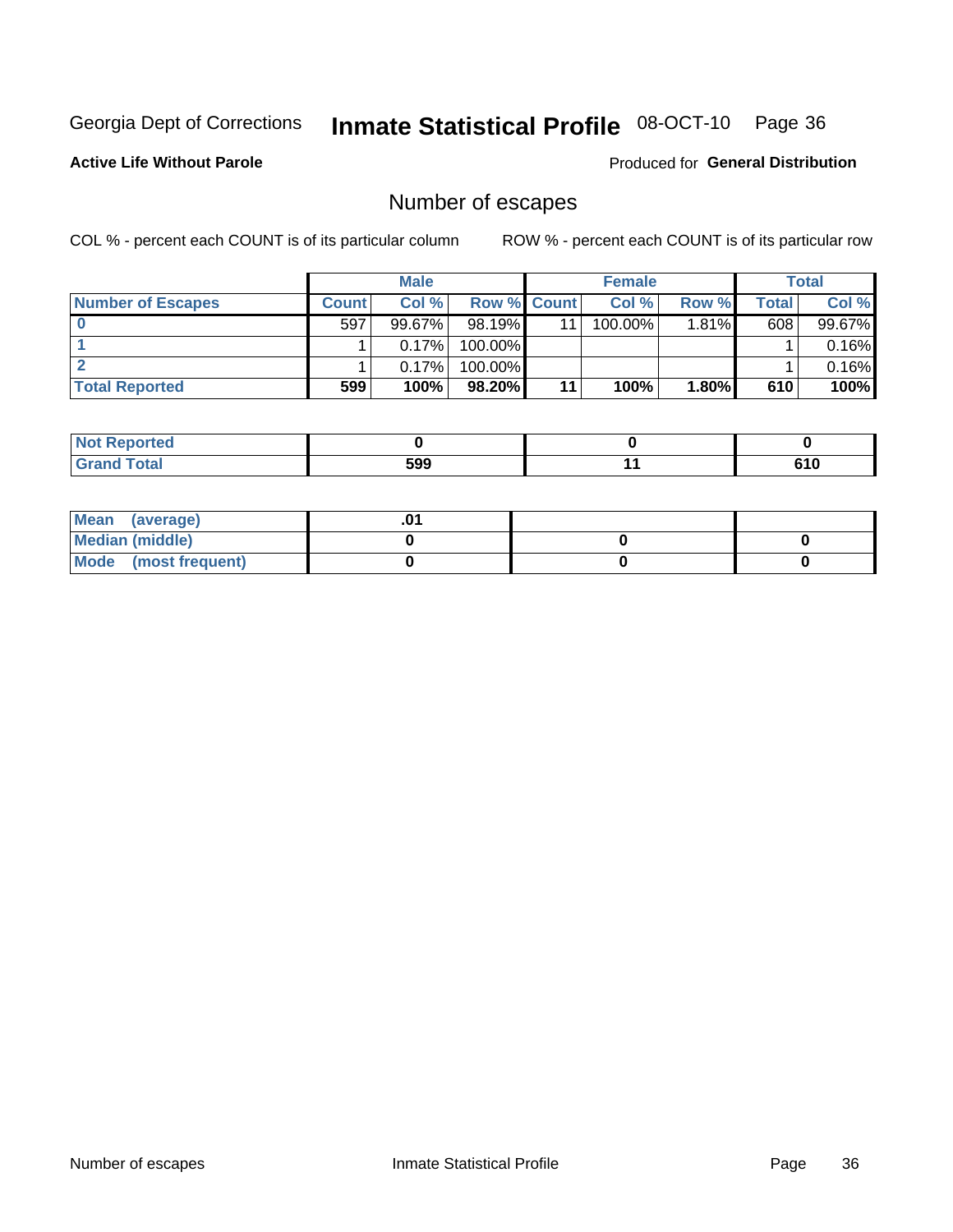Georgia Dept of Corrections **Inmate Statistical Profile** 08-OCT-10

**Active Life Without Parole**

Produced for **General Distribution**

## Number of escapes

COL % - percent each COUNT is of its particular column

ROW % - percent each COUNT is of its particular row

| | Male | | | Female | | | Total | |
|---|---|---|---|---|---|---|---|---|
| **Number of Escapes** | **Count** | **Col %** | **Row %** | **Count** | **Col %** | **Row %** | **Total** | **Col %** |
| **0** | 597 | 99.67% | 98.19% | 11 | 100.00% | 1.81% | 608 | 99.67% |
| **1** | 1 | 0.17% | 100.00% | | | | 1 | 0.16% |
| **2** | 1 | 0.17% | 100.00% | | | | 1 | 0.16% |
| **Total Reported** | **599** | **100%** | **98.20%** | **11** | **100%** | **1.80%** | **610** | **100%** |

| | Male | Female | Total |
|---|---|---|---|
| **Not Reported** | **0** | **0** | **0** |
| **Grand Total** | **599** | **11** | **610** |

| | Male | Female | Total |
|---|---|---|---|
| **Mean (average)** | **.01** | | |
| **Median (middle)** | **0** | **0** | **0** |
| **Mode (most frequent)** | **0** | **0** | **0** |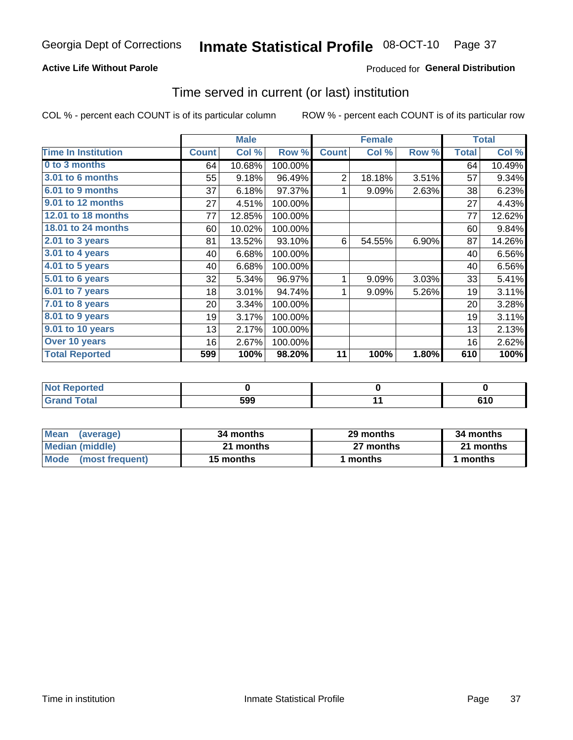Georgia Dept of Corrections **Inmate Statistical Profile** 08-OCT-10

**Active Life Without Parole**

Produced for **General Distribution**

## Time served in current (or last) institution

COL % - percent each COUNT is of its particular column    ROW % - percent each COUNT is of its particular row

| | Male | | | Female | | | Total | |
|---|---|---|---|---|---|---|---|---|
| **Time In Institution** | **Count** | **Col %** | **Row %** | **Count** | **Col %** | **Row %** | **Total** | **Col %** |
| 0 to 3 months | 64 | 10.68% | 100.00% | | | | 64 | 10.49% |
| 3.01 to 6 months | 55 | 9.18% | 96.49% | 2 | 18.18% | 3.51% | 57 | 9.34% |
| 6.01 to 9 months | 37 | 6.18% | 97.37% | 1 | 9.09% | 2.63% | 38 | 6.23% |
| 9.01 to 12 months | 27 | 4.51% | 100.00% | | | | 27 | 4.43% |
| 12.01 to 18 months | 77 | 12.85% | 100.00% | | | | 77 | 12.62% |
| 18.01 to 24 months | 60 | 10.02% | 100.00% | | | | 60 | 9.84% |
| 2.01 to 3 years | 81 | 13.52% | 93.10% | 6 | 54.55% | 6.90% | 87 | 14.26% |
| 3.01 to 4 years | 40 | 6.68% | 100.00% | | | | 40 | 6.56% |
| 4.01 to 5 years | 40 | 6.68% | 100.00% | | | | 40 | 6.56% |
| 5.01 to 6 years | 32 | 5.34% | 96.97% | 1 | 9.09% | 3.03% | 33 | 5.41% |
| 6.01 to 7 years | 18 | 3.01% | 94.74% | 1 | 9.09% | 5.26% | 19 | 3.11% |
| 7.01 to 8 years | 20 | 3.34% | 100.00% | | | | 20 | 3.28% |
| 8.01 to 9 years | 19 | 3.17% | 100.00% | | | | 19 | 3.11% |
| 9.01 to 10 years | 13 | 2.17% | 100.00% | | | | 13 | 2.13% |
| Over 10 years | 16 | 2.67% | 100.00% | | | | 16 | 2.62% |
| **Total Reported** | **599** | **100%** | **98.20%** | **11** | **100%** | **1.80%** | **610** | **100%** |

| | Male | Female | Total |
|---|---|---|---|
| Not Reported | 0 | 0 | 0 |
| Grand Total | 599 | 11 | 610 |

| | Male | Female | Total |
|---|---|---|---|
| Mean (average) | 34 months | 29 months | 34 months |
| Median (middle) | 21 months | 27 months | 21 months |
| Mode (most frequent) | 15 months | 1 months | 1 months |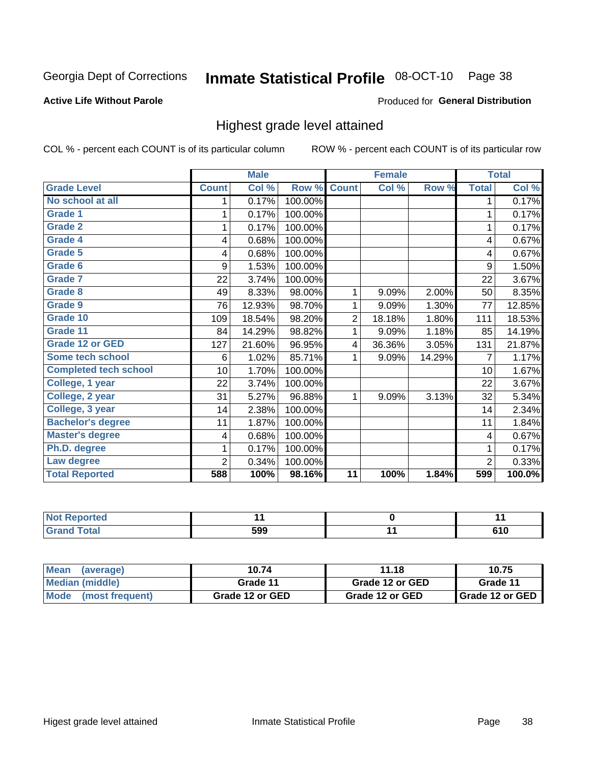Georgia Dept of Corrections **Inmate Statistical Profile** 08-OCT-10

**Active Life Without Parole**

Produced for **General Distribution**

## Highest grade level attained

COL % - percent each COUNT is of its particular column ROW % - percent each COUNT is of its particular row

| | Male | | | Female | | | Total | |
|---|---|---|---|---|---|---|---|---|
| Grade Level | Count | Col % | Row % | Count | Col % | Row % | Total | Col % |
| No school at all | 1 | 0.17% | 100.00% | | | | 1 | 0.17% |
| Grade 1 | 1 | 0.17% | 100.00% | | | | 1 | 0.17% |
| Grade 2 | 1 | 0.17% | 100.00% | | | | 1 | 0.17% |
| Grade 4 | 4 | 0.68% | 100.00% | | | | 4 | 0.67% |
| Grade 5 | 4 | 0.68% | 100.00% | | | | 4 | 0.67% |
| Grade 6 | 9 | 1.53% | 100.00% | | | | 9 | 1.50% |
| Grade 7 | 22 | 3.74% | 100.00% | | | | 22 | 3.67% |
| Grade 8 | 49 | 8.33% | 98.00% | 1 | 9.09% | 2.00% | 50 | 8.35% |
| Grade 9 | 76 | 12.93% | 98.70% | 1 | 9.09% | 1.30% | 77 | 12.85% |
| Grade 10 | 109 | 18.54% | 98.20% | 2 | 18.18% | 1.80% | 111 | 18.53% |
| Grade 11 | 84 | 14.29% | 98.82% | 1 | 9.09% | 1.18% | 85 | 14.19% |
| Grade 12 or GED | 127 | 21.60% | 96.95% | 4 | 36.36% | 3.05% | 131 | 21.87% |
| Some tech school | 6 | 1.02% | 85.71% | 1 | 9.09% | 14.29% | 7 | 1.17% |
| Completed tech school | 10 | 1.70% | 100.00% | | | | 10 | 1.67% |
| College, 1 year | 22 | 3.74% | 100.00% | | | | 22 | 3.67% |
| College, 2 year | 31 | 5.27% | 96.88% | 1 | 9.09% | 3.13% | 32 | 5.34% |
| College, 3 year | 14 | 2.38% | 100.00% | | | | 14 | 2.34% |
| Bachelor's degree | 11 | 1.87% | 100.00% | | | | 11 | 1.84% |
| Master's degree | 4 | 0.68% | 100.00% | | | | 4 | 0.67% |
| Ph.D. degree | 1 | 0.17% | 100.00% | | | | 1 | 0.17% |
| Law degree | 2 | 0.34% | 100.00% | | | | 2 | 0.33% |
| **Total Reported** | **588** | **100%** | **98.16%** | **11** | **100%** | **1.84%** | **599** | **100.0%** |

| | Male | Female | Total |
|---|---|---|---|
| Not Reported | 11 | 0 | 11 |
| Grand Total | 599 | 11 | 610 |

| | Male | Female | Total |
|---|---|---|---|
| Mean (average) | 10.74 | 11.18 | 10.75 |
| Median (middle) | Grade 11 | Grade 12 or GED | Grade 11 |
| Mode (most frequent) | Grade 12 or GED | Grade 12 or GED | Grade 12 or GED |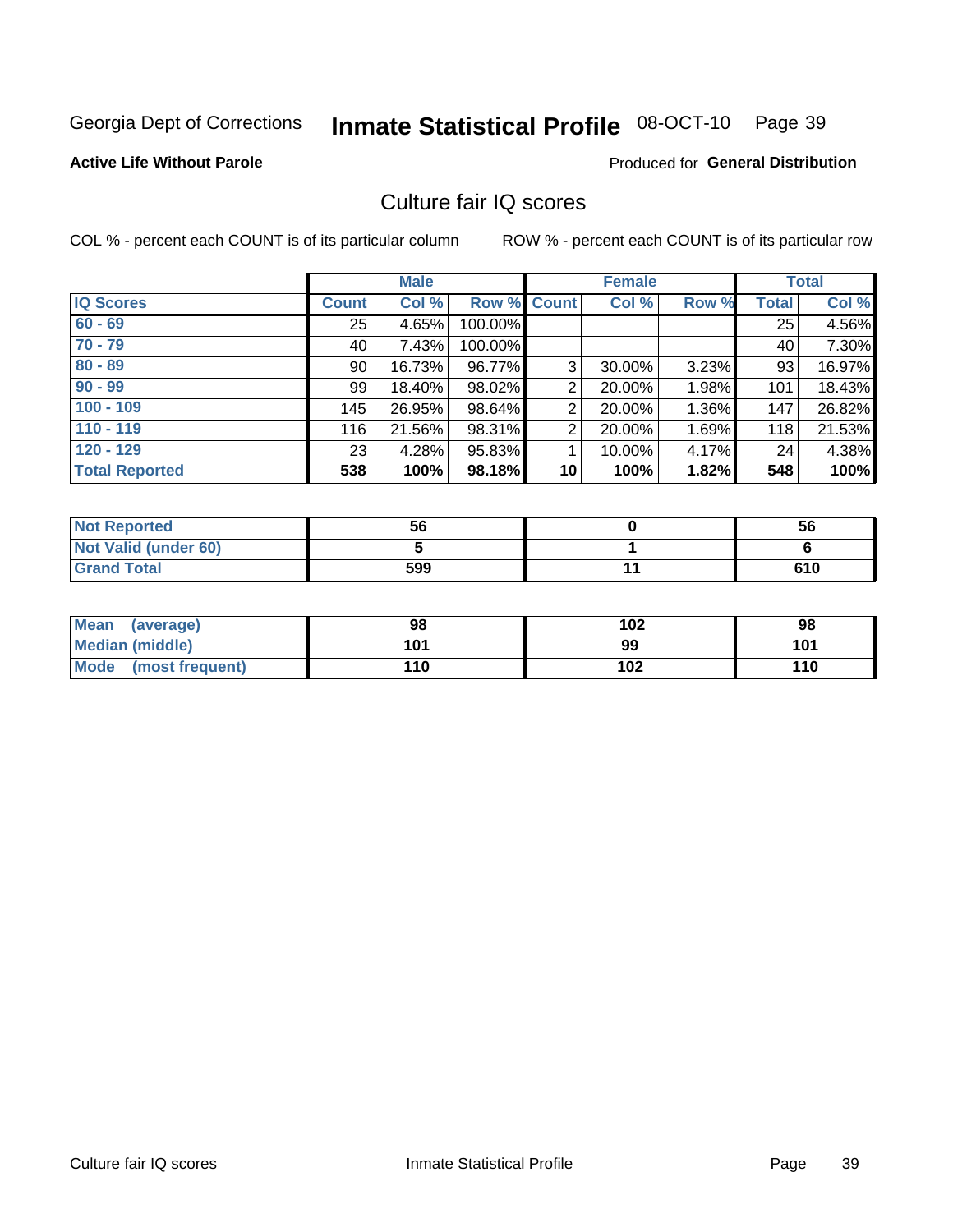Georgia Dept of Corrections **Inmate Statistical Profile** 08-OCT-10

**Active Life Without Parole**

Produced for **General Distribution**

## Culture fair IQ scores

COL % - percent each COUNT is of its particular column ROW % - percent each COUNT is of its particular row

| | Male | | | Female | | | Total | |
|---|---|---|---|---|---|---|---|---|
| IQ Scores | Count | Col % | Row % | Count | Col % | Row % | Total | Col % |
| 60 - 69 | 25 | 4.65% | 100.00% | | | | 25 | 4.56% |
| 70 - 79 | 40 | 7.43% | 100.00% | | | | 40 | 7.30% |
| 80 - 89 | 90 | 16.73% | 96.77% | 3 | 30.00% | 3.23% | 93 | 16.97% |
| 90 - 99 | 99 | 18.40% | 98.02% | 2 | 20.00% | 1.98% | 101 | 18.43% |
| 100 - 109 | 145 | 26.95% | 98.64% | 2 | 20.00% | 1.36% | 147 | 26.82% |
| 110 - 119 | 116 | 21.56% | 98.31% | 2 | 20.00% | 1.69% | 118 | 21.53% |
| 120 - 129 | 23 | 4.28% | 95.83% | 1 | 10.00% | 4.17% | 24 | 4.38% |
| **Total Reported** | **538** | **100%** | **98.18%** | **10** | **100%** | **1.82%** | **548** | **100%** |

| | Male | Female | Total |
|---|---|---|---|
| Not Reported | 56 | 0 | 56 |
| Not Valid (under 60) | 5 | 1 | 6 |
| Grand Total | 599 | 11 | 610 |

| | Male | Female | Total |
|---|---|---|---|
| Mean (average) | 98 | 102 | 98 |
| Median (middle) | 101 | 99 | 101 |
| Mode (most frequent) | 110 | 102 | 110 |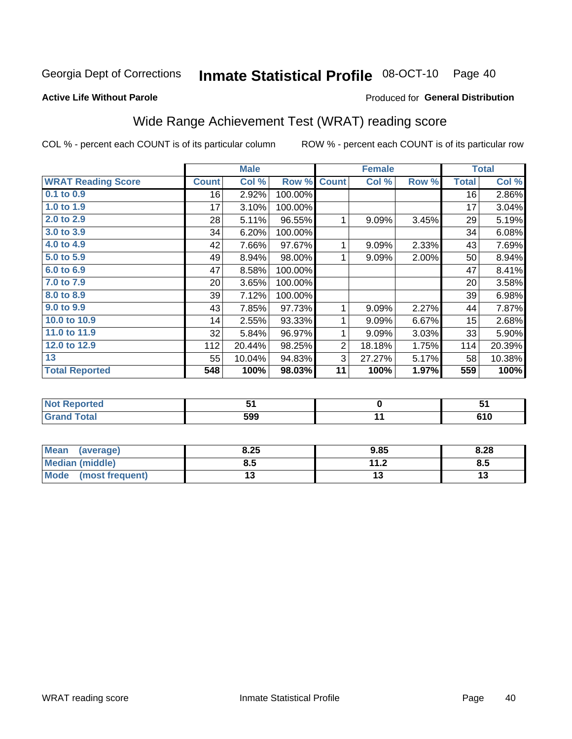Georgia Dept of Corrections **Inmate Statistical Profile** 08-OCT-10 Page 40

**Active Life Without Parole**

Produced for **General Distribution**

## Wide Range Achievement Test (WRAT) reading score

COL % - percent each COUNT is of its particular column ROW % - percent each COUNT is of its particular row

| | Male | | | Female | | | Total | |
|---|---|---|---|---|---|---|---|---|
| **WRAT Reading Score** | **Count** | **Col %** | **Row %** | **Count** | **Col %** | **Row %** | **Total** | **Col %** |
| 0.1 to 0.9 | 16 | 2.92% | 100.00% | | | | 16 | 2.86% |
| 1.0 to 1.9 | 17 | 3.10% | 100.00% | | | | 17 | 3.04% |
| 2.0 to 2.9 | 28 | 5.11% | 96.55% | 1 | 9.09% | 3.45% | 29 | 5.19% |
| 3.0 to 3.9 | 34 | 6.20% | 100.00% | | | | 34 | 6.08% |
| 4.0 to 4.9 | 42 | 7.66% | 97.67% | 1 | 9.09% | 2.33% | 43 | 7.69% |
| 5.0 to 5.9 | 49 | 8.94% | 98.00% | 1 | 9.09% | 2.00% | 50 | 8.94% |
| 6.0 to 6.9 | 47 | 8.58% | 100.00% | | | | 47 | 8.41% |
| 7.0 to 7.9 | 20 | 3.65% | 100.00% | | | | 20 | 3.58% |
| 8.0 to 8.9 | 39 | 7.12% | 100.00% | | | | 39 | 6.98% |
| 9.0 to 9.9 | 43 | 7.85% | 97.73% | 1 | 9.09% | 2.27% | 44 | 7.87% |
| 10.0 to 10.9 | 14 | 2.55% | 93.33% | 1 | 9.09% | 6.67% | 15 | 2.68% |
| 11.0 to 11.9 | 32 | 5.84% | 96.97% | 1 | 9.09% | 3.03% | 33 | 5.90% |
| 12.0 to 12.9 | 112 | 20.44% | 98.25% | 2 | 18.18% | 1.75% | 114 | 20.39% |
| 13 | 55 | 10.04% | 94.83% | 3 | 27.27% | 5.17% | 58 | 10.38% |
| **Total Reported** | **548** | **100%** | **98.03%** | **11** | **100%** | **1.97%** | **559** | **100%** |

| | Male | Female | Total |
|---|---|---|---|
| Not Reported | 51 | 0 | 51 |
| Grand Total | 599 | 11 | 610 |

| | Male | Female | Total |
|---|---|---|---|
| Mean (average) | 8.25 | 9.85 | 8.28 |
| Median (middle) | 8.5 | 11.2 | 8.5 |
| Mode (most frequent) | 13 | 13 | 13 |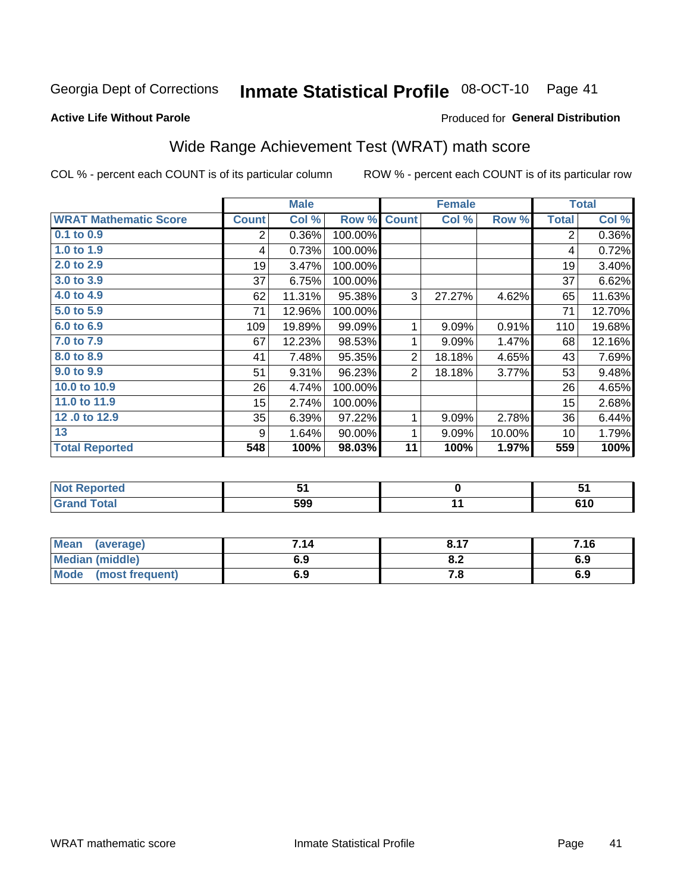Georgia Dept of Corrections **Inmate Statistical Profile** 08-OCT-10

**Active Life Without Parole**

Produced for **General Distribution**

## Wide Range Achievement Test (WRAT) math score

COL % - percent each COUNT is of its particular column    ROW % - percent each COUNT is of its particular row

| | Male | | | Female | | | Total | |
|---|---|---|---|---|---|---|---|---|
| **WRAT Mathematic Score** | **Count** | **Col %** | **Row %** | **Count** | **Col %** | **Row %** | **Total** | **Col %** |
| 0.1 to 0.9 | 2 | 0.36% | 100.00% | | | | 2 | 0.36% |
| 1.0 to 1.9 | 4 | 0.73% | 100.00% | | | | 4 | 0.72% |
| 2.0 to 2.9 | 19 | 3.47% | 100.00% | | | | 19 | 3.40% |
| 3.0 to 3.9 | 37 | 6.75% | 100.00% | | | | 37 | 6.62% |
| 4.0 to 4.9 | 62 | 11.31% | 95.38% | 3 | 27.27% | 4.62% | 65 | 11.63% |
| 5.0 to 5.9 | 71 | 12.96% | 100.00% | | | | 71 | 12.70% |
| 6.0 to 6.9 | 109 | 19.89% | 99.09% | 1 | 9.09% | 0.91% | 110 | 19.68% |
| 7.0 to 7.9 | 67 | 12.23% | 98.53% | 1 | 9.09% | 1.47% | 68 | 12.16% |
| 8.0 to 8.9 | 41 | 7.48% | 95.35% | 2 | 18.18% | 4.65% | 43 | 7.69% |
| 9.0 to 9.9 | 51 | 9.31% | 96.23% | 2 | 18.18% | 3.77% | 53 | 9.48% |
| 10.0 to 10.9 | 26 | 4.74% | 100.00% | | | | 26 | 4.65% |
| 11.0 to 11.9 | 15 | 2.74% | 100.00% | | | | 15 | 2.68% |
| 12 .0 to 12.9 | 35 | 6.39% | 97.22% | 1 | 9.09% | 2.78% | 36 | 6.44% |
| 13 | 9 | 1.64% | 90.00% | 1 | 9.09% | 10.00% | 10 | 1.79% |
| **Total Reported** | **548** | **100%** | **98.03%** | **11** | **100%** | **1.97%** | **559** | **100%** |

| | Male | Female | Total |
|---|---|---|---|
| Not Reported | 51 | 0 | 51 |
| Grand Total | 599 | 11 | 610 |

| | Male | Female | Total |
|---|---|---|---|
| Mean (average) | 7.14 | 8.17 | 7.16 |
| Median (middle) | 6.9 | 8.2 | 6.9 |
| Mode (most frequent) | 6.9 | 7.8 | 6.9 |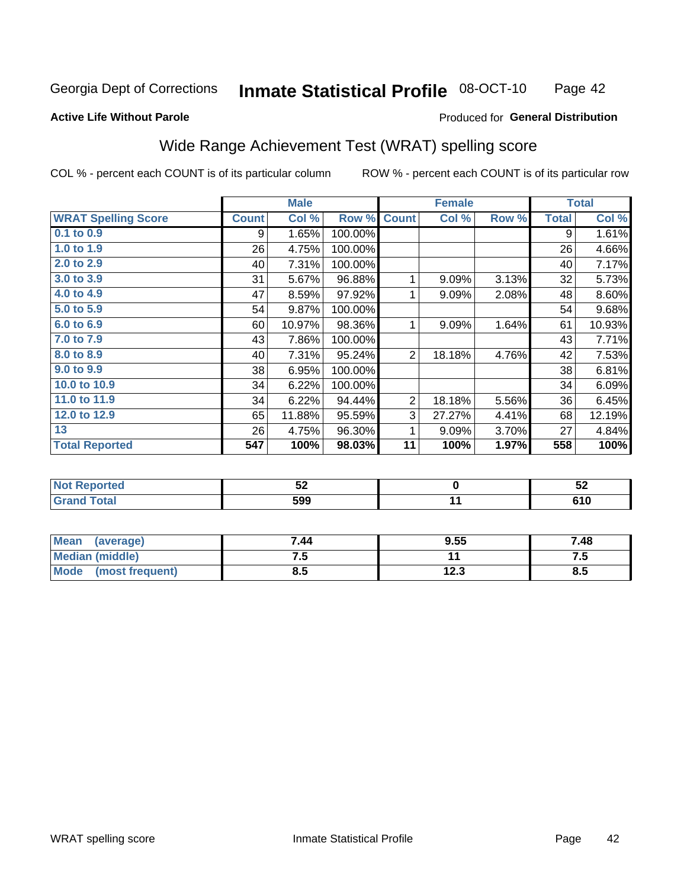Georgia Dept of Corrections **Inmate Statistical Profile** 08-OCT-10

**Active Life Without Parole**

Produced for **General Distribution**

## Wide Range Achievement Test (WRAT) spelling score

COL % - percent each COUNT is of its particular column ROW % - percent each COUNT is of its particular row

| | Male | | | Female | | | Total | |
|---|---|---|---|---|---|---|---|---|
| **WRAT Spelling Score** | **Count** | **Col %** | **Row %** | **Count** | **Col %** | **Row %** | **Total** | **Col %** |
| 0.1 to 0.9 | 9 | 1.65% | 100.00% | | | | 9 | 1.61% |
| 1.0 to 1.9 | 26 | 4.75% | 100.00% | | | | 26 | 4.66% |
| 2.0 to 2.9 | 40 | 7.31% | 100.00% | | | | 40 | 7.17% |
| 3.0 to 3.9 | 31 | 5.67% | 96.88% | 1 | 9.09% | 3.13% | 32 | 5.73% |
| 4.0 to 4.9 | 47 | 8.59% | 97.92% | 1 | 9.09% | 2.08% | 48 | 8.60% |
| 5.0 to 5.9 | 54 | 9.87% | 100.00% | | | | 54 | 9.68% |
| 6.0 to 6.9 | 60 | 10.97% | 98.36% | 1 | 9.09% | 1.64% | 61 | 10.93% |
| 7.0 to 7.9 | 43 | 7.86% | 100.00% | | | | 43 | 7.71% |
| 8.0 to 8.9 | 40 | 7.31% | 95.24% | 2 | 18.18% | 4.76% | 42 | 7.53% |
| 9.0 to 9.9 | 38 | 6.95% | 100.00% | | | | 38 | 6.81% |
| 10.0 to 10.9 | 34 | 6.22% | 100.00% | | | | 34 | 6.09% |
| 11.0 to 11.9 | 34 | 6.22% | 94.44% | 2 | 18.18% | 5.56% | 36 | 6.45% |
| 12.0 to 12.9 | 65 | 11.88% | 95.59% | 3 | 27.27% | 4.41% | 68 | 12.19% |
| 13 | 26 | 4.75% | 96.30% | 1 | 9.09% | 3.70% | 27 | 4.84% |
| **Total Reported** | **547** | **100%** | **98.03%** | **11** | **100%** | **1.97%** | **558** | **100%** |

| | Male | Female | Total |
|---|---|---|---|
| Not Reported | 52 | 0 | 52 |
| Grand Total | 599 | 11 | 610 |

| | Male | Female | Total |
|---|---|---|---|
| Mean (average) | 7.44 | 9.55 | 7.48 |
| Median (middle) | 7.5 | 11 | 7.5 |
| Mode (most frequent) | 8.5 | 12.3 | 8.5 |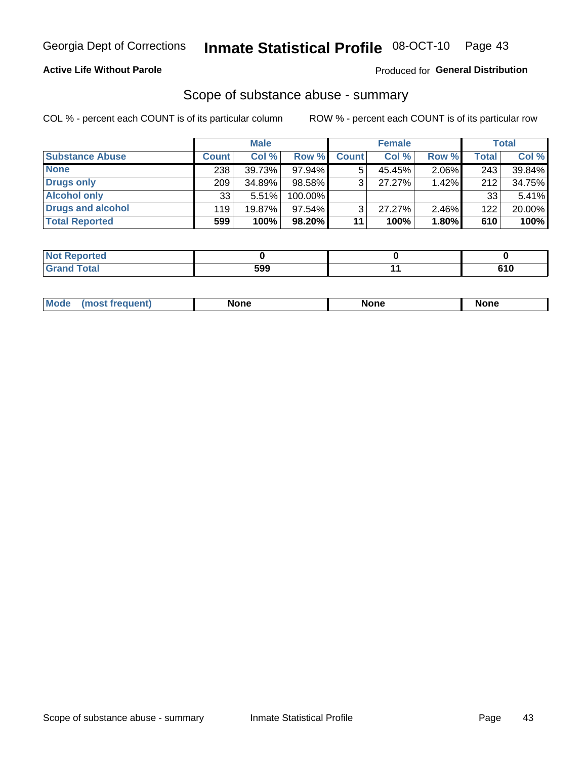Georgia Dept of Corrections **Inmate Statistical Profile** 08-OCT-10

**Active Life Without Parole**

Produced for **General Distribution**

## Scope of substance abuse - summary

COL % - percent each COUNT is of its particular column

ROW % - percent each COUNT is of its particular row

| | Male | | | Female | | | Total | |
|---|---|---|---|---|---|---|---|---|
| **Substance Abuse** | **Count** | **Col %** | **Row %** | **Count** | **Col %** | **Row %** | **Total** | **Col %** |
| **None** | 238 | 39.73% | 97.94% | 5 | 45.45% | 2.06% | 243 | 39.84% |
| **Drugs only** | 209 | 34.89% | 98.58% | 3 | 27.27% | 1.42% | 212 | 34.75% |
| **Alcohol only** | 33 | 5.51% | 100.00% | | | | 33 | 5.41% |
| **Drugs and alcohol** | 119 | 19.87% | 97.54% | 3 | 27.27% | 2.46% | 122 | 20.00% |
| **Total Reported** | **599** | **100%** | **98.20%** | **11** | **100%** | **1.80%** | **610** | **100%** |

| | Male | Female | Total |
|---|---|---|---|
| **Not Reported** | **0** | **0** | **0** |
| **Grand Total** | **599** | **11** | **610** |

| | Male | Female | Total |
|---|---|---|---|
| **Mode (most frequent)** | **None** | **None** | **None** |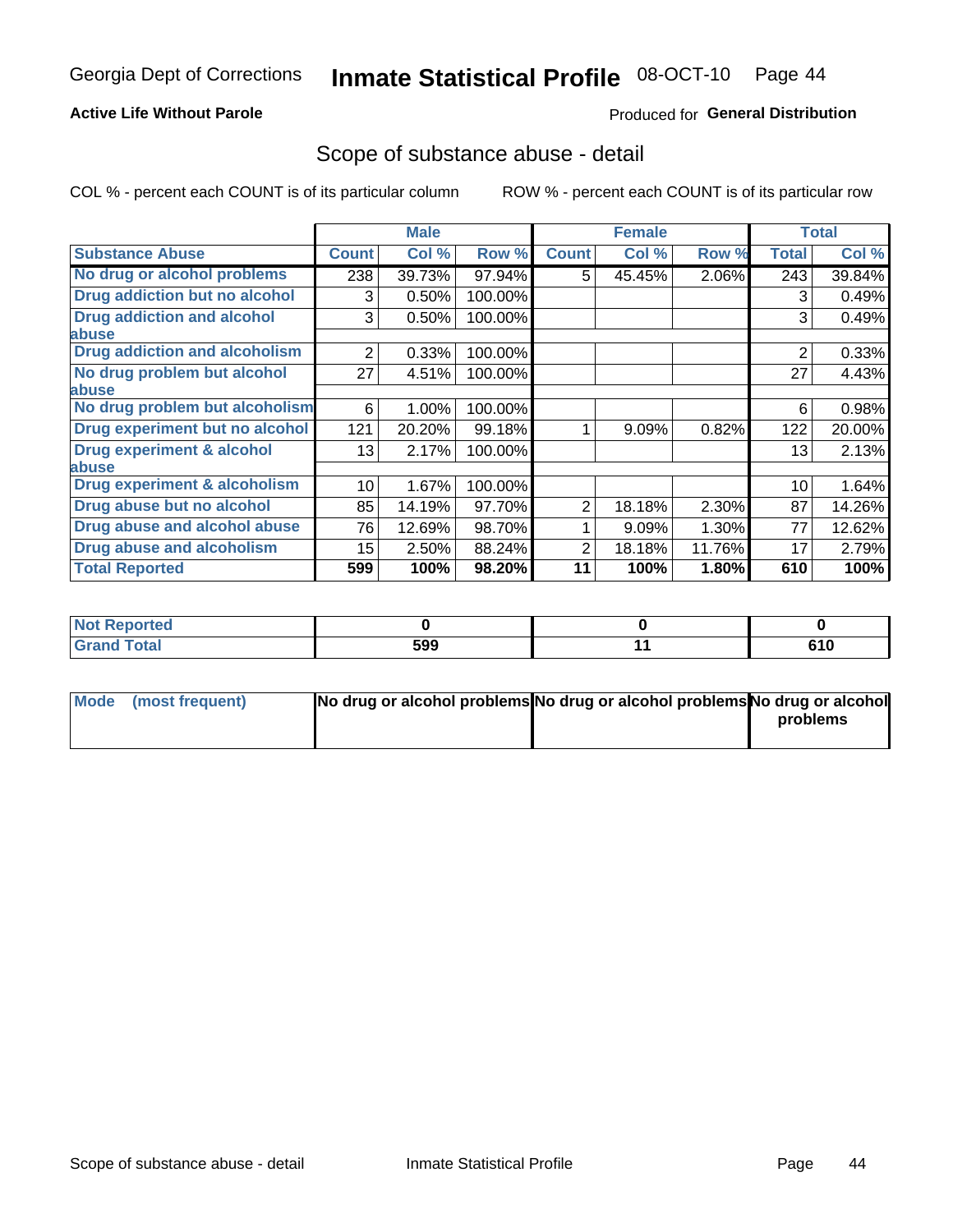Georgia Dept of Corrections **Inmate Statistical Profile** 08-OCT-10

**Active Life Without Parole**

Produced for **General Distribution**

## Scope of substance abuse - detail

COL % - percent each COUNT is of its particular column ROW % - percent each COUNT is of its particular row

| | Male | | | Female | | | Total | |
|---|---|---|---|---|---|---|---|---|
| **Substance Abuse** | **Count** | **Col %** | **Row %** | **Count** | **Col %** | **Row %** | **Total** | **Col %** |
| **No drug or alcohol problems** | 238 | 39.73% | 97.94% | 5 | 45.45% | 2.06% | 243 | 39.84% |
| **Drug addiction but no alcohol** | 3 | 0.50% | 100.00% | | | | 3 | 0.49% |
| **Drug addiction and alcohol abuse** | 3 | 0.50% | 100.00% | | | | 3 | 0.49% |
| **Drug addiction and alcoholism** | 2 | 0.33% | 100.00% | | | | 2 | 0.33% |
| **No drug problem but alcohol abuse** | 27 | 4.51% | 100.00% | | | | 27 | 4.43% |
| **No drug problem but alcoholism** | 6 | 1.00% | 100.00% | | | | 6 | 0.98% |
| **Drug experiment but no alcohol** | 121 | 20.20% | 99.18% | 1 | 9.09% | 0.82% | 122 | 20.00% |
| **Drug experiment & alcohol abuse** | 13 | 2.17% | 100.00% | | | | 13 | 2.13% |
| **Drug experiment & alcoholism** | 10 | 1.67% | 100.00% | | | | 10 | 1.64% |
| **Drug abuse but no alcohol** | 85 | 14.19% | 97.70% | 2 | 18.18% | 2.30% | 87 | 14.26% |
| **Drug abuse and alcohol abuse** | 76 | 12.69% | 98.70% | 1 | 9.09% | 1.30% | 77 | 12.62% |
| **Drug abuse and alcoholism** | 15 | 2.50% | 88.24% | 2 | 18.18% | 11.76% | 17 | 2.79% |
| **Total Reported** | **599** | **100%** | **98.20%** | **11** | **100%** | **1.80%** | **610** | **100%** |

| | Male | Female | Total |
|---|---|---|---|
| **Not Reported** | **0** | **0** | **0** |
| **Grand Total** | **599** | **11** | **610** |

| | Male | Female | Total |
|---|---|---|---|
| **Mode (most frequent)** | **No drug or alcohol problems** | **No drug or alcohol problems** | **No drug or alcohol problems** |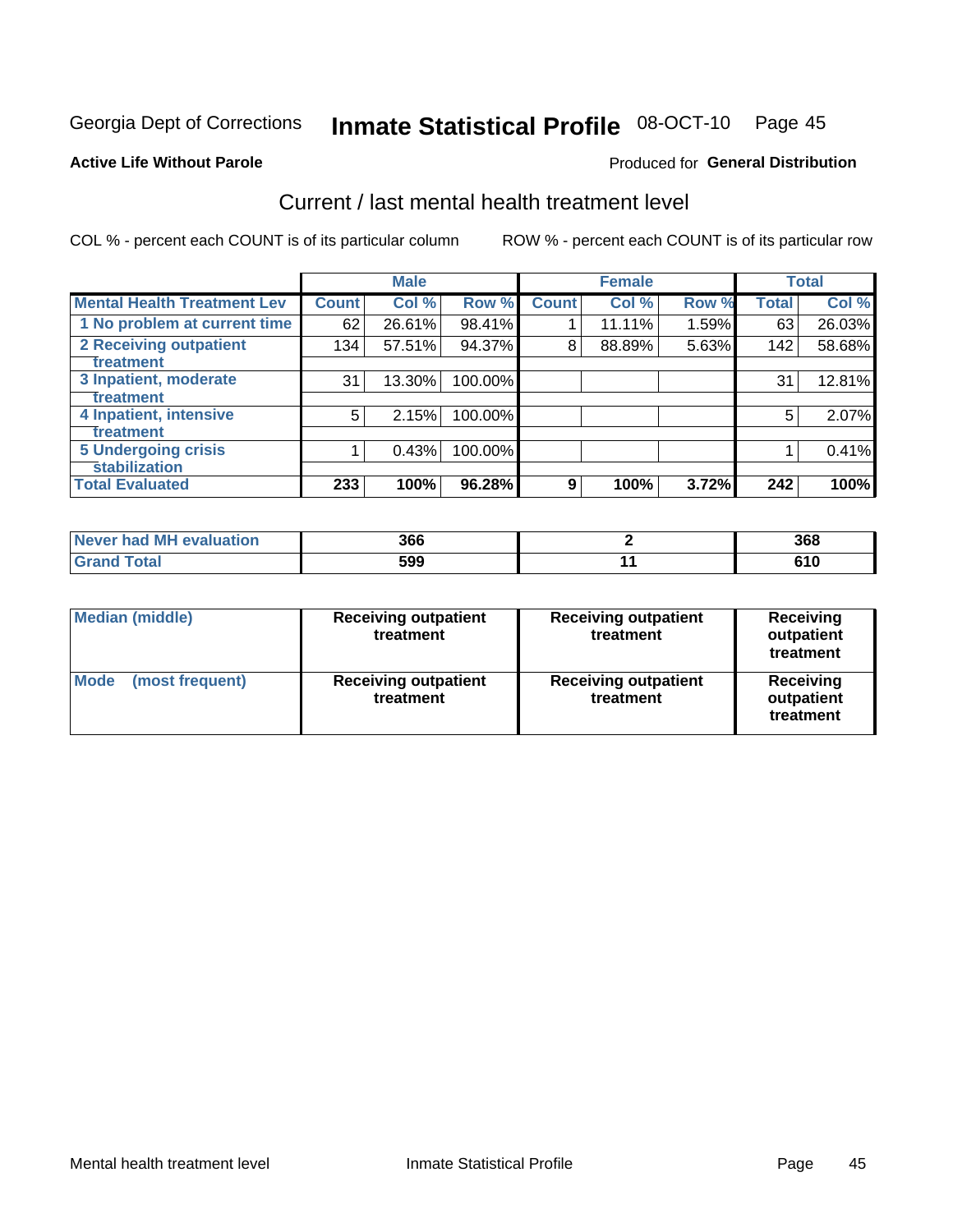Georgia Dept of Corrections **Inmate Statistical Profile** 08-OCT-10

**Active Life Without Parole**

Produced for **General Distribution**

## Current / last mental health treatment level

COL % - percent each COUNT is of its particular column

ROW % - percent each COUNT is of its particular row

| | Male | | | Female | | | Total | |
|---|---|---|---|---|---|---|---|---|
| **Mental Health Treatment Lev** | **Count** | **Col %** | **Row %** | **Count** | **Col %** | **Row %** | **Total** | **Col %** |
| **1 No problem at current time** | 62 | 26.61% | 98.41% | 1 | 11.11% | 1.59% | 63 | 26.03% |
| **2 Receiving outpatient treatment** | 134 | 57.51% | 94.37% | 8 | 88.89% | 5.63% | 142 | 58.68% |
| **3 Inpatient, moderate treatment** | 31 | 13.30% | 100.00% | | | | 31 | 12.81% |
| **4 Inpatient, intensive treatment** | 5 | 2.15% | 100.00% | | | | 5 | 2.07% |
| **5 Undergoing crisis stabilization** | 1 | 0.43% | 100.00% | | | | 1 | 0.41% |
| **Total Evaluated** | **233** | **100%** | **96.28%** | **9** | **100%** | **3.72%** | **242** | **100%** |

| | Male | Female | Total |
|---|---|---|---|
| **Never had MH evaluation** | **366** | **2** | **368** |
| **Grand Total** | **599** | **11** | **610** |

| | Male | Female | Total |
|---|---|---|---|
| **Median (middle)** | **Receiving outpatient treatment** | **Receiving outpatient treatment** | **Receiving outpatient treatment** |
| **Mode (most frequent)** | **Receiving outpatient treatment** | **Receiving outpatient treatment** | **Receiving outpatient treatment** |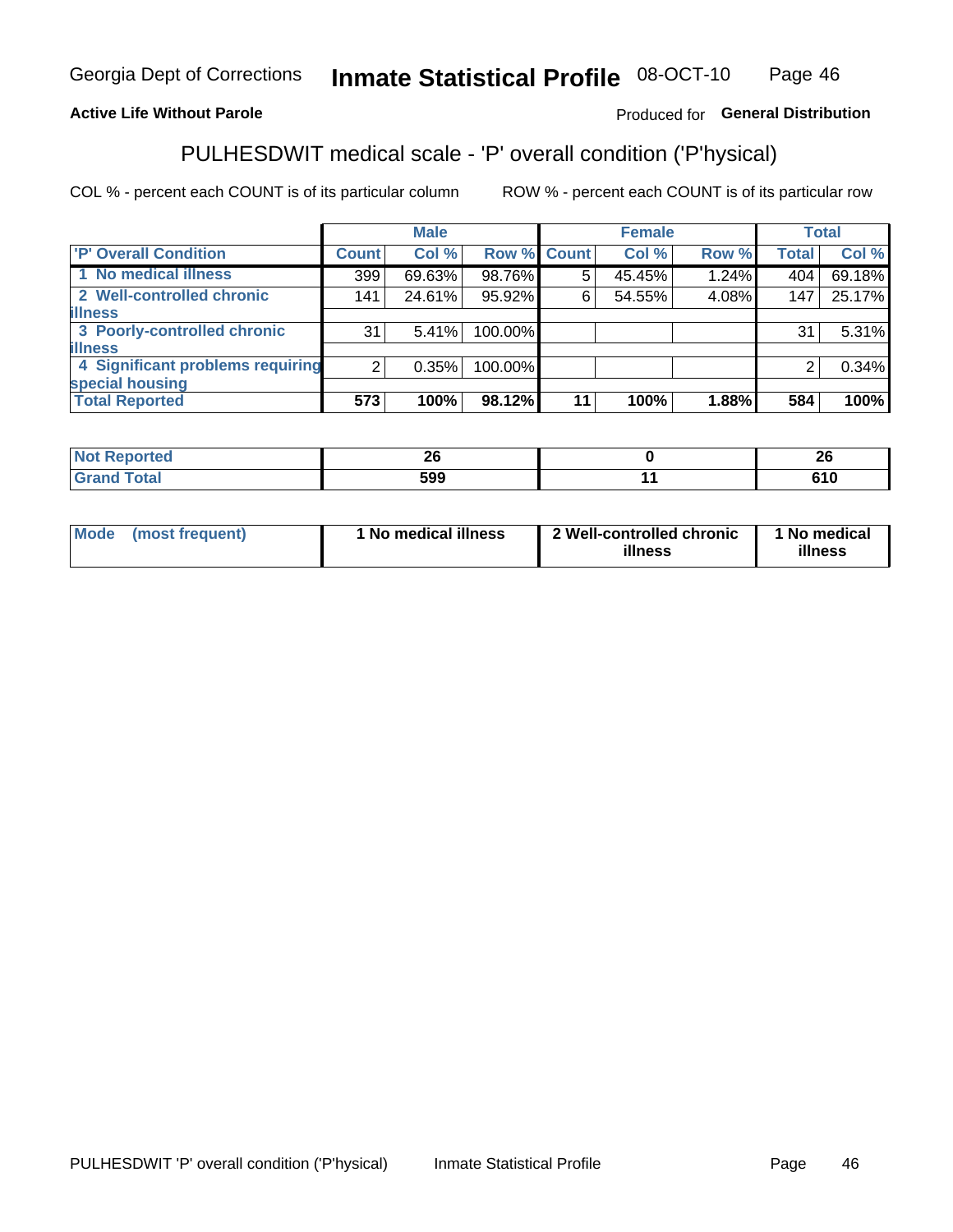Georgia Dept of Corrections **Inmate Statistical Profile** 08-OCT-10

**Active Life Without Parole**

Produced for **General Distribution**

## PULHESDWIT medical scale - 'P' overall condition ('P'hysical)

COL % - percent each COUNT is of its particular column    ROW % - percent each COUNT is of its particular row

| | Male | | | Female | | | Total | |
|---|---|---|---|---|---|---|---|---|
| 'P' Overall Condition | Count | Col % | Row % | Count | Col % | Row % | Total | Col % |
| 1 No medical illness | 399 | 69.63% | 98.76% | 5 | 45.45% | 1.24% | 404 | 69.18% |
| 2 Well-controlled chronic illness | 141 | 24.61% | 95.92% | 6 | 54.55% | 4.08% | 147 | 25.17% |
| 3 Poorly-controlled chronic illness | 31 | 5.41% | 100.00% | | | | 31 | 5.31% |
| 4 Significant problems requiring special housing | 2 | 0.35% | 100.00% | | | | 2 | 0.34% |
| **Total Reported** | **573** | **100%** | **98.12%** | **11** | **100%** | **1.88%** | **584** | **100%** |

| | Male | Female | Total |
|---|---|---|---|
| Not Reported | 26 | 0 | 26 |
| Grand Total | 599 | 11 | 610 |

| | Male | Female | Total |
|---|---|---|---|
| Mode (most frequent) | 1 No medical illness | 2 Well-controlled chronic illness | 1 No medical illness |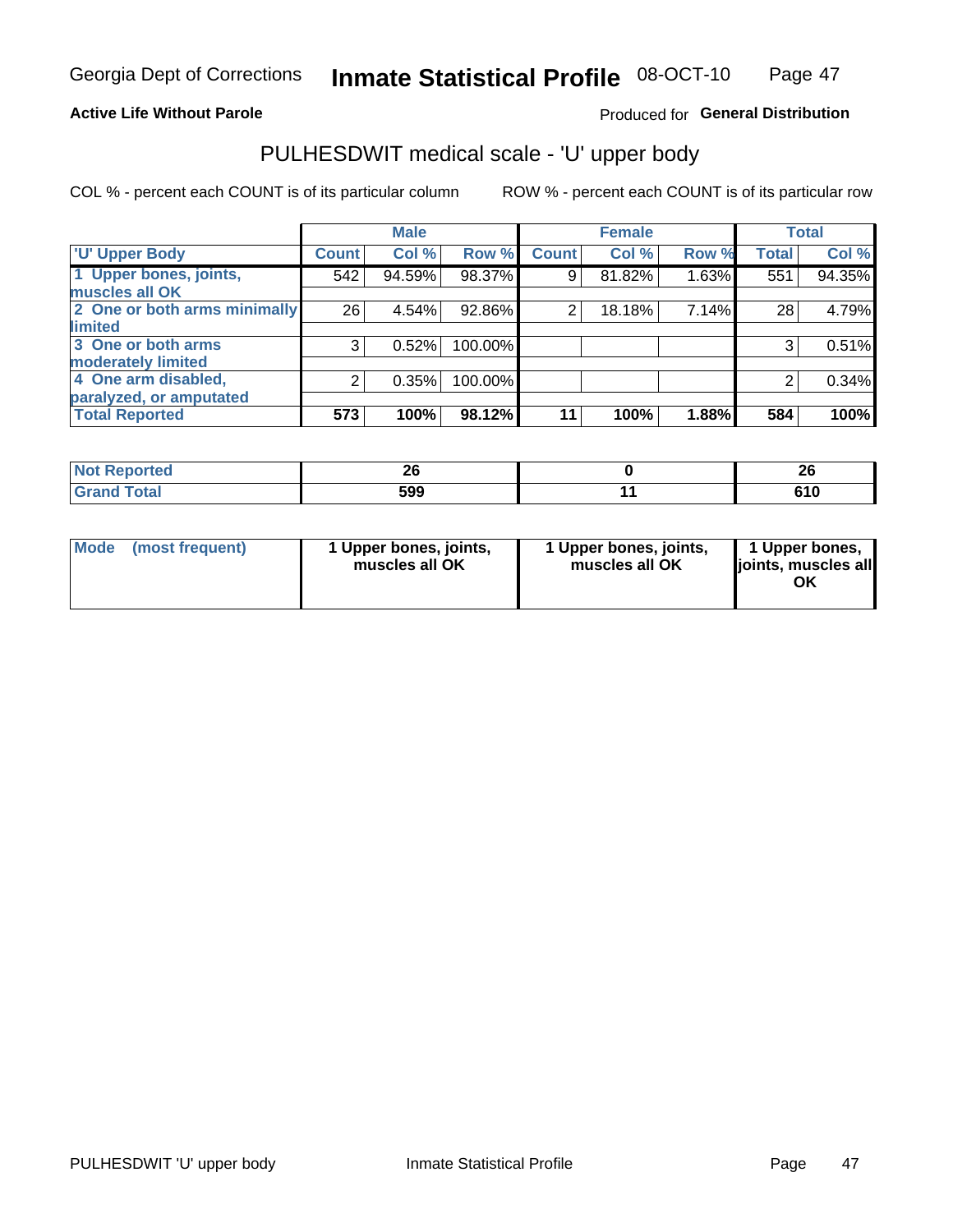Georgia Dept of Corrections **Inmate Statistical Profile** 08-OCT-10

**Active Life Without Parole**

Produced for **General Distribution**

## PULHESDWIT medical scale - 'U' upper body

COL % - percent each COUNT is of its particular column

ROW % - percent each COUNT is of its particular row

| | Male | | | Female | | | Total | |
|---|---|---|---|---|---|---|---|---|
| 'U' Upper Body | Count | Col % | Row % | Count | Col % | Row % | Total | Col % |
| 1 Upper bones, joints, muscles all OK | 542 | 94.59% | 98.37% | 9 | 81.82% | 1.63% | 551 | 94.35% |
| 2 One or both arms minimally limited | 26 | 4.54% | 92.86% | 2 | 18.18% | 7.14% | 28 | 4.79% |
| 3 One or both arms moderately limited | 3 | 0.52% | 100.00% | | | | 3 | 0.51% |
| 4 One arm disabled, paralyzed, or amputated | 2 | 0.35% | 100.00% | | | | 2 | 0.34% |
| **Total Reported** | **573** | **100%** | **98.12%** | **11** | **100%** | **1.88%** | **584** | **100%** |

| | Male | Female | Total |
|---|---|---|---|
| Not Reported | 26 | 0 | 26 |
| Grand Total | 599 | 11 | 610 |

| | Male | Female | Total |
|---|---|---|---|
| Mode (most frequent) | 1 Upper bones, joints, muscles all OK | 1 Upper bones, joints, muscles all OK | 1 Upper bones, joints, muscles all OK |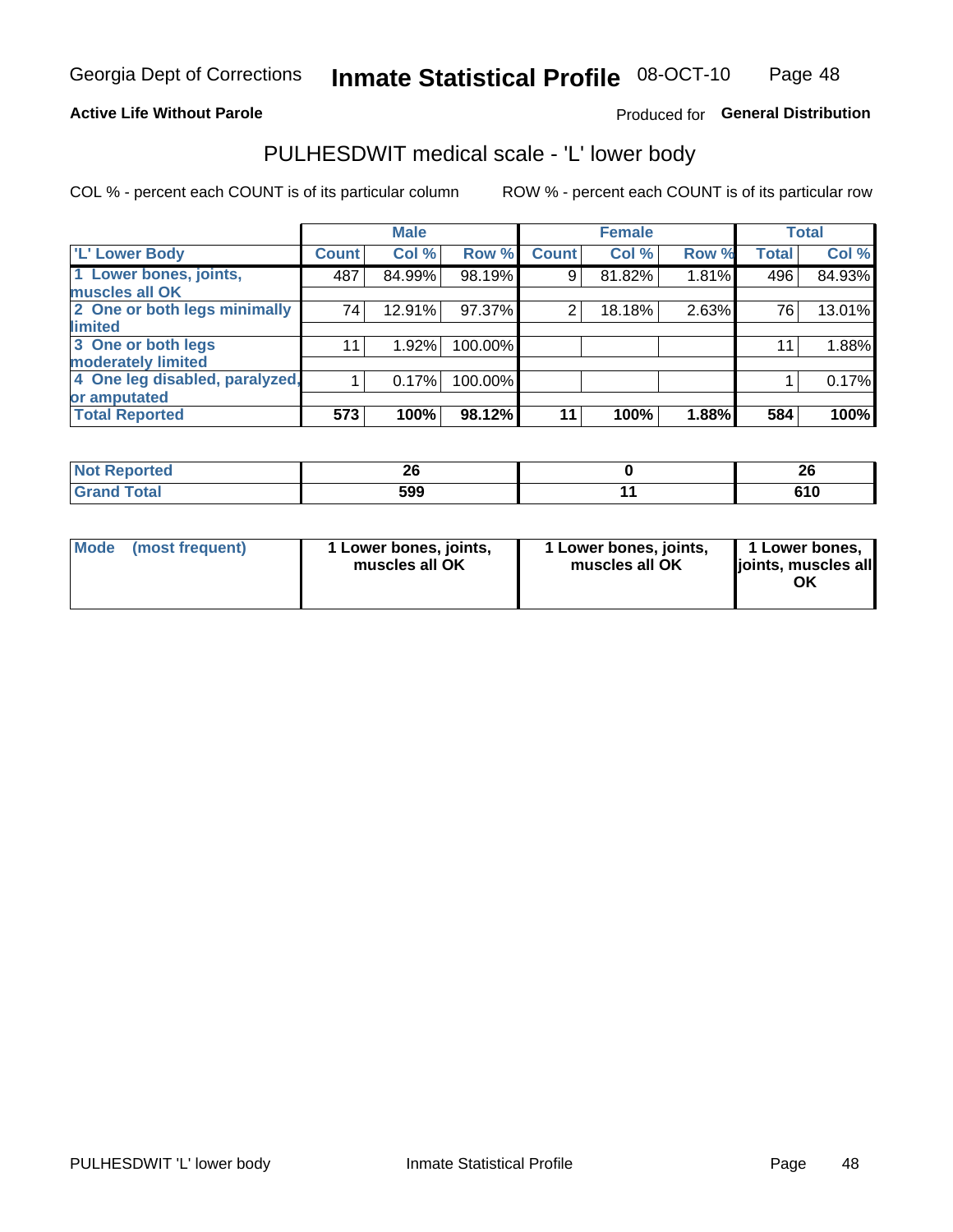Georgia Dept of Corrections **Inmate Statistical Profile** 08-OCT-10

**Active Life Without Parole**

Produced for **General Distribution**

## PULHESDWIT medical scale - 'L' lower body

COL % - percent each COUNT is of its particular column

ROW % - percent each COUNT is of its particular row

| | Male | | | Female | | | Total | |
|---|---|---|---|---|---|---|---|---|
| 'L' Lower Body | Count | Col % | Row % | Count | Col % | Row % | Total | Col % |
| 1 Lower bones, joints, muscles all OK | 487 | 84.99% | 98.19% | 9 | 81.82% | 1.81% | 496 | 84.93% |
| 2 One or both legs minimally limited | 74 | 12.91% | 97.37% | 2 | 18.18% | 2.63% | 76 | 13.01% |
| 3 One or both legs moderately limited | 11 | 1.92% | 100.00% | | | | 11 | 1.88% |
| 4 One leg disabled, paralyzed, or amputated | 1 | 0.17% | 100.00% | | | | 1 | 0.17% |
| **Total Reported** | **573** | **100%** | **98.12%** | **11** | **100%** | **1.88%** | **584** | **100%** |

| | Male | Female | Total |
|---|---|---|---|
| Not Reported | 26 | 0 | 26 |
| Grand Total | 599 | 11 | 610 |

| | Male | Female | Total |
|---|---|---|---|
| Mode (most frequent) | 1 Lower bones, joints, muscles all OK | 1 Lower bones, joints, muscles all OK | 1 Lower bones, joints, muscles all OK |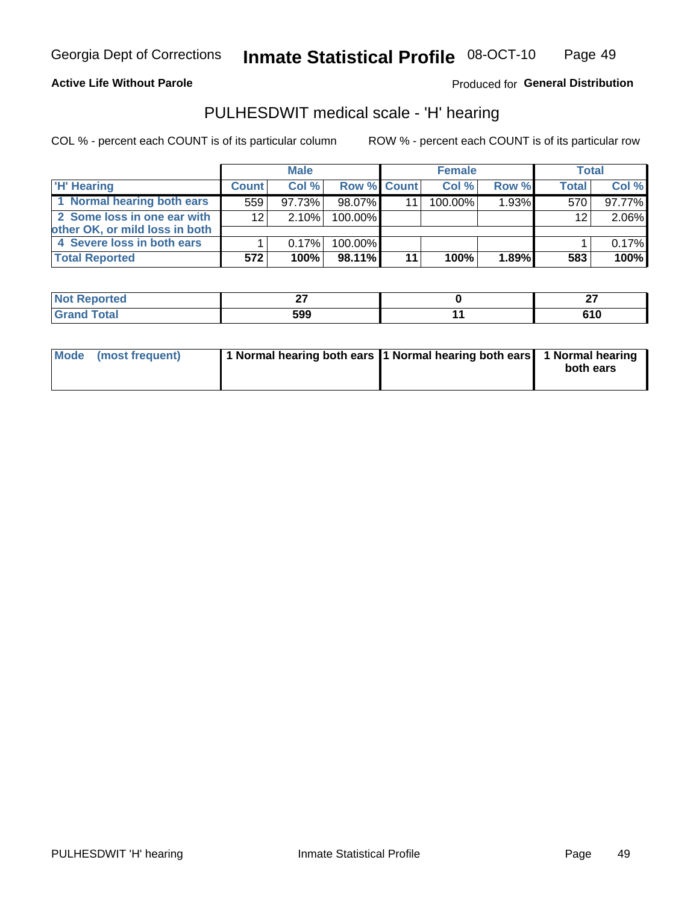Georgia Dept of Corrections **Inmate Statistical Profile** 08-OCT-10

**Active Life Without Parole**

Produced for **General Distribution**

## PULHESDWIT medical scale - 'H' hearing

COL % - percent each COUNT is of its particular column

ROW % - percent each COUNT is of its particular row

| | Male | | | Female | | | Total | |
|---|---|---|---|---|---|---|---|---|
| 'H' Hearing | Count | Col % | Row % | Count | Col % | Row % | Total | Col % |
| 1 Normal hearing both ears | 559 | 97.73% | 98.07% | 11 | 100.00% | 1.93% | 570 | 97.77% |
| 2 Some loss in one ear with other OK, or mild loss in both | 12 | 2.10% | 100.00% | | | | 12 | 2.06% |
| 4 Severe loss in both ears | 1 | 0.17% | 100.00% | | | | 1 | 0.17% |
| **Total Reported** | **572** | **100%** | **98.11%** | **11** | **100%** | **1.89%** | **583** | **100%** |

| | Male | Female | Total |
|---|---|---|---|
| Not Reported | 27 | 0 | 27 |
| Grand Total | 599 | 11 | 610 |

| | Male | Female | Total |
|---|---|---|---|
| Mode (most frequent) | 1 Normal hearing both ears | 1 Normal hearing both ears | 1 Normal hearing both ears |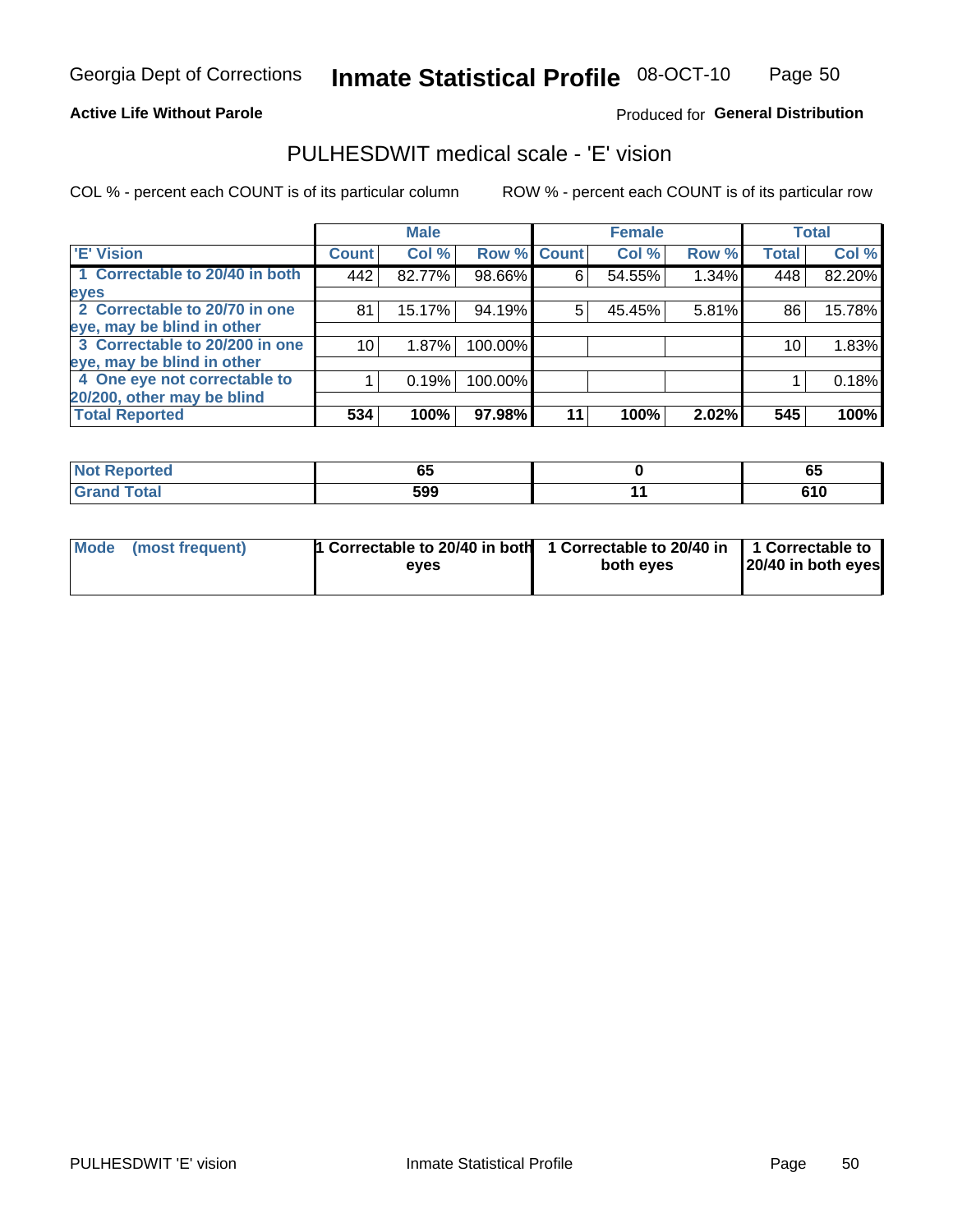Georgia Dept of Corrections **Inmate Statistical Profile** 08-OCT-10

**Active Life Without Parole**

Produced for **General Distribution**

## PULHESDWIT medical scale - 'E' vision

COL % - percent each COUNT is of its particular column

ROW % - percent each COUNT is of its particular row

| | Male | | | Female | | | Total | |
|---|---|---|---|---|---|---|---|---|
| 'E' Vision | Count | Col % | Row % | Count | Col % | Row % | Total | Col % |
| 1 Correctable to 20/40 in both eyes | 442 | 82.77% | 98.66% | 6 | 54.55% | 1.34% | 448 | 82.20% |
| 2 Correctable to 20/70 in one eye, may be blind in other | 81 | 15.17% | 94.19% | 5 | 45.45% | 5.81% | 86 | 15.78% |
| 3 Correctable to 20/200 in one eye, may be blind in other | 10 | 1.87% | 100.00% | | | | 10 | 1.83% |
| 4 One eye not correctable to 20/200, other may be blind | 1 | 0.19% | 100.00% | | | | 1 | 0.18% |
| **Total Reported** | **534** | **100%** | **97.98%** | **11** | **100%** | **2.02%** | **545** | **100%** |

| | Male | Female | Total |
|---|---|---|---|
| Not Reported | 65 | 0 | 65 |
| Grand Total | 599 | 11 | 610 |

| | Male | Female | Total |
|---|---|---|---|
| Mode (most frequent) | 1 Correctable to 20/40 in both eyes | 1 Correctable to 20/40 in both eyes | 1 Correctable to 20/40 in both eyes |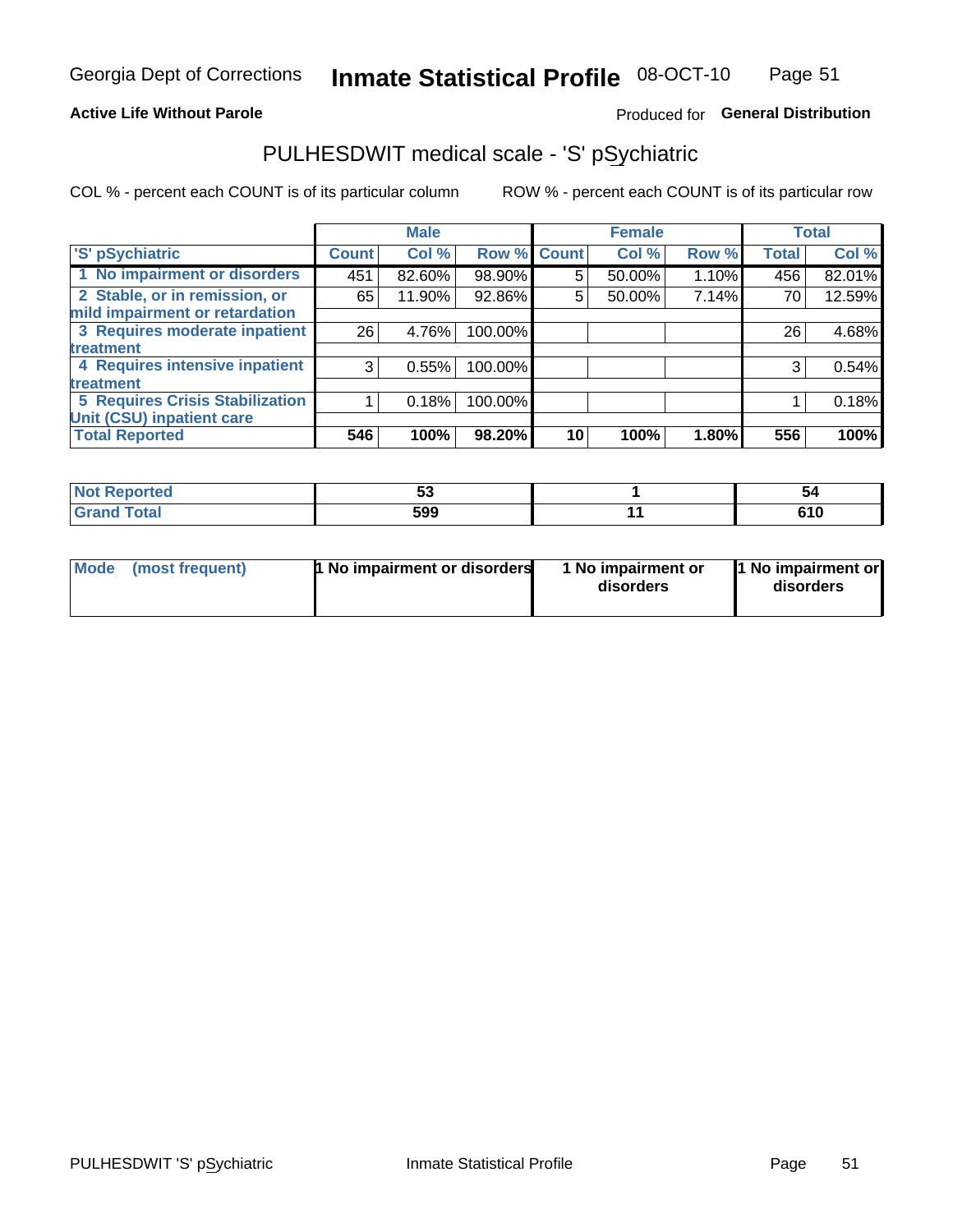Georgia Dept of Corrections **Inmate Statistical Profile** 08-OCT-10

**Active Life Without Parole**

Produced for **General Distribution**

## PULHESDWIT medical scale - 'S' pSychiatric

COL % - percent each COUNT is of its particular column

ROW % - percent each COUNT is of its particular row

| | Male | | | Female | | | Total | |
|---|---|---|---|---|---|---|---|---|
| 'S' pSychiatric | Count | Col % | Row % | Count | Col % | Row % | Total | Col % |
| 1 No impairment or disorders | 451 | 82.60% | 98.90% | 5 | 50.00% | 1.10% | 456 | 82.01% |
| 2 Stable, or in remission, or mild impairment or retardation | 65 | 11.90% | 92.86% | 5 | 50.00% | 7.14% | 70 | 12.59% |
| 3 Requires moderate inpatient treatment | 26 | 4.76% | 100.00% | | | | 26 | 4.68% |
| 4 Requires intensive inpatient treatment | 3 | 0.55% | 100.00% | | | | 3 | 0.54% |
| 5 Requires Crisis Stabilization Unit (CSU) inpatient care | 1 | 0.18% | 100.00% | | | | 1 | 0.18% |
| **Total Reported** | **546** | **100%** | **98.20%** | **10** | **100%** | **1.80%** | **556** | **100%** |

| | Male | Female | Total |
|---|---|---|---|
| Not Reported | 53 | 1 | 54 |
| Grand Total | 599 | 11 | 610 |

| | Male | Female | Total |
|---|---|---|---|
| Mode (most frequent) | 1 No impairment or disorders | 1 No impairment or disorders | 1 No impairment or disorders |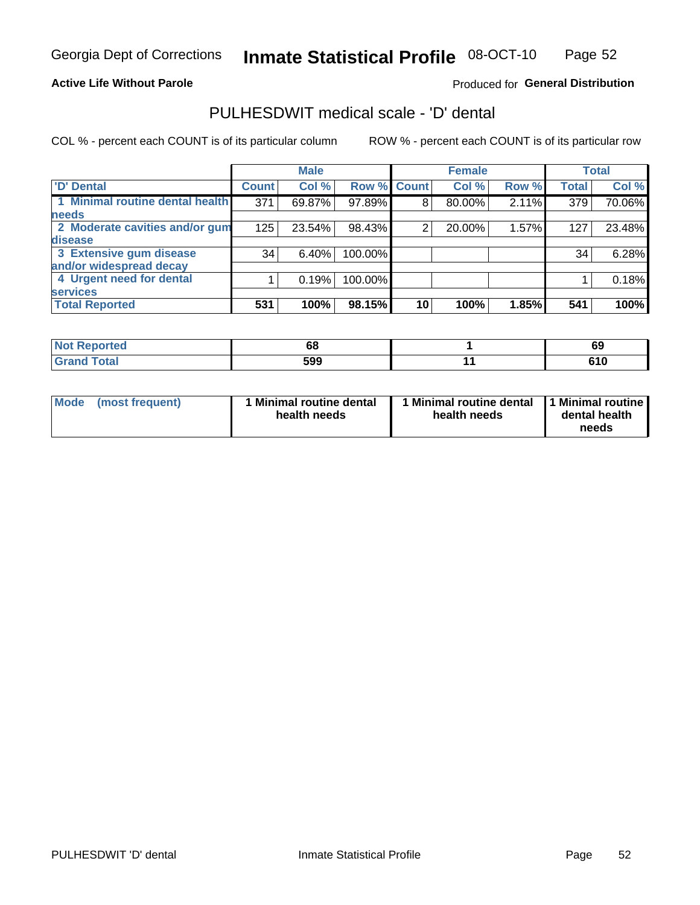Georgia Dept of Corrections **Inmate Statistical Profile** 08-OCT-10

**Active Life Without Parole**

Produced for **General Distribution**

## PULHESDWIT medical scale - 'D' dental

COL % - percent each COUNT is of its particular column ROW % - percent each COUNT is of its particular row

| | Male | | | Female | | | Total | |
|---|---|---|---|---|---|---|---|---|
| 'D' Dental | Count | Col % | Row % | Count | Col % | Row % | Total | Col % |
| 1 Minimal routine dental health needs | 371 | 69.87% | 97.89% | 8 | 80.00% | 2.11% | 379 | 70.06% |
| 2 Moderate cavities and/or gum disease | 125 | 23.54% | 98.43% | 2 | 20.00% | 1.57% | 127 | 23.48% |
| 3 Extensive gum disease and/or widespread decay | 34 | 6.40% | 100.00% | | | | 34 | 6.28% |
| 4 Urgent need for dental services | 1 | 0.19% | 100.00% | | | | 1 | 0.18% |
| **Total Reported** | **531** | **100%** | **98.15%** | **10** | **100%** | **1.85%** | **541** | **100%** |

| | Male | Female | Total |
|---|---|---|---|
| Not Reported | 68 | 1 | 69 |
| Grand Total | 599 | 11 | 610 |

| | Male | Female | Total |
|---|---|---|---|
| Mode (most frequent) | 1 Minimal routine dental health needs | 1 Minimal routine dental health needs | 1 Minimal routine dental health needs |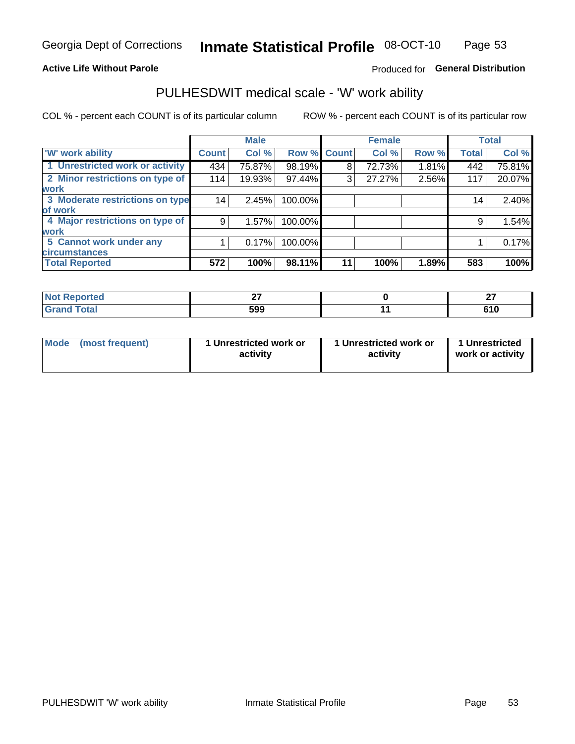Georgia Dept of Corrections **Inmate Statistical Profile** 08-OCT-10

**Active Life Without Parole**

Produced for **General Distribution**

## PULHESDWIT medical scale - 'W' work ability

COL % - percent each COUNT is of its particular column

ROW % - percent each COUNT is of its particular row

| | Male | | | Female | | | Total | |
|---|---|---|---|---|---|---|---|---|
| 'W' work ability | Count | Col % | Row % | Count | Col % | Row % | Total | Col % |
| 1 Unrestricted work or activity | 434 | 75.87% | 98.19% | 8 | 72.73% | 1.81% | 442 | 75.81% |
| 2 Minor restrictions on type of work | 114 | 19.93% | 97.44% | 3 | 27.27% | 2.56% | 117 | 20.07% |
| 3 Moderate restrictions on type of work | 14 | 2.45% | 100.00% | | | | 14 | 2.40% |
| 4 Major restrictions on type of work | 9 | 1.57% | 100.00% | | | | 9 | 1.54% |
| 5 Cannot work under any circumstances | 1 | 0.17% | 100.00% | | | | 1 | 0.17% |
| **Total Reported** | **572** | **100%** | **98.11%** | **11** | **100%** | **1.89%** | **583** | **100%** |

| | Male | Female | Total |
|---|---|---|---|
| Not Reported | 27 | 0 | 27 |
| Grand Total | 599 | 11 | 610 |

| | Male | Female | Total |
|---|---|---|---|
| Mode (most frequent) | 1 Unrestricted work or activity | 1 Unrestricted work or activity | 1 Unrestricted work or activity |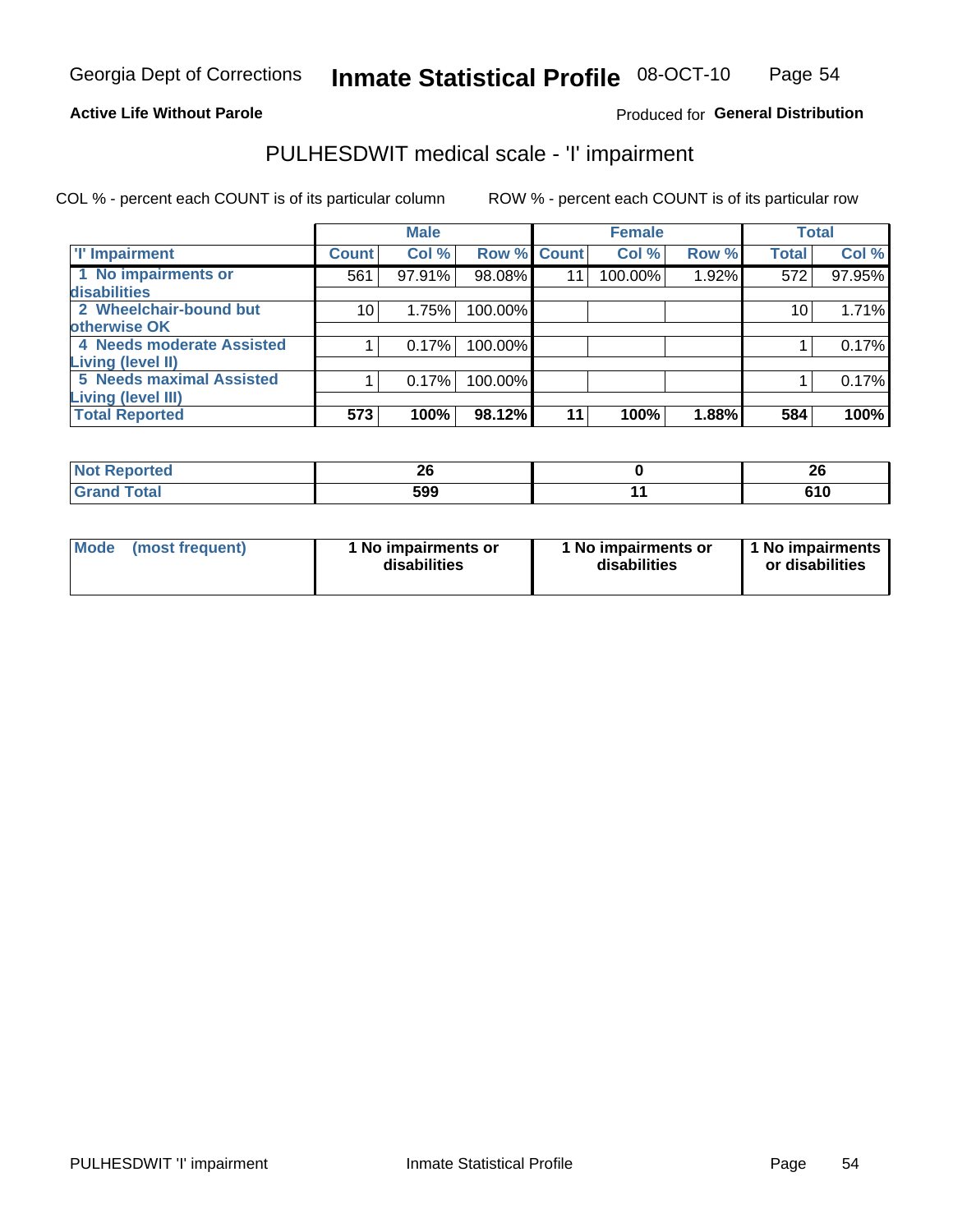Georgia Dept of Corrections **Inmate Statistical Profile** 08-OCT-10

**Active Life Without Parole**

Produced for **General Distribution**

## PULHESDWIT medical scale - 'I' impairment

COL % - percent each COUNT is of its particular column

ROW % - percent each COUNT is of its particular row

| | Male | | | Female | | | Total | |
|---|---|---|---|---|---|---|---|---|
| 'I' Impairment | Count | Col % | Row % | Count | Col % | Row % | Total | Col % |
| 1 No impairments or disabilities | 561 | 97.91% | 98.08% | 11 | 100.00% | 1.92% | 572 | 97.95% |
| 2 Wheelchair-bound but otherwise OK | 10 | 1.75% | 100.00% | | | | 10 | 1.71% |
| 4 Needs moderate Assisted Living (level II) | 1 | 0.17% | 100.00% | | | | 1 | 0.17% |
| 5 Needs maximal Assisted Living (level III) | 1 | 0.17% | 100.00% | | | | 1 | 0.17% |
| **Total Reported** | **573** | **100%** | **98.12%** | **11** | **100%** | **1.88%** | **584** | **100%** |

| | Male | Female | Total |
|---|---|---|---|
| Not Reported | 26 | 0 | 26 |
| Grand Total | 599 | 11 | 610 |

| | Male | Female | Total |
|---|---|---|---|
| Mode (most frequent) | 1 No impairments or disabilities | 1 No impairments or disabilities | 1 No impairments or disabilities |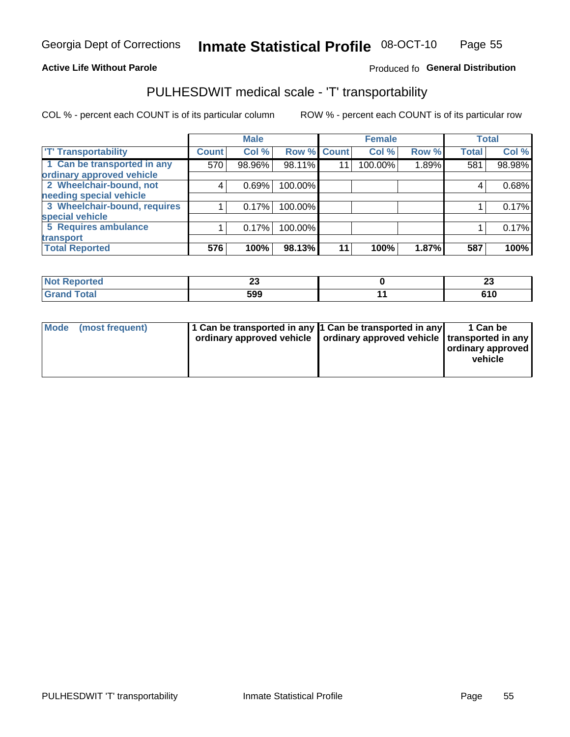Georgia Dept of Corrections **Inmate Statistical Profile** 08-OCT-10

**Active Life Without Parole**

Produced fo **General Distribution**

## PULHESDWIT medical scale - 'T' transportability

COL % - percent each COUNT is of its particular column

ROW % - percent each COUNT is of its particular row

| | Male | | | Female | | | Total | |
|---|---|---|---|---|---|---|---|---|
| 'T' Transportability | Count | Col % | Row % | Count | Col % | Row % | Total | Col % |
| 1 Can be transported in any ordinary approved vehicle | 570 | 98.96% | 98.11% | 11 | 100.00% | 1.89% | 581 | 98.98% |
| 2 Wheelchair-bound, not needing special vehicle | 4 | 0.69% | 100.00% | | | | 4 | 0.68% |
| 3 Wheelchair-bound, requires special vehicle | 1 | 0.17% | 100.00% | | | | 1 | 0.17% |
| 5 Requires ambulance transport | 1 | 0.17% | 100.00% | | | | 1 | 0.17% |
| **Total Reported** | **576** | **100%** | **98.13%** | **11** | **100%** | **1.87%** | **587** | **100%** |

| | Male | Female | Total |
|---|---|---|---|
| Not Reported | 23 | 0 | 23 |
| Grand Total | 599 | 11 | 610 |

| | Male | Female | Total |
|---|---|---|---|
| Mode (most frequent) | 1 Can be transported in any ordinary approved vehicle | 1 Can be transported in any ordinary approved vehicle | 1 Can be transported in any ordinary approved vehicle |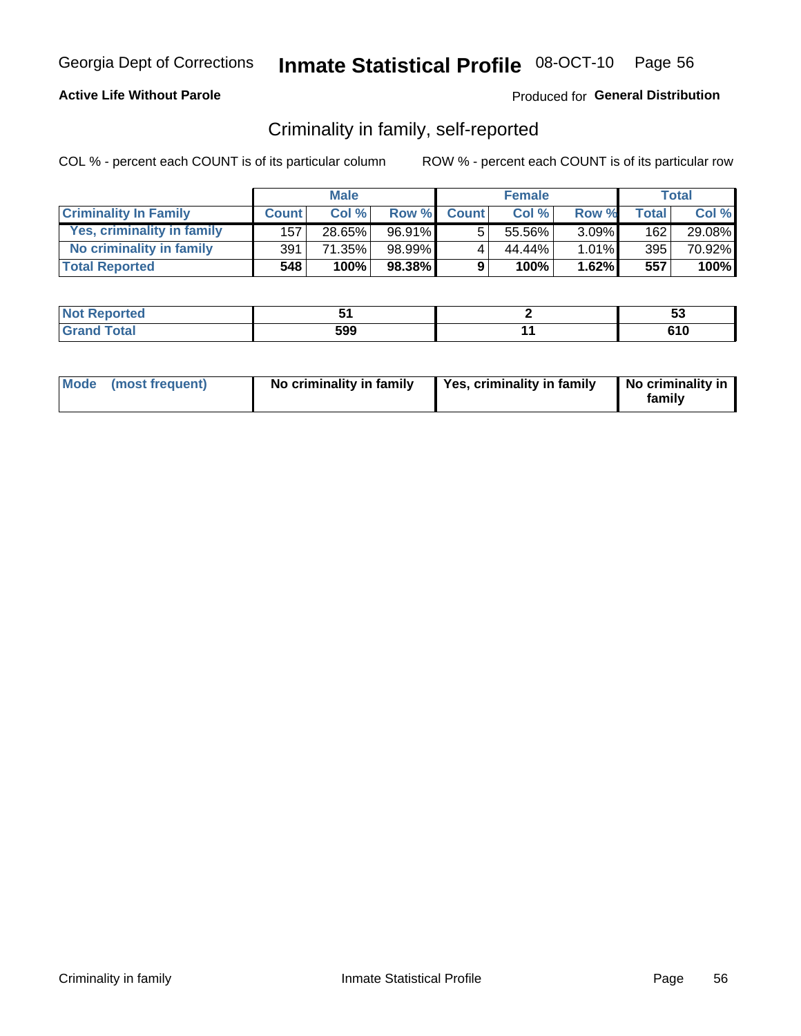Georgia Dept of Corrections **Inmate Statistical Profile** 08-OCT-10

**Active Life Without Parole**

Produced for **General Distribution**

## Criminality in family, self-reported

COL % - percent each COUNT is of its particular column    ROW % - percent each COUNT is of its particular row

| | Male | | | Female | | | Total | |
|---|---|---|---|---|---|---|---|---|
| **Criminality In Family** | **Count** | **Col %** | **Row %** | **Count** | **Col %** | **Row %** | **Total** | **Col %** |
| Yes, criminality in family | 157 | 28.65% | 96.91% | 5 | 55.56% | 3.09% | 162 | 29.08% |
| No criminality in family | 391 | 71.35% | 98.99% | 4 | 44.44% | 1.01% | 395 | 70.92% |
| **Total Reported** | **548** | **100%** | **98.38%** | **9** | **100%** | **1.62%** | **557** | **100%** |

| | Male | Female | Total |
|---|---|---|---|
| **Not Reported** | **51** | **2** | **53** |
| **Grand Total** | **599** | **11** | **610** |

| | Male | Female | Total |
|---|---|---|---|
| **Mode (most frequent)** | **No criminality in family** | **Yes, criminality in family** | **No criminality in family** |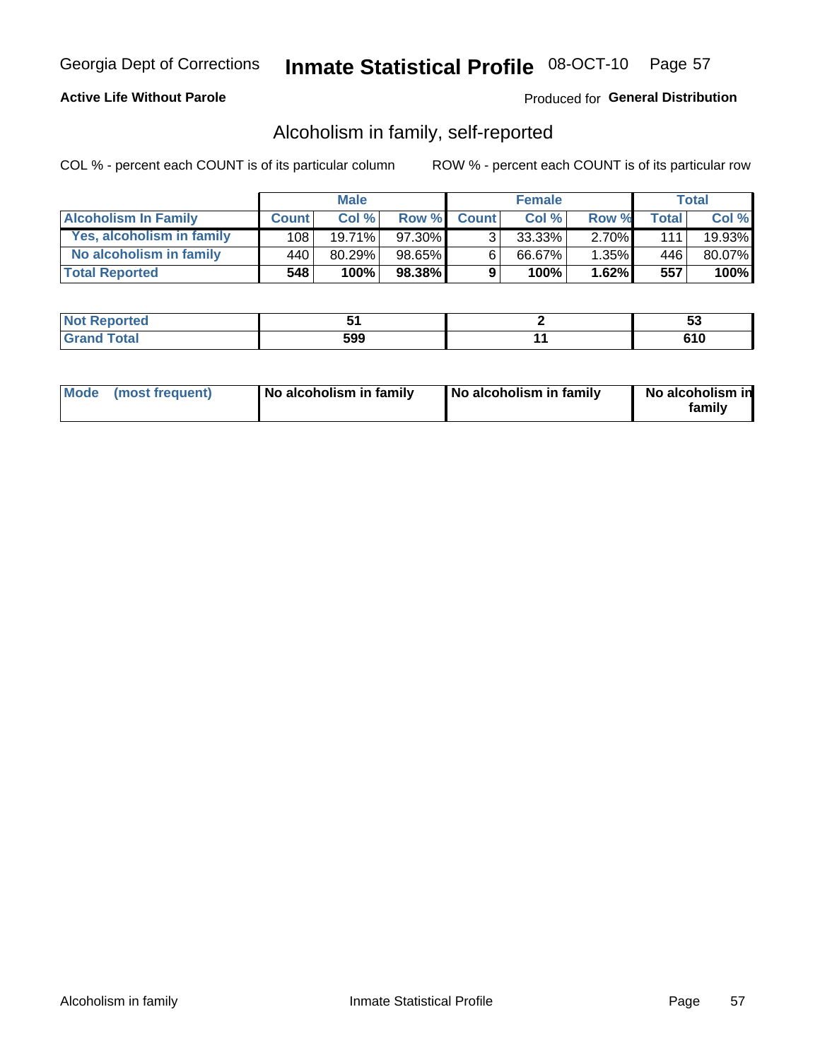Georgia Dept of Corrections **Inmate Statistical Profile** 08-OCT-10

**Active Life Without Parole**

Produced for **General Distribution**

## Alcoholism in family, self-reported

COL % - percent each COUNT is of its particular column

ROW % - percent each COUNT is of its particular row

| | Male | | | Female | | | Total | |
|---|---|---|---|---|---|---|---|---|
| **Alcoholism In Family** | **Count** | **Col %** | **Row %** | **Count** | **Col %** | **Row %** | **Total** | **Col %** |
| **Yes, alcoholism in family** | 108 | 19.71% | 97.30% | 3 | 33.33% | 2.70% | 111 | 19.93% |
| **No alcoholism in family** | 440 | 80.29% | 98.65% | 6 | 66.67% | 1.35% | 446 | 80.07% |
| **Total Reported** | **548** | **100%** | **98.38%** | **9** | **100%** | **1.62%** | **557** | **100%** |

| | Male | Female | Total |
|---|---|---|---|
| **Not Reported** | **51** | **2** | **53** |
| **Grand Total** | **599** | **11** | **610** |

| | Male | Female | Total |
|---|---|---|---|
| **Mode (most frequent)** | **No alcoholism in family** | **No alcoholism in family** | **No alcoholism in family** |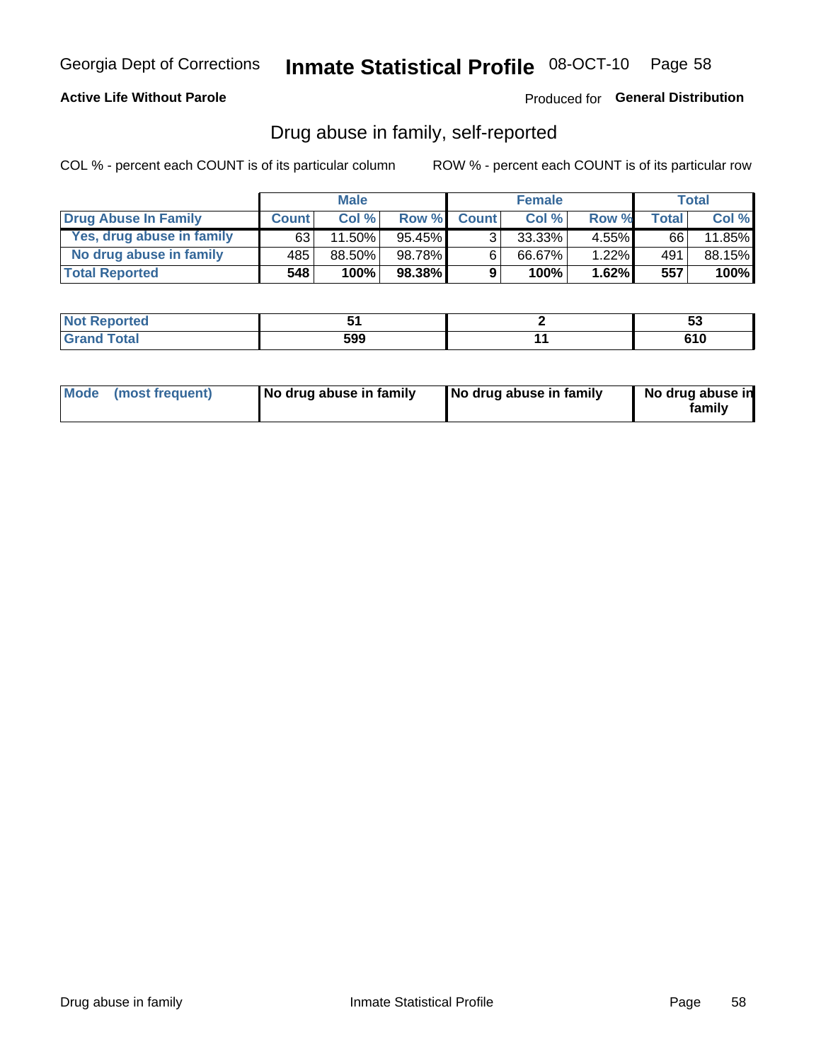Georgia Dept of Corrections **Inmate Statistical Profile** 08-OCT-10

**Active Life Without Parole**

Produced for **General Distribution**

## Drug abuse in family, self-reported

COL % - percent each COUNT is of its particular column

ROW % - percent each COUNT is of its particular row

| | Male | | | Female | | | Total | |
|---|---|---|---|---|---|---|---|---|
| **Drug Abuse In Family** | **Count** | **Col %** | **Row %** | **Count** | **Col %** | **Row %** | **Total** | **Col %** |
| Yes, drug abuse in family | 63 | 11.50% | 95.45% | 3 | 33.33% | 4.55% | 66 | 11.85% |
| No drug abuse in family | 485 | 88.50% | 98.78% | 6 | 66.67% | 1.22% | 491 | 88.15% |
| **Total Reported** | **548** | **100%** | **98.38%** | **9** | **100%** | **1.62%** | **557** | **100%** |

| | Male | Female | Total |
|---|---|---|---|
| **Not Reported** | **51** | **2** | **53** |
| **Grand Total** | **599** | **11** | **610** |

| | Male | Female | Total |
|---|---|---|---|
| **Mode (most frequent)** | **No drug abuse in family** | **No drug abuse in family** | **No drug abuse in family** |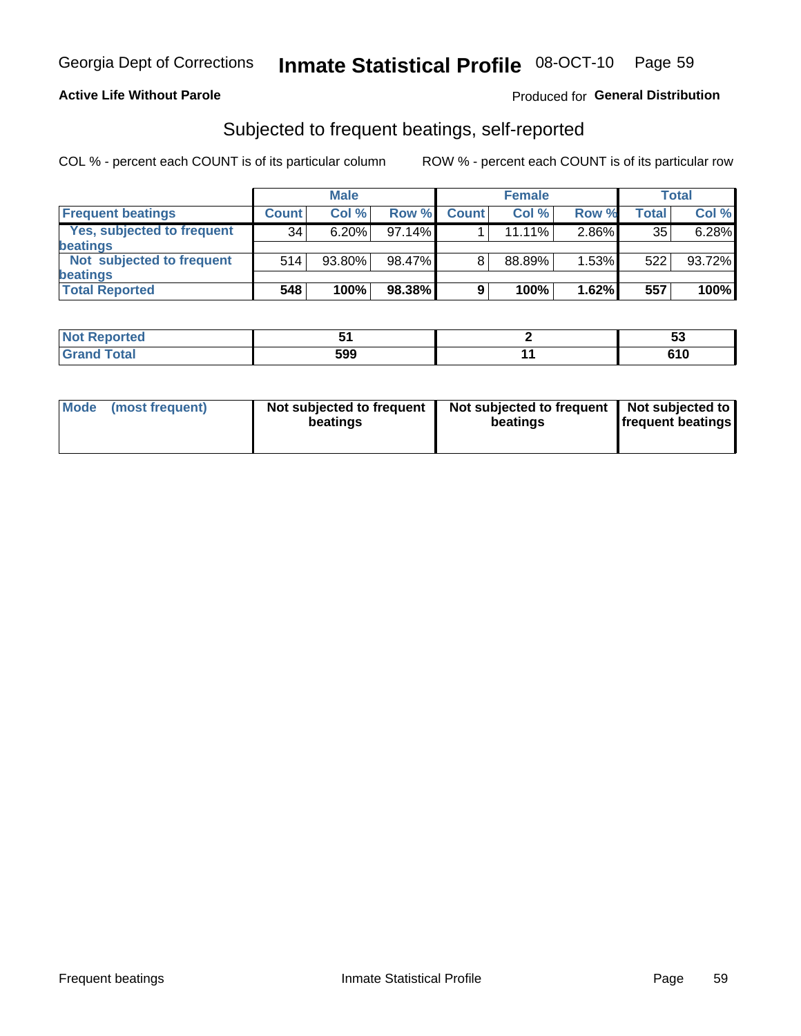Georgia Dept of Corrections **Inmate Statistical Profile** 08-OCT-10

**Active Life Without Parole**

Produced for **General Distribution**

## Subjected to frequent beatings, self-reported

COL % - percent each COUNT is of its particular column ROW % - percent each COUNT is of its particular row

| | Male | | | Female | | | Total | |
|---|---|---|---|---|---|---|---|---|
| **Frequent beatings** | **Count** | **Col %** | **Row %** | **Count** | **Col %** | **Row %** | **Total** | **Col %** |
| **Yes, subjected to frequent beatings** | 34 | 6.20% | 97.14% | 1 | 11.11% | 2.86% | 35 | 6.28% |
| **Not subjected to frequent beatings** | 514 | 93.80% | 98.47% | 8 | 88.89% | 1.53% | 522 | 93.72% |
| **Total Reported** | **548** | **100%** | **98.38%** | **9** | **100%** | **1.62%** | **557** | **100%** |

| | Male | Female | Total |
|---|---|---|---|
| **Not Reported** | **51** | **2** | **53** |
| **Grand Total** | **599** | **11** | **610** |

| | Male | Female | Total |
|---|---|---|---|
| **Mode (most frequent)** | **Not subjected to frequent beatings** | **Not subjected to frequent beatings** | **Not subjected to frequent beatings** |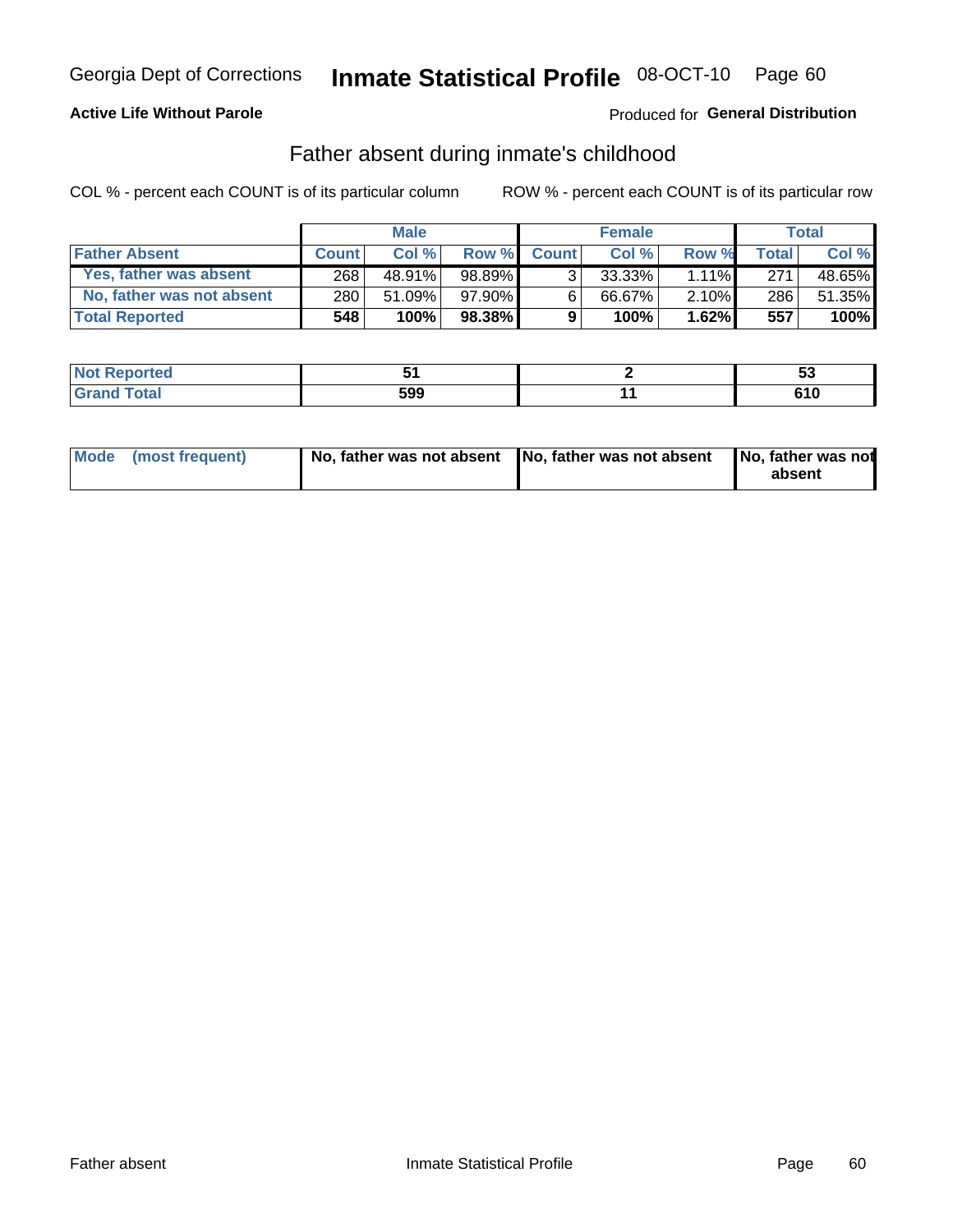Georgia Dept of Corrections **Inmate Statistical Profile** 08-OCT-10

**Active Life Without Parole**

Produced for **General Distribution**

## Father absent during inmate's childhood

COL % - percent each COUNT is of its particular column

ROW % - percent each COUNT is of its particular row

| | Male | | | Female | | | Total | |
|---|---|---|---|---|---|---|---|---|
| **Father Absent** | **Count** | **Col %** | **Row %** | **Count** | **Col %** | **Row %** | **Total** | **Col %** |
| Yes, father was absent | 268 | 48.91% | 98.89% | 3 | 33.33% | 1.11% | 271 | 48.65% |
| No, father was not absent | 280 | 51.09% | 97.90% | 6 | 66.67% | 2.10% | 286 | 51.35% |
| **Total Reported** | **548** | **100%** | **98.38%** | **9** | **100%** | **1.62%** | **557** | **100%** |

| | Male | Female | Total |
|---|---|---|---|
| **Not Reported** | **51** | **2** | **53** |
| **Grand Total** | **599** | **11** | **610** |

| | Male | Female | Total |
|---|---|---|---|
| **Mode (most frequent)** | **No, father was not absent** | **No, father was not absent** | **No, father was not absent** |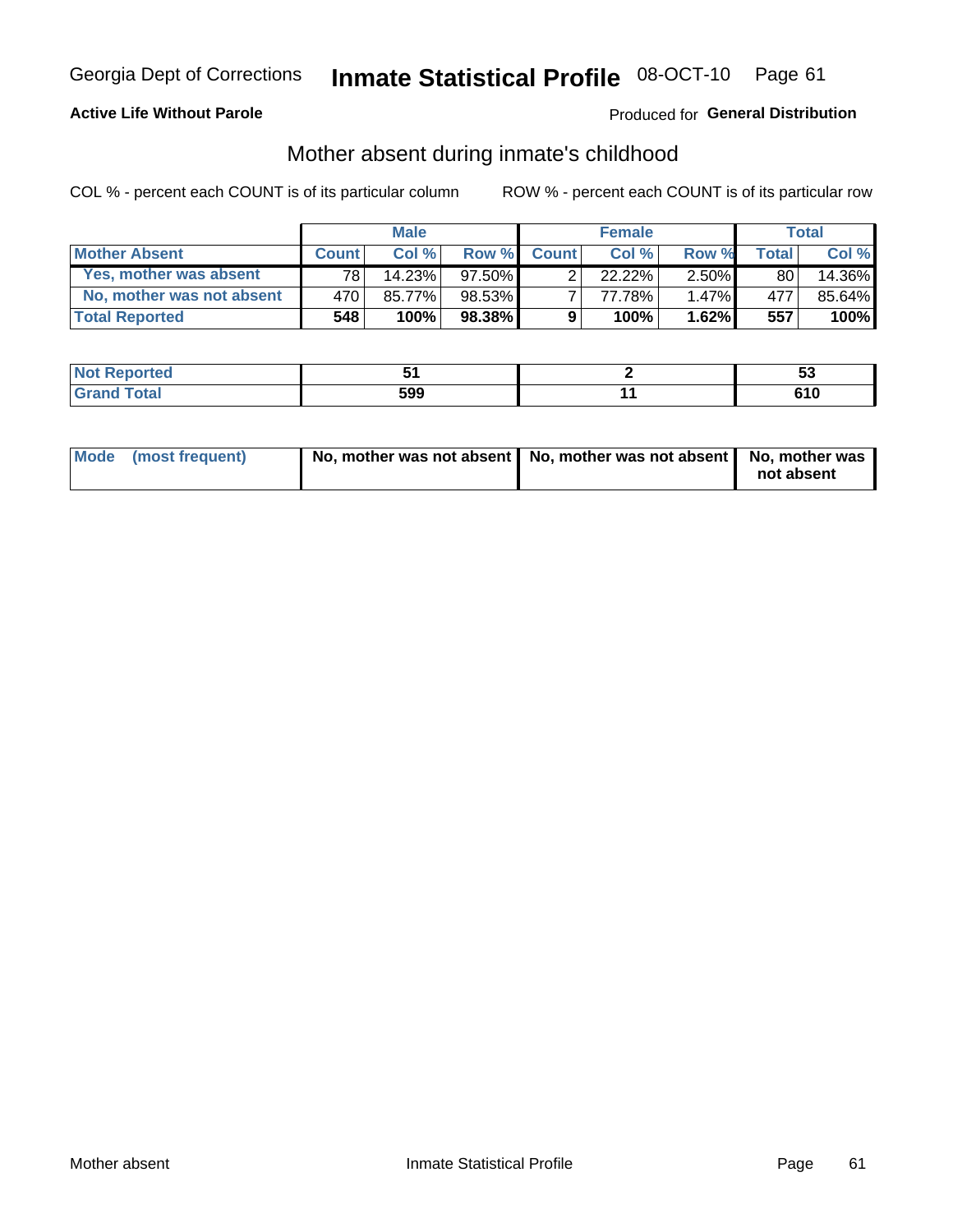Georgia Dept of Corrections **Inmate Statistical Profile** 08-OCT-10

**Active Life Without Parole**

Produced for **General Distribution**

## Mother absent during inmate's childhood

COL % - percent each COUNT is of its particular column        ROW % - percent each COUNT is of its particular row

| | Male | | | Female | | | Total | |
|---|---|---|---|---|---|---|---|---|
| **Mother Absent** | **Count** | **Col %** | **Row %** | **Count** | **Col %** | **Row %** | **Total** | **Col %** |
| **Yes, mother was absent** | 78 | 14.23% | 97.50% | 2 | 22.22% | 2.50% | 80 | 14.36% |
| **No, mother was not absent** | 470 | 85.77% | 98.53% | 7 | 77.78% | 1.47% | 477 | 85.64% |
| **Total Reported** | **548** | **100%** | **98.38%** | **9** | **100%** | **1.62%** | **557** | **100%** |

| | Male | Female | Total |
|---|---|---|---|
| **Not Reported** | **51** | **2** | **53** |
| **Grand Total** | **599** | **11** | **610** |

| | Male | Female | Total |
|---|---|---|---|
| **Mode (most frequent)** | **No, mother was not absent** | **No, mother was not absent** | **No, mother was not absent** |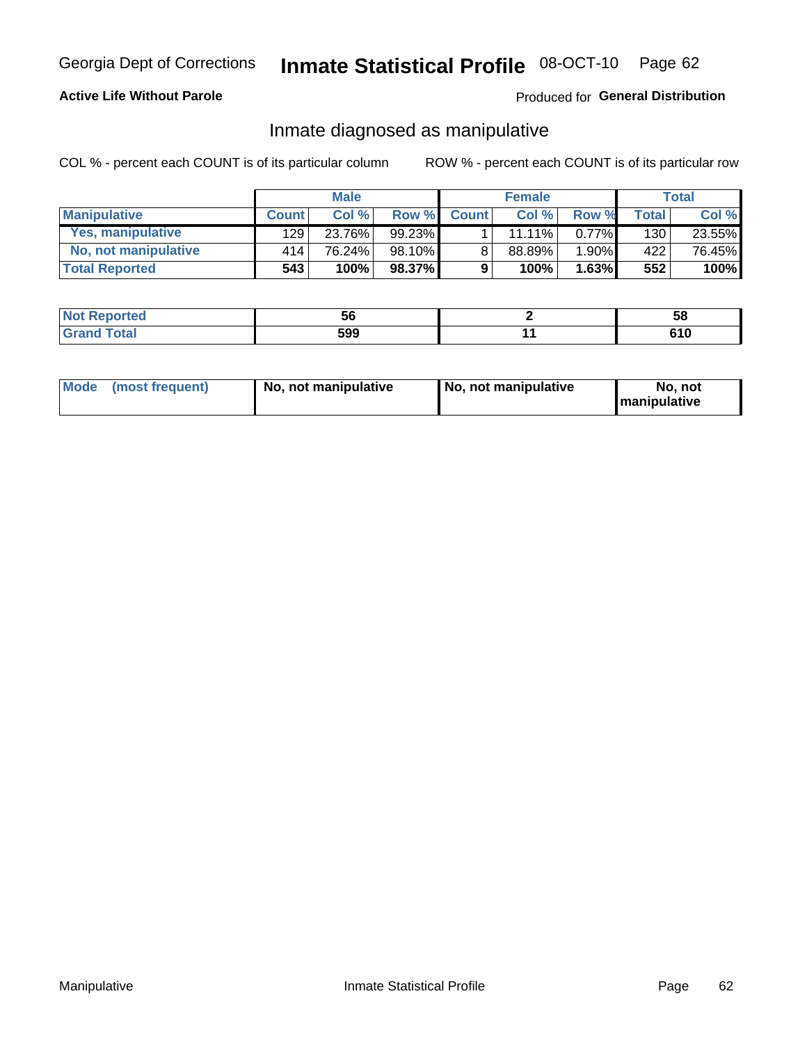Georgia Dept of Corrections **Inmate Statistical Profile** 08-OCT-10

**Active Life Without Parole**

Produced for **General Distribution**

## Inmate diagnosed as manipulative

COL % - percent each COUNT is of its particular column

ROW % - percent each COUNT is of its particular row

| | Male | | | Female | | | Total | |
|---|---|---|---|---|---|---|---|---|
| **Manipulative** | **Count** | **Col %** | **Row %** | **Count** | **Col %** | **Row %** | **Total** | **Col %** |
| **Yes, manipulative** | 129 | 23.76% | 99.23% | 1 | 11.11% | 0.77% | 130 | 23.55% |
| **No, not manipulative** | 414 | 76.24% | 98.10% | 8 | 88.89% | 1.90% | 422 | 76.45% |
| **Total Reported** | **543** | **100%** | **98.37%** | **9** | **100%** | **1.63%** | **552** | **100%** |

| | Male | Female | Total |
|---|---|---|---|
| **Not Reported** | **56** | **2** | **58** |
| **Grand Total** | **599** | **11** | **610** |

| | Male | Female | Total |
|---|---|---|---|
| **Mode (most frequent)** | **No, not manipulative** | **No, not manipulative** | **No, not manipulative** |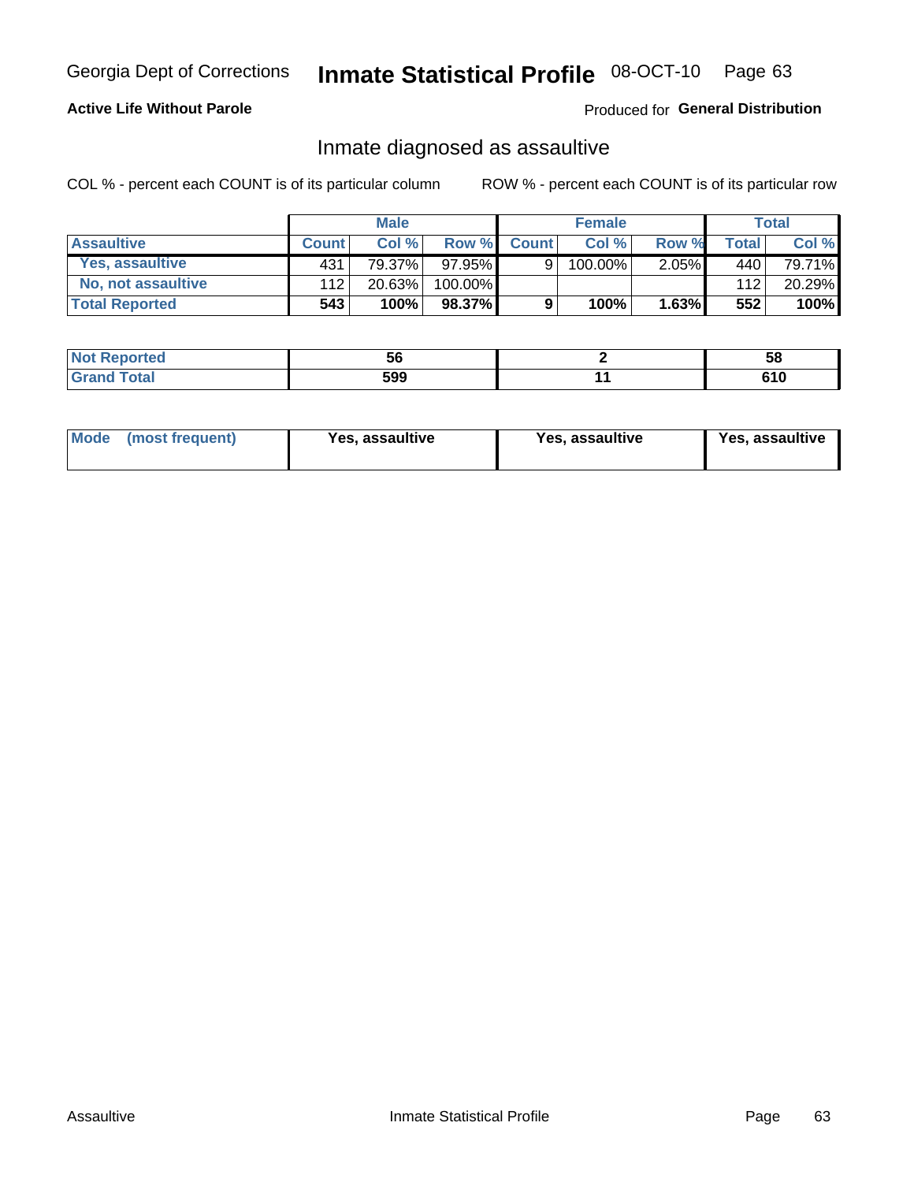Georgia Dept of Corrections **Inmate Statistical Profile** 08-OCT-10

**Active Life Without Parole**

Produced for **General Distribution**

## Inmate diagnosed as assaultive

COL % - percent each COUNT is of its particular column

ROW % - percent each COUNT is of its particular row

| | Male | | | Female | | | Total | |
|---|---|---|---|---|---|---|---|---|
| **Assaultive** | **Count** | **Col %** | **Row %** | **Count** | **Col %** | **Row %** | **Total** | **Col %** |
| **Yes, assaultive** | 431 | 79.37% | 97.95% | 9 | 100.00% | 2.05% | 440 | 79.71% |
| **No, not assaultive** | 112 | 20.63% | 100.00% | | | | 112 | 20.29% |
| **Total Reported** | **543** | **100%** | **98.37%** | **9** | **100%** | **1.63%** | **552** | **100%** |

| | Male | Female | Total |
|---|---|---|---|
| **Not Reported** | **56** | **2** | **58** |
| **Grand Total** | **599** | **11** | **610** |

| | Male | Female | Total |
|---|---|---|---|
| **Mode (most frequent)** | **Yes, assaultive** | **Yes, assaultive** | **Yes, assaultive** |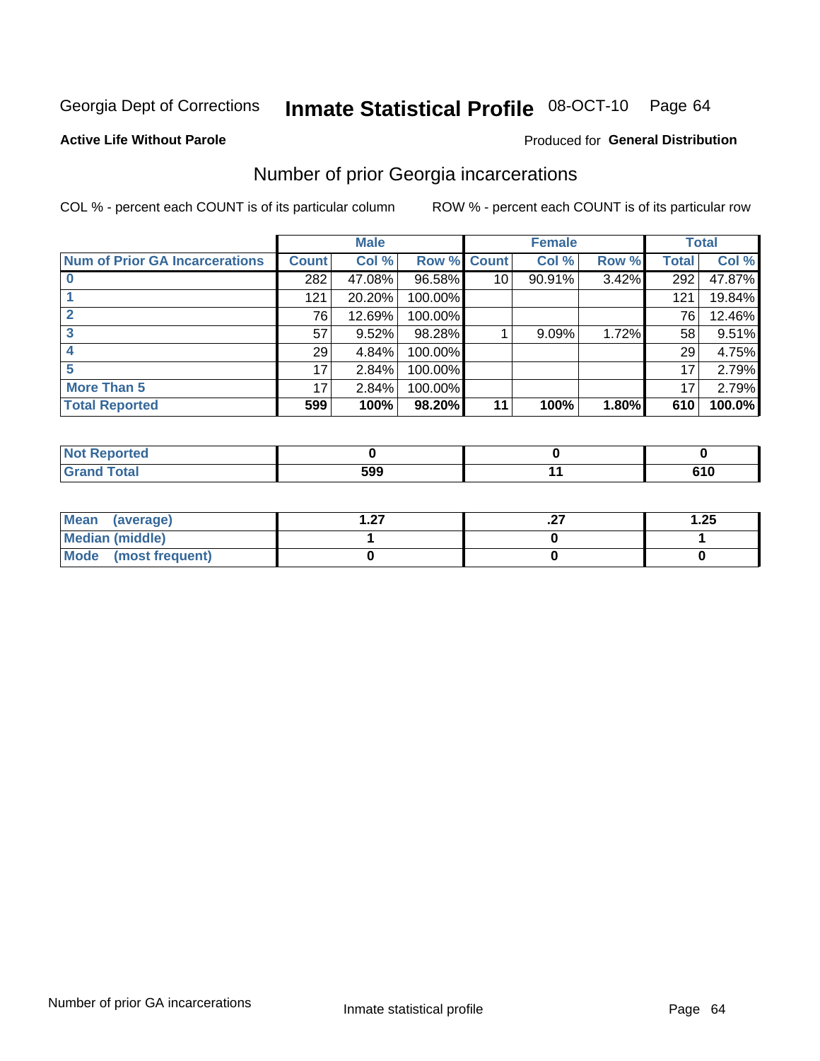Georgia Dept of Corrections **Inmate Statistical Profile** 08-OCT-10

**Active Life Without Parole**

Produced for **General Distribution**

## Number of prior Georgia incarcerations

COL % - percent each COUNT is of its particular column

ROW % - percent each COUNT is of its particular row

| | Male | | | Female | | | Total | |
|---|---|---|---|---|---|---|---|---|
| **Num of Prior GA Incarcerations** | **Count** | **Col %** | **Row %** | **Count** | **Col %** | **Row %** | **Total** | **Col %** |
| **0** | 282 | 47.08% | 96.58% | 10 | 90.91% | 3.42% | 292 | 47.87% |
| **1** | 121 | 20.20% | 100.00% | | | | 121 | 19.84% |
| **2** | 76 | 12.69% | 100.00% | | | | 76 | 12.46% |
| **3** | 57 | 9.52% | 98.28% | 1 | 9.09% | 1.72% | 58 | 9.51% |
| **4** | 29 | 4.84% | 100.00% | | | | 29 | 4.75% |
| **5** | 17 | 2.84% | 100.00% | | | | 17 | 2.79% |
| **More Than 5** | 17 | 2.84% | 100.00% | | | | 17 | 2.79% |
| **Total Reported** | **599** | **100%** | **98.20%** | **11** | **100%** | **1.80%** | **610** | **100.0%** |

| | Male | Female | Total |
|---|---|---|---|
| **Not Reported** | **0** | **0** | **0** |
| **Grand Total** | **599** | **11** | **610** |

| | Male | Female | Total |
|---|---|---|---|
| **Mean (average)** | **1.27** | **.27** | **1.25** |
| **Median (middle)** | **1** | **0** | **1** |
| **Mode (most frequent)** | **0** | **0** | **0** |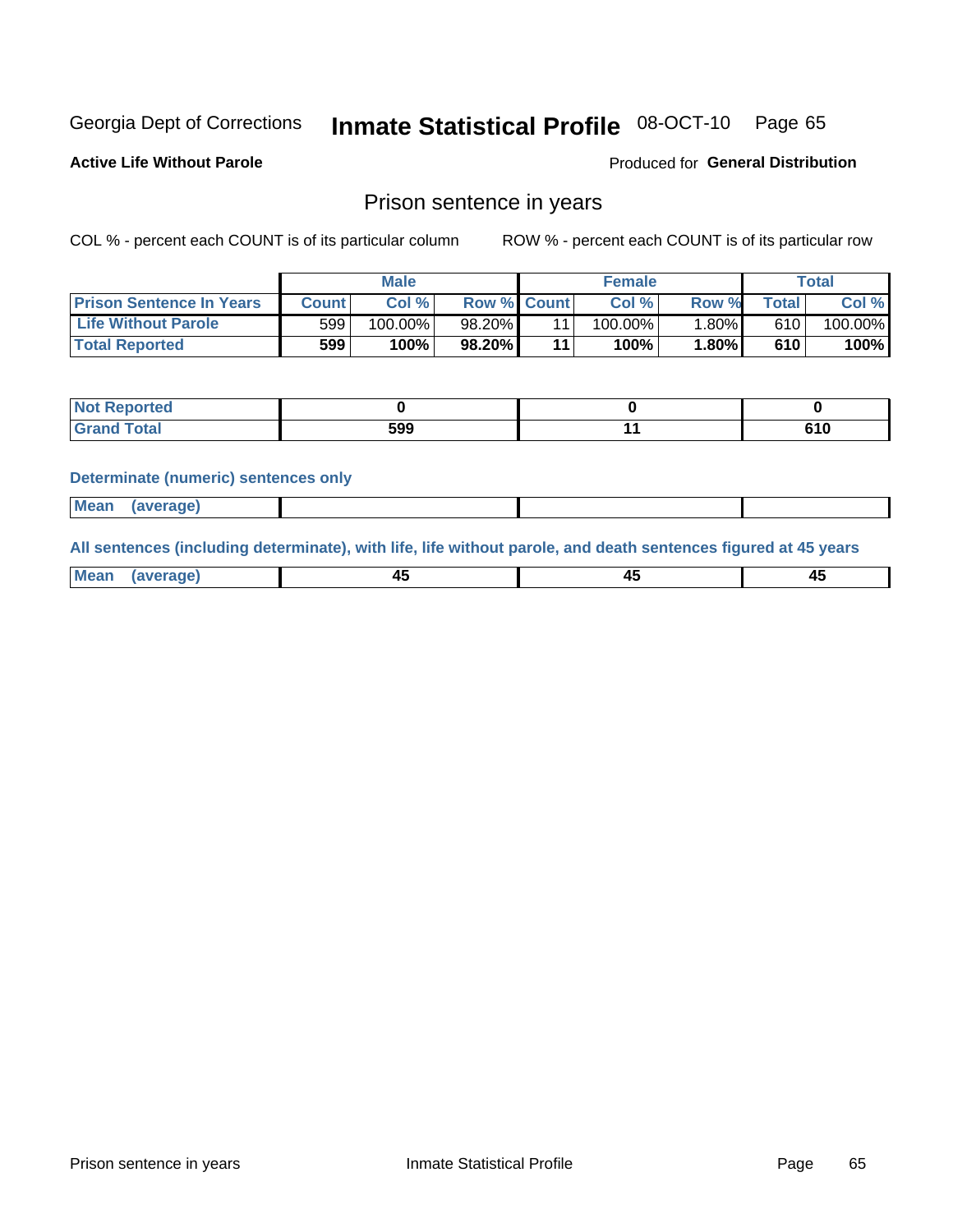Georgia Dept of Corrections **Inmate Statistical Profile** 08-OCT-10

**Active Life Without Parole**

Produced for **General Distribution**

## Prison sentence in years

COL % - percent each COUNT is of its particular column

ROW % - percent each COUNT is of its particular row

| | Male | | | Female | | | Total | |
|---|---|---|---|---|---|---|---|---|
| **Prison Sentence In Years** | **Count** | **Col %** | **Row %** | **Count** | **Col %** | **Row %** | **Total** | **Col %** |
| **Life Without Parole** | 599 | 100.00% | 98.20% | 11 | 100.00% | 1.80% | 610 | 100.00% |
| **Total Reported** | **599** | **100%** | **98.20%** | **11** | **100%** | **1.80%** | **610** | **100%** |

| | Male | Female | Total |
|---|---|---|---|
| **Not Reported** | **0** | **0** | **0** |
| **Grand Total** | **599** | **11** | **610** |

**Determinate (numeric) sentences only**

| | Male | Female | Total |
|---|---|---|---|
| **Mean (average)** | | | |

**All sentences (including determinate), with life, life without parole, and death sentences figured at 45 years**

| | Male | Female | Total |
|---|---|---|---|
| **Mean (average)** | **45** | **45** | **45** |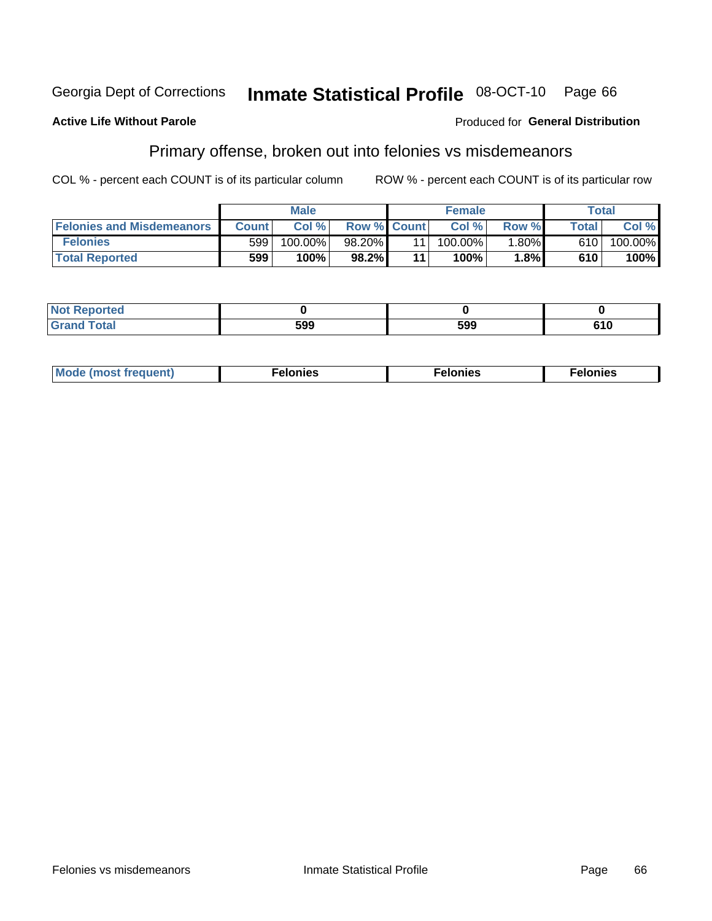Georgia Dept of Corrections **Inmate Statistical Profile** 08-OCT-10 Page 66

**Active Life Without Parole**

Produced for **General Distribution**

## Primary offense, broken out into felonies vs misdemeanors

COL % - percent each COUNT is of its particular column

ROW % - percent each COUNT is of its particular row

| | Male | | | Female | | | Total | |
|---|---|---|---|---|---|---|---|---|
| **Felonies and Misdemeanors** | **Count** | **Col %** | **Row %** | **Count** | **Col %** | **Row %** | **Total** | **Col %** |
| **Felonies** | 599 | 100.00% | 98.20% | 11 | 100.00% | 1.80% | 610 | 100.00% |
| **Total Reported** | **599** | **100%** | **98.2%** | **11** | **100%** | **1.8%** | **610** | **100%** |

| | | | |
|---|---|---|---|
| **Not Reported** | **0** | **0** | **0** |
| **Grand Total** | **599** | **599** | **610** |

| | | | |
|---|---|---|---|
| **Mode (most frequent)** | **Felonies** | **Felonies** | **Felonies** |

Felonies vs misdemeanors Inmate Statistical Profile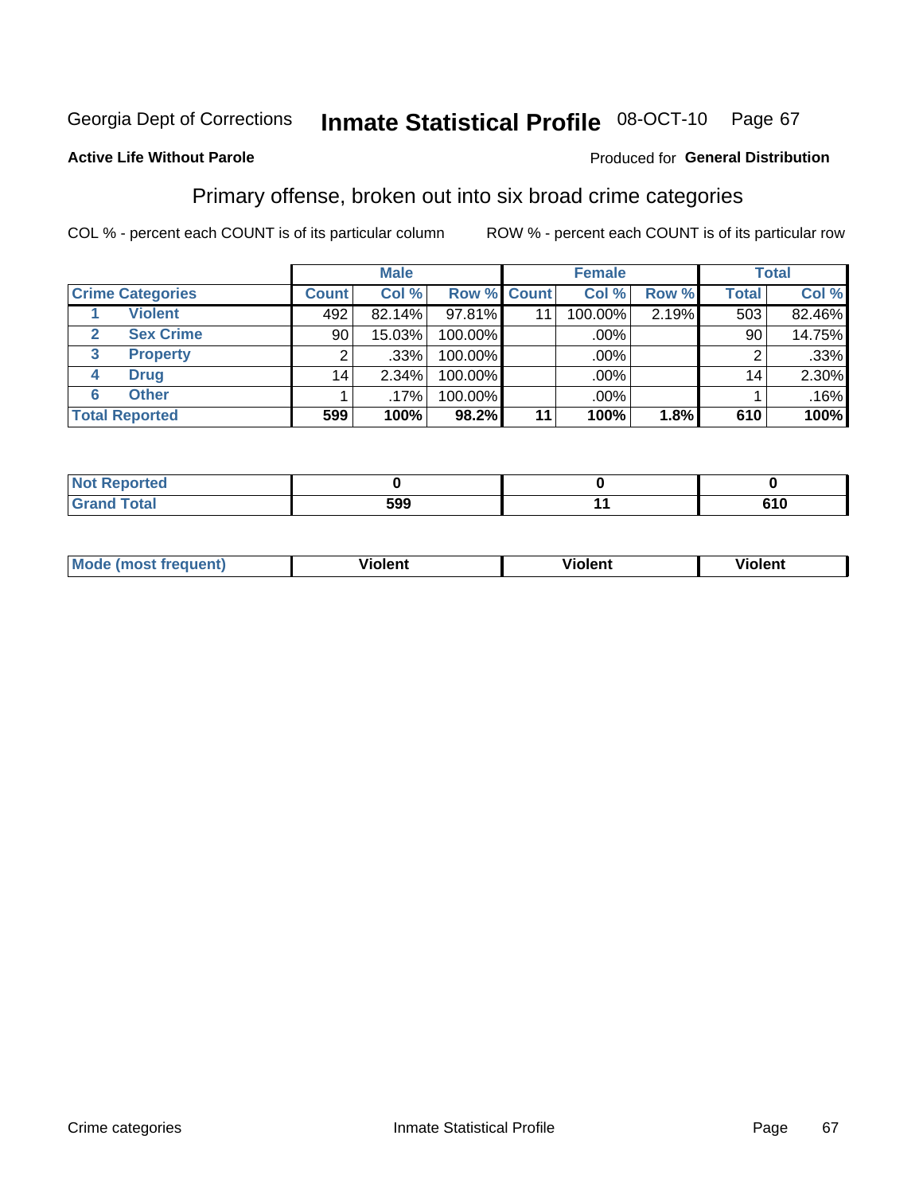Georgia Dept of Corrections **Inmate Statistical Profile** 08-OCT-10

**Active Life Without Parole**

Produced for **General Distribution**

## Primary offense, broken out into six broad crime categories

COL % - percent each COUNT is of its particular column

ROW % - percent each COUNT is of its particular row

| | | Male | | | Female | | | Total | |
|---|---|---|---|---|---|---|---|---|---|
| **Crime Categories** | | **Count** | **Col %** | **Row %** | **Count** | **Col %** | **Row %** | **Total** | **Col %** |
| 1 | Violent | 492 | 82.14% | 97.81% | 11 | 100.00% | 2.19% | 503 | 82.46% |
| 2 | Sex Crime | 90 | 15.03% | 100.00% | | .00% | | 90 | 14.75% |
| 3 | Property | 2 | .33% | 100.00% | | .00% | | 2 | .33% |
| 4 | Drug | 14 | 2.34% | 100.00% | | .00% | | 14 | 2.30% |
| 6 | Other | 1 | .17% | 100.00% | | .00% | | 1 | .16% |
| **Total Reported** | | **599** | **100%** | **98.2%** | **11** | **100%** | **1.8%** | **610** | **100%** |

| | Male | Female | Total |
|---|---|---|---|
| Not Reported | **0** | **0** | **0** |
| Grand Total | **599** | **11** | **610** |

| | Male | Female | Total |
|---|---|---|---|
| Mode (most frequent) | **Violent** | **Violent** | **Violent** |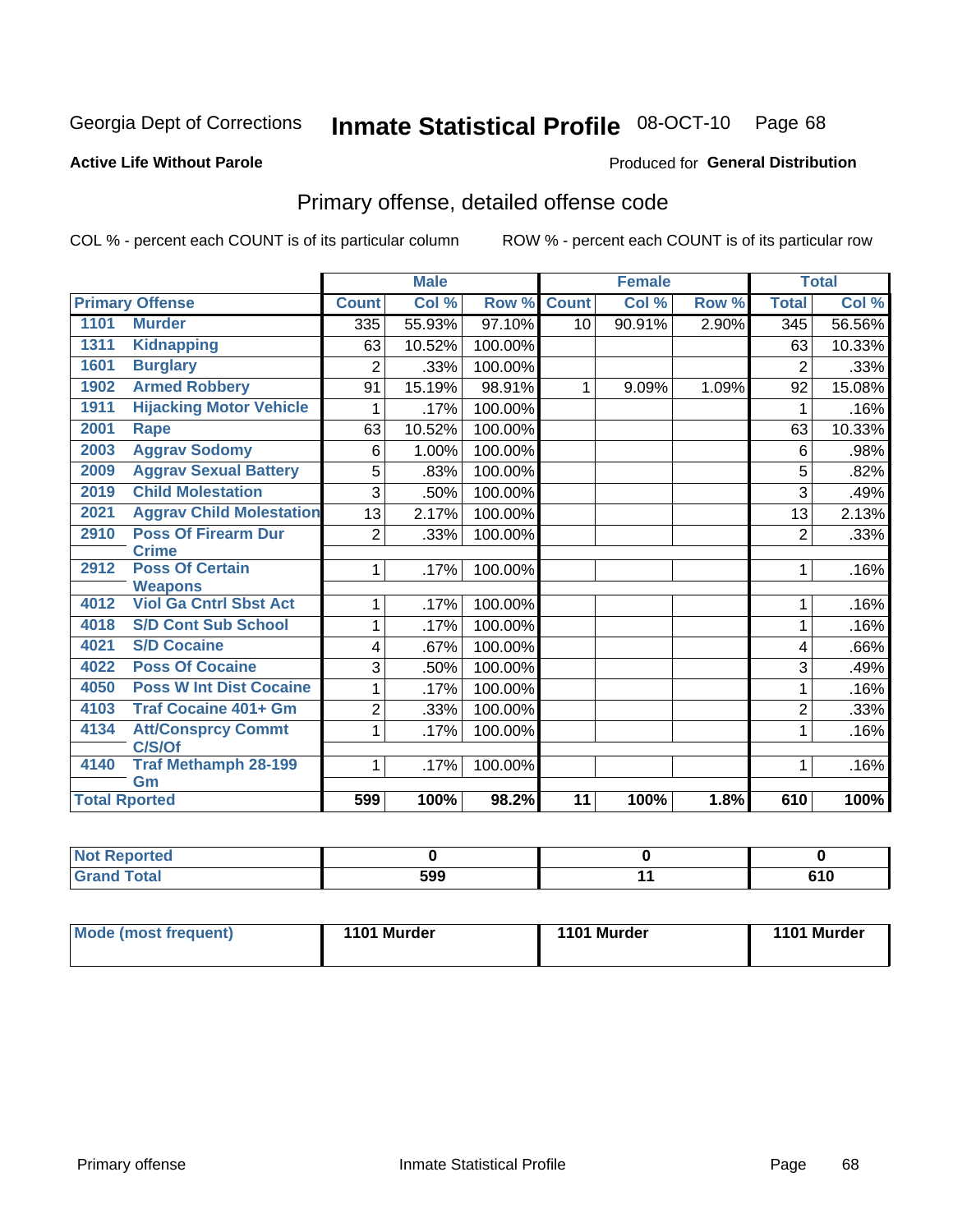Georgia Dept of Corrections **Inmate Statistical Profile** 08-OCT-10 Page 68

**Active Life Without Parole**

Produced for **General Distribution**

## Primary offense, detailed offense code

COL % - percent each COUNT is of its particular column ROW % - percent each COUNT is of its particular row

| Primary Offense | | Male | | | Female | | | Total | |
|---|---|---|---|---|---|---|---|---|---|
| | | Count | Col % | Row % | Count | Col % | Row % | Total | Col % |
| 1101 | Murder | 335 | 55.93% | 97.10% | 10 | 90.91% | 2.90% | 345 | 56.56% |
| 1311 | Kidnapping | 63 | 10.52% | 100.00% | | | | 63 | 10.33% |
| 1601 | Burglary | 2 | .33% | 100.00% | | | | 2 | .33% |
| 1902 | Armed Robbery | 91 | 15.19% | 98.91% | 1 | 9.09% | 1.09% | 92 | 15.08% |
| 1911 | Hijacking Motor Vehicle | 1 | .17% | 100.00% | | | | 1 | .16% |
| 2001 | Rape | 63 | 10.52% | 100.00% | | | | 63 | 10.33% |
| 2003 | Aggrav Sodomy | 6 | 1.00% | 100.00% | | | | 6 | .98% |
| 2009 | Aggrav Sexual Battery | 5 | .83% | 100.00% | | | | 5 | .82% |
| 2019 | Child Molestation | 3 | .50% | 100.00% | | | | 3 | .49% |
| 2021 | Aggrav Child Molestation | 13 | 2.17% | 100.00% | | | | 13 | 2.13% |
| 2910 | Poss Of Firearm Dur Crime | 2 | .33% | 100.00% | | | | 2 | .33% |
| 2912 | Poss Of Certain Weapons | 1 | .17% | 100.00% | | | | 1 | .16% |
| 4012 | Viol Ga Cntrl Sbst Act | 1 | .17% | 100.00% | | | | 1 | .16% |
| 4018 | S/D Cont Sub School | 1 | .17% | 100.00% | | | | 1 | .16% |
| 4021 | S/D Cocaine | 4 | .67% | 100.00% | | | | 4 | .66% |
| 4022 | Poss Of Cocaine | 3 | .50% | 100.00% | | | | 3 | .49% |
| 4050 | Poss W Int Dist Cocaine | 1 | .17% | 100.00% | | | | 1 | .16% |
| 4103 | Traf Cocaine 401+ Gm | 2 | .33% | 100.00% | | | | 2 | .33% |
| 4134 | Att/Consprcy Commt C/S/Of | 1 | .17% | 100.00% | | | | 1 | .16% |
| 4140 | Traf Methamph 28-199 Gm | 1 | .17% | 100.00% | | | | 1 | .16% |
| **Total Rported** | | **599** | **100%** | **98.2%** | **11** | **100%** | **1.8%** | **610** | **100%** |

| | Male | Female | Total |
|---|---|---|---|
| Not Reported | 0 | 0 | 0 |
| Grand Total | 599 | 11 | 610 |

| | Male | Female | Total |
|---|---|---|---|
| Mode (most frequent) | 1101 Murder | 1101 Murder | 1101 Murder |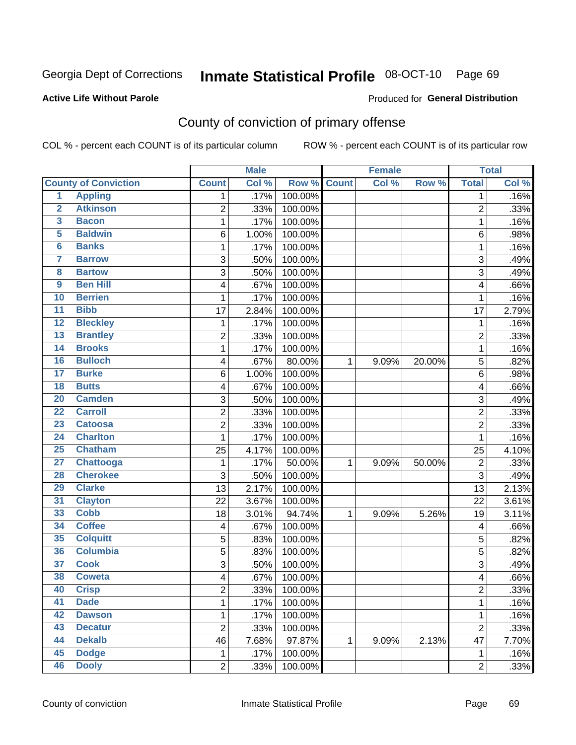Georgia Dept of Corrections **Inmate Statistical Profile** 08-OCT-10

**Active Life Without Parole**

Produced for **General Distribution**

## County of conviction of primary offense

COL % - percent each COUNT is of its particular column    ROW % - percent each COUNT is of its particular row

| County of Conviction | | Male | | | Female | | | Total | |
|---|---|---|---|---|---|---|---|---|---|
| | | Count | Col % | Row % | Count | Col % | Row % | Total | Col % |
| 1 | Appling | 1 | .17% | 100.00% | | | | 1 | .16% |
| 2 | Atkinson | 2 | .33% | 100.00% | | | | 2 | .33% |
| 3 | Bacon | 1 | .17% | 100.00% | | | | 1 | .16% |
| 5 | Baldwin | 6 | 1.00% | 100.00% | | | | 6 | .98% |
| 6 | Banks | 1 | .17% | 100.00% | | | | 1 | .16% |
| 7 | Barrow | 3 | .50% | 100.00% | | | | 3 | .49% |
| 8 | Bartow | 3 | .50% | 100.00% | | | | 3 | .49% |
| 9 | Ben Hill | 4 | .67% | 100.00% | | | | 4 | .66% |
| 10 | Berrien | 1 | .17% | 100.00% | | | | 1 | .16% |
| 11 | Bibb | 17 | 2.84% | 100.00% | | | | 17 | 2.79% |
| 12 | Bleckley | 1 | .17% | 100.00% | | | | 1 | .16% |
| 13 | Brantley | 2 | .33% | 100.00% | | | | 2 | .33% |
| 14 | Brooks | 1 | .17% | 100.00% | | | | 1 | .16% |
| 16 | Bulloch | 4 | .67% | 80.00% | 1 | 9.09% | 20.00% | 5 | .82% |
| 17 | Burke | 6 | 1.00% | 100.00% | | | | 6 | .98% |
| 18 | Butts | 4 | .67% | 100.00% | | | | 4 | .66% |
| 20 | Camden | 3 | .50% | 100.00% | | | | 3 | .49% |
| 22 | Carroll | 2 | .33% | 100.00% | | | | 2 | .33% |
| 23 | Catoosa | 2 | .33% | 100.00% | | | | 2 | .33% |
| 24 | Charlton | 1 | .17% | 100.00% | | | | 1 | .16% |
| 25 | Chatham | 25 | 4.17% | 100.00% | | | | 25 | 4.10% |
| 27 | Chattooga | 1 | .17% | 50.00% | 1 | 9.09% | 50.00% | 2 | .33% |
| 28 | Cherokee | 3 | .50% | 100.00% | | | | 3 | .49% |
| 29 | Clarke | 13 | 2.17% | 100.00% | | | | 13 | 2.13% |
| 31 | Clayton | 22 | 3.67% | 100.00% | | | | 22 | 3.61% |
| 33 | Cobb | 18 | 3.01% | 94.74% | 1 | 9.09% | 5.26% | 19 | 3.11% |
| 34 | Coffee | 4 | .67% | 100.00% | | | | 4 | .66% |
| 35 | Colquitt | 5 | .83% | 100.00% | | | | 5 | .82% |
| 36 | Columbia | 5 | .83% | 100.00% | | | | 5 | .82% |
| 37 | Cook | 3 | .50% | 100.00% | | | | 3 | .49% |
| 38 | Coweta | 4 | .67% | 100.00% | | | | 4 | .66% |
| 40 | Crisp | 2 | .33% | 100.00% | | | | 2 | .33% |
| 41 | Dade | 1 | .17% | 100.00% | | | | 1 | .16% |
| 42 | Dawson | 1 | .17% | 100.00% | | | | 1 | .16% |
| 43 | Decatur | 2 | .33% | 100.00% | | | | 2 | .33% |
| 44 | Dekalb | 46 | 7.68% | 97.87% | 1 | 9.09% | 2.13% | 47 | 7.70% |
| 45 | Dodge | 1 | .17% | 100.00% | | | | 1 | .16% |
| 46 | Dooly | 2 | .33% | 100.00% | | | | 2 | .33% |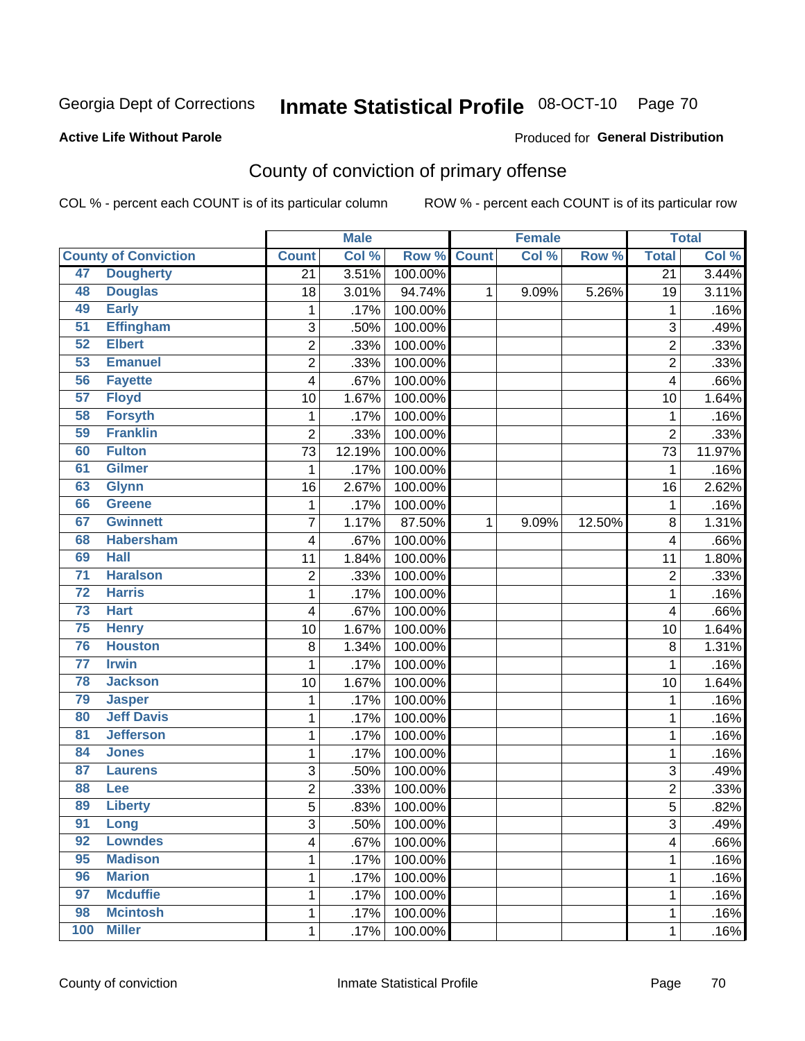Georgia Dept of Corrections **Inmate Statistical Profile** 08-OCT-10

**Active Life Without Parole**

Produced for **General Distribution**

## County of conviction of primary offense

COL % - percent each COUNT is of its particular column ROW % - percent each COUNT is of its particular row

| | | Male | | | Female | | | Total | |
|---|---|---|---|---|---|---|---|---|---|
| **County of Conviction** | | **Count** | **Col %** | **Row %** | **Count** | **Col %** | **Row %** | **Total** | **Col %** |
| 47 | Dougherty | 21 | 3.51% | 100.00% | | | | 21 | 3.44% |
| 48 | Douglas | 18 | 3.01% | 94.74% | 1 | 9.09% | 5.26% | 19 | 3.11% |
| 49 | Early | 1 | .17% | 100.00% | | | | 1 | .16% |
| 51 | Effingham | 3 | .50% | 100.00% | | | | 3 | .49% |
| 52 | Elbert | 2 | .33% | 100.00% | | | | 2 | .33% |
| 53 | Emanuel | 2 | .33% | 100.00% | | | | 2 | .33% |
| 56 | Fayette | 4 | .67% | 100.00% | | | | 4 | .66% |
| 57 | Floyd | 10 | 1.67% | 100.00% | | | | 10 | 1.64% |
| 58 | Forsyth | 1 | .17% | 100.00% | | | | 1 | .16% |
| 59 | Franklin | 2 | .33% | 100.00% | | | | 2 | .33% |
| 60 | Fulton | 73 | 12.19% | 100.00% | | | | 73 | 11.97% |
| 61 | Gilmer | 1 | .17% | 100.00% | | | | 1 | .16% |
| 63 | Glynn | 16 | 2.67% | 100.00% | | | | 16 | 2.62% |
| 66 | Greene | 1 | .17% | 100.00% | | | | 1 | .16% |
| 67 | Gwinnett | 7 | 1.17% | 87.50% | 1 | 9.09% | 12.50% | 8 | 1.31% |
| 68 | Habersham | 4 | .67% | 100.00% | | | | 4 | .66% |
| 69 | Hall | 11 | 1.84% | 100.00% | | | | 11 | 1.80% |
| 71 | Haralson | 2 | .33% | 100.00% | | | | 2 | .33% |
| 72 | Harris | 1 | .17% | 100.00% | | | | 1 | .16% |
| 73 | Hart | 4 | .67% | 100.00% | | | | 4 | .66% |
| 75 | Henry | 10 | 1.67% | 100.00% | | | | 10 | 1.64% |
| 76 | Houston | 8 | 1.34% | 100.00% | | | | 8 | 1.31% |
| 77 | Irwin | 1 | .17% | 100.00% | | | | 1 | .16% |
| 78 | Jackson | 10 | 1.67% | 100.00% | | | | 10 | 1.64% |
| 79 | Jasper | 1 | .17% | 100.00% | | | | 1 | .16% |
| 80 | Jeff Davis | 1 | .17% | 100.00% | | | | 1 | .16% |
| 81 | Jefferson | 1 | .17% | 100.00% | | | | 1 | .16% |
| 84 | Jones | 1 | .17% | 100.00% | | | | 1 | .16% |
| 87 | Laurens | 3 | .50% | 100.00% | | | | 3 | .49% |
| 88 | Lee | 2 | .33% | 100.00% | | | | 2 | .33% |
| 89 | Liberty | 5 | .83% | 100.00% | | | | 5 | .82% |
| 91 | Long | 3 | .50% | 100.00% | | | | 3 | .49% |
| 92 | Lowndes | 4 | .67% | 100.00% | | | | 4 | .66% |
| 95 | Madison | 1 | .17% | 100.00% | | | | 1 | .16% |
| 96 | Marion | 1 | .17% | 100.00% | | | | 1 | .16% |
| 97 | Mcduffie | 1 | .17% | 100.00% | | | | 1 | .16% |
| 98 | Mcintosh | 1 | .17% | 100.00% | | | | 1 | .16% |
| 100 | Miller | 1 | .17% | 100.00% | | | | 1 | .16% |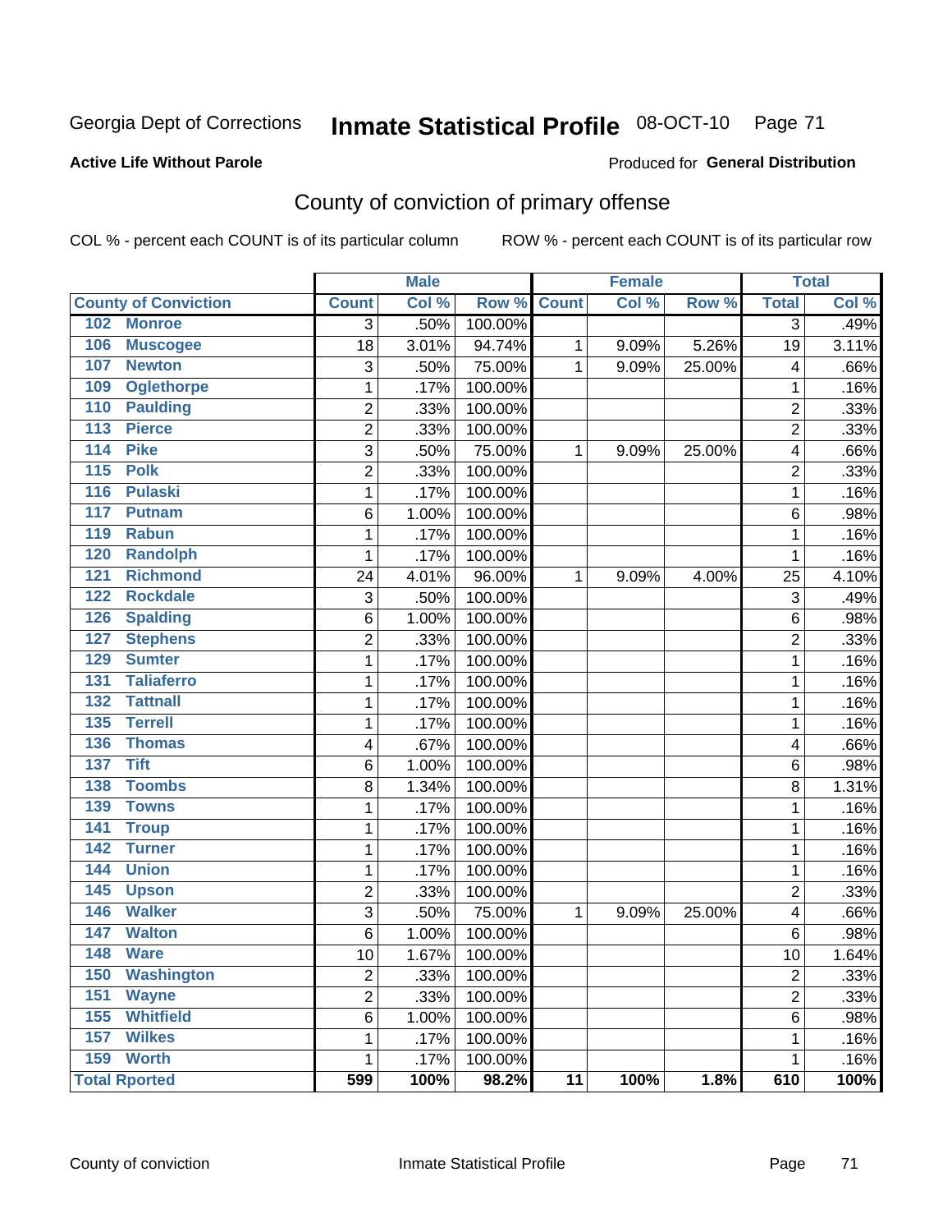Georgia Dept of Corrections **Inmate Statistical Profile** 08-OCT-10

**Active Life Without Parole**

Produced for **General Distribution**

## County of conviction of primary offense

COL % - percent each COUNT is of its particular column ROW % - percent each COUNT is of its particular row

| County of Conviction | Male | | | Female | | | Total | |
|---|---|---|---|---|---|---|---|---|
| | Count | Col % | Row % | Count | Col % | Row % | Total | Col % |
| 102 Monroe | 3 | .50% | 100.00% | | | | 3 | .49% |
| 106 Muscogee | 18 | 3.01% | 94.74% | 1 | 9.09% | 5.26% | 19 | 3.11% |
| 107 Newton | 3 | .50% | 75.00% | 1 | 9.09% | 25.00% | 4 | .66% |
| 109 Oglethorpe | 1 | .17% | 100.00% | | | | 1 | .16% |
| 110 Paulding | 2 | .33% | 100.00% | | | | 2 | .33% |
| 113 Pierce | 2 | .33% | 100.00% | | | | 2 | .33% |
| 114 Pike | 3 | .50% | 75.00% | 1 | 9.09% | 25.00% | 4 | .66% |
| 115 Polk | 2 | .33% | 100.00% | | | | 2 | .33% |
| 116 Pulaski | 1 | .17% | 100.00% | | | | 1 | .16% |
| 117 Putnam | 6 | 1.00% | 100.00% | | | | 6 | .98% |
| 119 Rabun | 1 | .17% | 100.00% | | | | 1 | .16% |
| 120 Randolph | 1 | .17% | 100.00% | | | | 1 | .16% |
| 121 Richmond | 24 | 4.01% | 96.00% | 1 | 9.09% | 4.00% | 25 | 4.10% |
| 122 Rockdale | 3 | .50% | 100.00% | | | | 3 | .49% |
| 126 Spalding | 6 | 1.00% | 100.00% | | | | 6 | .98% |
| 127 Stephens | 2 | .33% | 100.00% | | | | 2 | .33% |
| 129 Sumter | 1 | .17% | 100.00% | | | | 1 | .16% |
| 131 Taliaferro | 1 | .17% | 100.00% | | | | 1 | .16% |
| 132 Tattnall | 1 | .17% | 100.00% | | | | 1 | .16% |
| 135 Terrell | 1 | .17% | 100.00% | | | | 1 | .16% |
| 136 Thomas | 4 | .67% | 100.00% | | | | 4 | .66% |
| 137 Tift | 6 | 1.00% | 100.00% | | | | 6 | .98% |
| 138 Toombs | 8 | 1.34% | 100.00% | | | | 8 | 1.31% |
| 139 Towns | 1 | .17% | 100.00% | | | | 1 | .16% |
| 141 Troup | 1 | .17% | 100.00% | | | | 1 | .16% |
| 142 Turner | 1 | .17% | 100.00% | | | | 1 | .16% |
| 144 Union | 1 | .17% | 100.00% | | | | 1 | .16% |
| 145 Upson | 2 | .33% | 100.00% | | | | 2 | .33% |
| 146 Walker | 3 | .50% | 75.00% | 1 | 9.09% | 25.00% | 4 | .66% |
| 147 Walton | 6 | 1.00% | 100.00% | | | | 6 | .98% |
| 148 Ware | 10 | 1.67% | 100.00% | | | | 10 | 1.64% |
| 150 Washington | 2 | .33% | 100.00% | | | | 2 | .33% |
| 151 Wayne | 2 | .33% | 100.00% | | | | 2 | .33% |
| 155 Whitfield | 6 | 1.00% | 100.00% | | | | 6 | .98% |
| 157 Wilkes | 1 | .17% | 100.00% | | | | 1 | .16% |
| 159 Worth | 1 | .17% | 100.00% | | | | 1 | .16% |
| **Total Rported** | **599** | **100%** | **98.2%** | **11** | **100%** | **1.8%** | **610** | **100%** |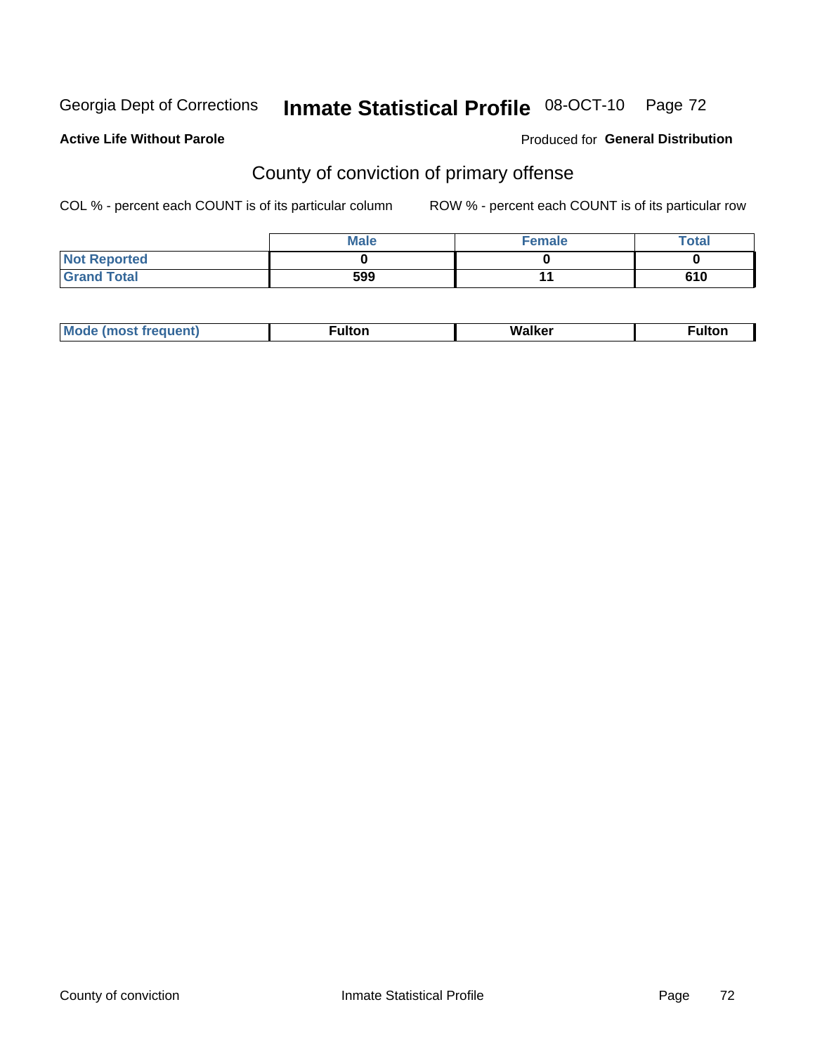Georgia Dept of Corrections **Inmate Statistical Profile** 08-OCT-10

**Active Life Without Parole**

Produced for **General Distribution**

## County of conviction of primary offense

COL % - percent each COUNT is of its particular column ROW % - percent each COUNT is of its particular row

| | Male | Female | Total |
|---|---|---|---|
| Not Reported | 0 | 0 | 0 |
| Grand Total | 599 | 11 | 610 |

| Mode (most frequent) | Fulton | Walker | Fulton |
|---|---|---|---|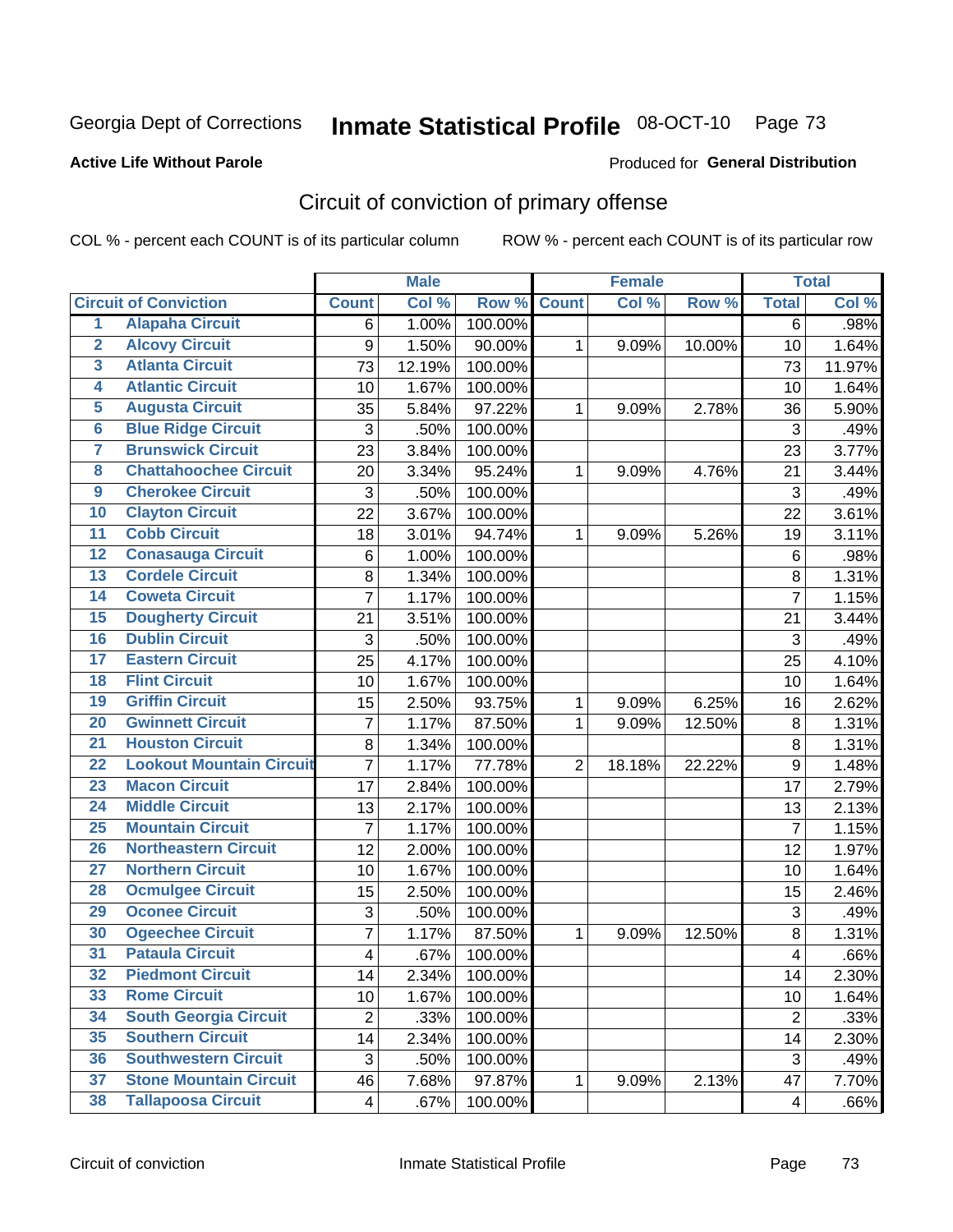Georgia Dept of Corrections **Inmate Statistical Profile** 08-OCT-10

**Active Life Without Parole**

Produced for **General Distribution**

## Circuit of conviction of primary offense

COL % - percent each COUNT is of its particular column ROW % - percent each COUNT is of its particular row

| | | Male | | | Female | | | Total | |
|---|---|---|---|---|---|---|---|---|---|
| **Circuit of Conviction** | | **Count** | **Col %** | **Row %** | **Count** | **Col %** | **Row %** | **Total** | **Col %** |
| 1 | Alapaha Circuit | 6 | 1.00% | 100.00% | | | | 6 | .98% |
| 2 | Alcovy Circuit | 9 | 1.50% | 90.00% | 1 | 9.09% | 10.00% | 10 | 1.64% |
| 3 | Atlanta Circuit | 73 | 12.19% | 100.00% | | | | 73 | 11.97% |
| 4 | Atlantic Circuit | 10 | 1.67% | 100.00% | | | | 10 | 1.64% |
| 5 | Augusta Circuit | 35 | 5.84% | 97.22% | 1 | 9.09% | 2.78% | 36 | 5.90% |
| 6 | Blue Ridge Circuit | 3 | .50% | 100.00% | | | | 3 | .49% |
| 7 | Brunswick Circuit | 23 | 3.84% | 100.00% | | | | 23 | 3.77% |
| 8 | Chattahoochee Circuit | 20 | 3.34% | 95.24% | 1 | 9.09% | 4.76% | 21 | 3.44% |
| 9 | Cherokee Circuit | 3 | .50% | 100.00% | | | | 3 | .49% |
| 10 | Clayton Circuit | 22 | 3.67% | 100.00% | | | | 22 | 3.61% |
| 11 | Cobb Circuit | 18 | 3.01% | 94.74% | 1 | 9.09% | 5.26% | 19 | 3.11% |
| 12 | Conasauga Circuit | 6 | 1.00% | 100.00% | | | | 6 | .98% |
| 13 | Cordele Circuit | 8 | 1.34% | 100.00% | | | | 8 | 1.31% |
| 14 | Coweta Circuit | 7 | 1.17% | 100.00% | | | | 7 | 1.15% |
| 15 | Dougherty Circuit | 21 | 3.51% | 100.00% | | | | 21 | 3.44% |
| 16 | Dublin Circuit | 3 | .50% | 100.00% | | | | 3 | .49% |
| 17 | Eastern Circuit | 25 | 4.17% | 100.00% | | | | 25 | 4.10% |
| 18 | Flint Circuit | 10 | 1.67% | 100.00% | | | | 10 | 1.64% |
| 19 | Griffin Circuit | 15 | 2.50% | 93.75% | 1 | 9.09% | 6.25% | 16 | 2.62% |
| 20 | Gwinnett Circuit | 7 | 1.17% | 87.50% | 1 | 9.09% | 12.50% | 8 | 1.31% |
| 21 | Houston Circuit | 8 | 1.34% | 100.00% | | | | 8 | 1.31% |
| 22 | Lookout Mountain Circuit | 7 | 1.17% | 77.78% | 2 | 18.18% | 22.22% | 9 | 1.48% |
| 23 | Macon Circuit | 17 | 2.84% | 100.00% | | | | 17 | 2.79% |
| 24 | Middle Circuit | 13 | 2.17% | 100.00% | | | | 13 | 2.13% |
| 25 | Mountain Circuit | 7 | 1.17% | 100.00% | | | | 7 | 1.15% |
| 26 | Northeastern Circuit | 12 | 2.00% | 100.00% | | | | 12 | 1.97% |
| 27 | Northern Circuit | 10 | 1.67% | 100.00% | | | | 10 | 1.64% |
| 28 | Ocmulgee Circuit | 15 | 2.50% | 100.00% | | | | 15 | 2.46% |
| 29 | Oconee Circuit | 3 | .50% | 100.00% | | | | 3 | .49% |
| 30 | Ogeechee Circuit | 7 | 1.17% | 87.50% | 1 | 9.09% | 12.50% | 8 | 1.31% |
| 31 | Pataula Circuit | 4 | .67% | 100.00% | | | | 4 | .66% |
| 32 | Piedmont Circuit | 14 | 2.34% | 100.00% | | | | 14 | 2.30% |
| 33 | Rome Circuit | 10 | 1.67% | 100.00% | | | | 10 | 1.64% |
| 34 | South Georgia Circuit | 2 | .33% | 100.00% | | | | 2 | .33% |
| 35 | Southern Circuit | 14 | 2.34% | 100.00% | | | | 14 | 2.30% |
| 36 | Southwestern Circuit | 3 | .50% | 100.00% | | | | 3 | .49% |
| 37 | Stone Mountain Circuit | 46 | 7.68% | 97.87% | 1 | 9.09% | 2.13% | 47 | 7.70% |
| 38 | Tallapoosa Circuit | 4 | .67% | 100.00% | | | | 4 | .66% |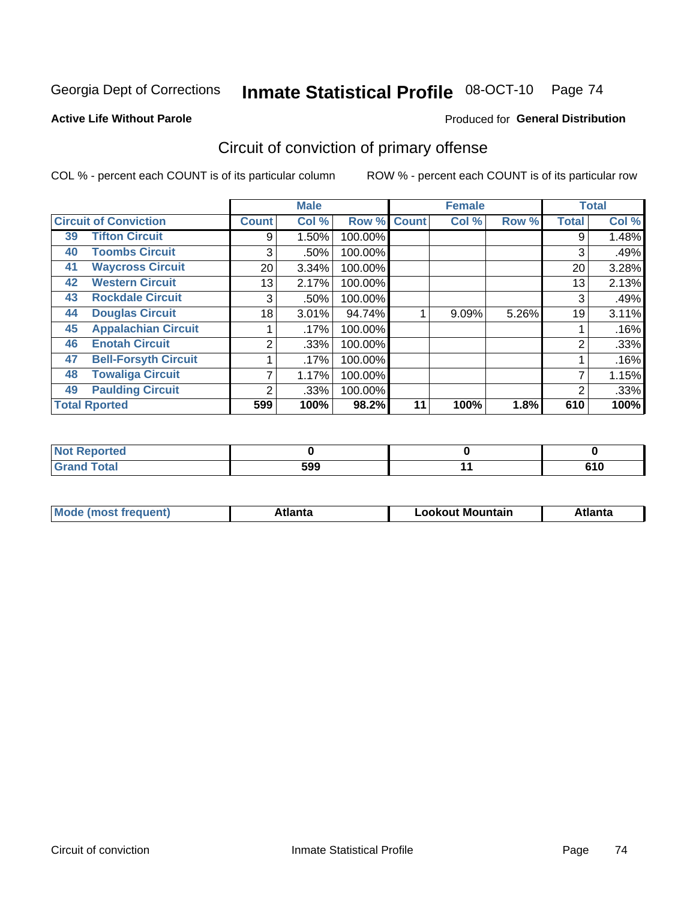Georgia Dept of Corrections **Inmate Statistical Profile** 08-OCT-10

**Active Life Without Parole**

Produced for **General Distribution**

## Circuit of conviction of primary offense

COL % - percent each COUNT is of its particular column    ROW % - percent each COUNT is of its particular row

| Circuit of Conviction | | Male | | | Female | | | Total | |
|---|---|---|---|---|---|---|---|---|---|
| | | Count | Col % | Row % | Count | Col % | Row % | Total | Col % |
| 39 | Tifton Circuit | 9 | 1.50% | 100.00% | | | | 9 | 1.48% |
| 40 | Toombs Circuit | 3 | .50% | 100.00% | | | | 3 | .49% |
| 41 | Waycross Circuit | 20 | 3.34% | 100.00% | | | | 20 | 3.28% |
| 42 | Western Circuit | 13 | 2.17% | 100.00% | | | | 13 | 2.13% |
| 43 | Rockdale Circuit | 3 | .50% | 100.00% | | | | 3 | .49% |
| 44 | Douglas Circuit | 18 | 3.01% | 94.74% | 1 | 9.09% | 5.26% | 19 | 3.11% |
| 45 | Appalachian Circuit | 1 | .17% | 100.00% | | | | 1 | .16% |
| 46 | Enotah Circuit | 2 | .33% | 100.00% | | | | 2 | .33% |
| 47 | Bell-Forsyth Circuit | 1 | .17% | 100.00% | | | | 1 | .16% |
| 48 | Towaliga Circuit | 7 | 1.17% | 100.00% | | | | 7 | 1.15% |
| 49 | Paulding Circuit | 2 | .33% | 100.00% | | | | 2 | .33% |
| **Total Rported** | | **599** | **100%** | **98.2%** | **11** | **100%** | **1.8%** | **610** | **100%** |

| | Male | Female | Total |
|---|---|---|---|
| Not Reported | 0 | 0 | 0 |
| Grand Total | 599 | 11 | 610 |

| | Male | Female | Total |
|---|---|---|---|
| Mode (most frequent) | Atlanta | Lookout Mountain | Atlanta |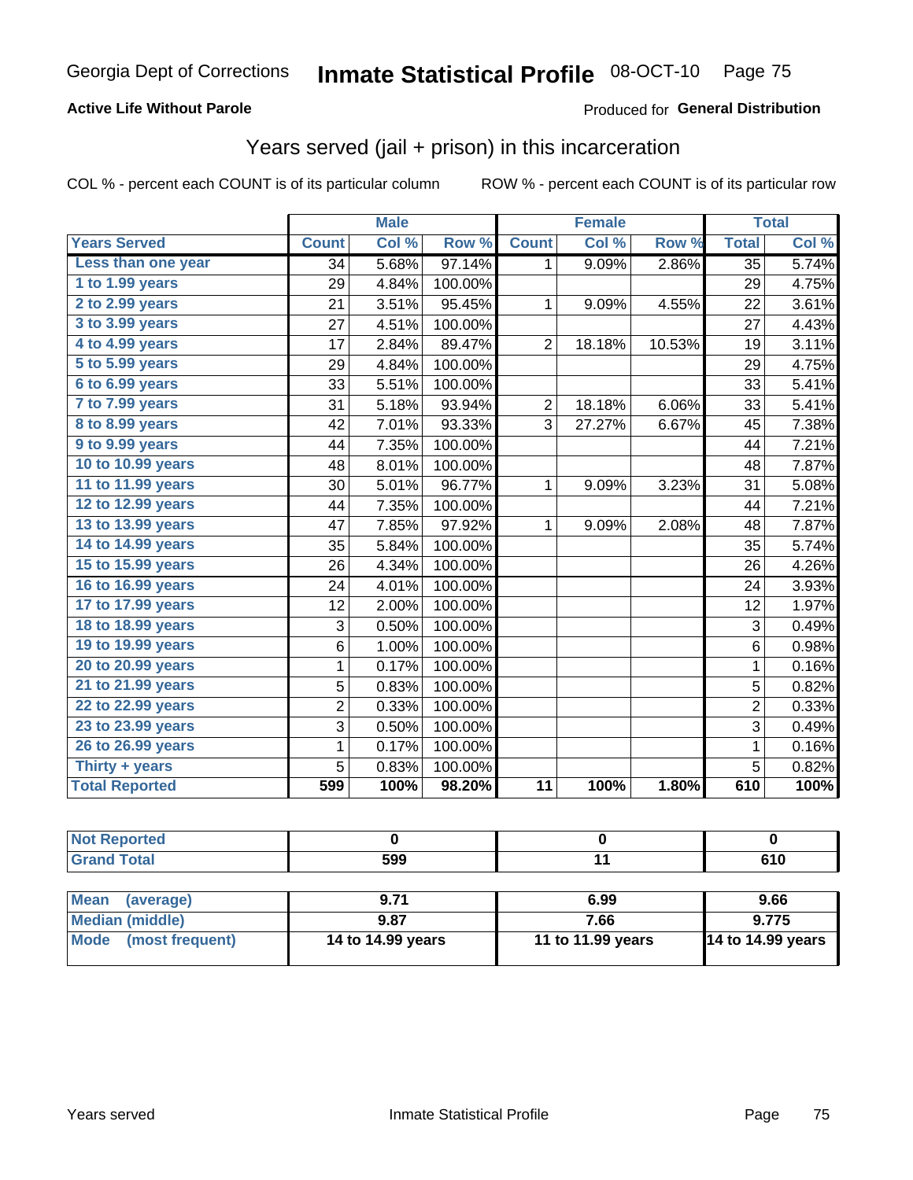Georgia Dept of Corrections **Inmate Statistical Profile** 08-OCT-10

**Active Life Without Parole**

Produced for **General Distribution**

## Years served (jail + prison) in this incarceration

COL % - percent each COUNT is of its particular column    ROW % - percent each COUNT is of its particular row

| | Male | | | Female | | | Total | |
|---|---|---|---|---|---|---|---|---|
| **Years Served** | **Count** | **Col %** | **Row %** | **Count** | **Col %** | **Row %** | **Total** | **Col %** |
| **Less than one year** | 34 | 5.68% | 97.14% | 1 | 9.09% | 2.86% | 35 | 5.74% |
| **1 to 1.99 years** | 29 | 4.84% | 100.00% | | | | 29 | 4.75% |
| **2 to 2.99 years** | 21 | 3.51% | 95.45% | 1 | 9.09% | 4.55% | 22 | 3.61% |
| **3 to 3.99 years** | 27 | 4.51% | 100.00% | | | | 27 | 4.43% |
| **4 to 4.99 years** | 17 | 2.84% | 89.47% | 2 | 18.18% | 10.53% | 19 | 3.11% |
| **5 to 5.99 years** | 29 | 4.84% | 100.00% | | | | 29 | 4.75% |
| **6 to 6.99 years** | 33 | 5.51% | 100.00% | | | | 33 | 5.41% |
| **7 to 7.99 years** | 31 | 5.18% | 93.94% | 2 | 18.18% | 6.06% | 33 | 5.41% |
| **8 to 8.99 years** | 42 | 7.01% | 93.33% | 3 | 27.27% | 6.67% | 45 | 7.38% |
| **9 to 9.99 years** | 44 | 7.35% | 100.00% | | | | 44 | 7.21% |
| **10 to 10.99 years** | 48 | 8.01% | 100.00% | | | | 48 | 7.87% |
| **11 to 11.99 years** | 30 | 5.01% | 96.77% | 1 | 9.09% | 3.23% | 31 | 5.08% |
| **12 to 12.99 years** | 44 | 7.35% | 100.00% | | | | 44 | 7.21% |
| **13 to 13.99 years** | 47 | 7.85% | 97.92% | 1 | 9.09% | 2.08% | 48 | 7.87% |
| **14 to 14.99 years** | 35 | 5.84% | 100.00% | | | | 35 | 5.74% |
| **15 to 15.99 years** | 26 | 4.34% | 100.00% | | | | 26 | 4.26% |
| **16 to 16.99 years** | 24 | 4.01% | 100.00% | | | | 24 | 3.93% |
| **17 to 17.99 years** | 12 | 2.00% | 100.00% | | | | 12 | 1.97% |
| **18 to 18.99 years** | 3 | 0.50% | 100.00% | | | | 3 | 0.49% |
| **19 to 19.99 years** | 6 | 1.00% | 100.00% | | | | 6 | 0.98% |
| **20 to 20.99 years** | 1 | 0.17% | 100.00% | | | | 1 | 0.16% |
| **21 to 21.99 years** | 5 | 0.83% | 100.00% | | | | 5 | 0.82% |
| **22 to 22.99 years** | 2 | 0.33% | 100.00% | | | | 2 | 0.33% |
| **23 to 23.99 years** | 3 | 0.50% | 100.00% | | | | 3 | 0.49% |
| **26 to 26.99 years** | 1 | 0.17% | 100.00% | | | | 1 | 0.16% |
| **Thirty + years** | 5 | 0.83% | 100.00% | | | | 5 | 0.82% |
| **Total Reported** | **599** | **100%** | **98.20%** | **11** | **100%** | **1.80%** | **610** | **100%** |

| | Male | Female | Total |
|---|---|---|---|
| **Not Reported** | **0** | **0** | **0** |
| **Grand Total** | **599** | **11** | **610** |

| | Male | Female | Total |
|---|---|---|---|
| **Mean (average)** | **9.71** | **6.99** | **9.66** |
| **Median (middle)** | **9.87** | **7.66** | **9.775** |
| **Mode (most frequent)** | **14 to 14.99 years** | **11 to 11.99 years** | **14 to 14.99 years** |

Years served    Inmate Statistical Profile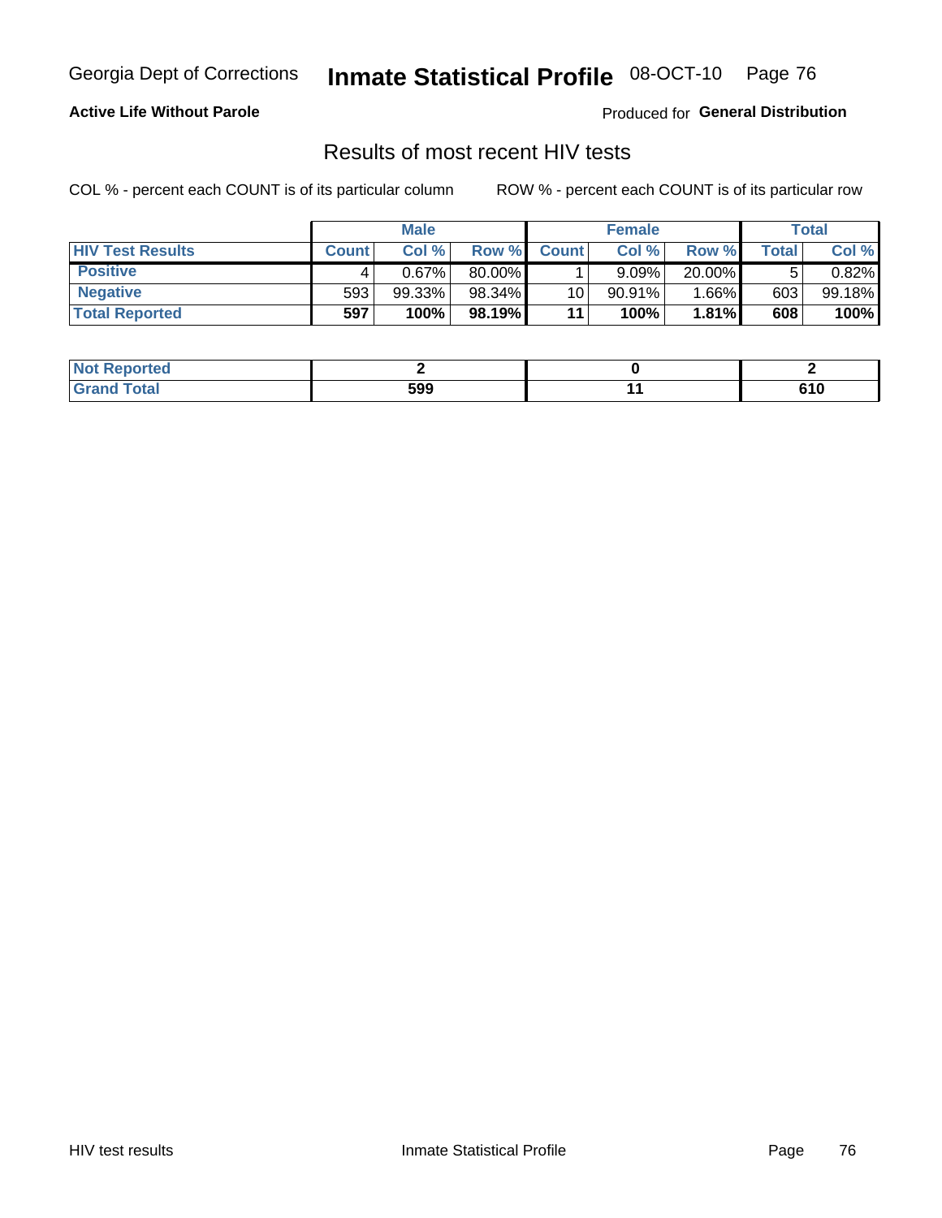Georgia Dept of Corrections **Inmate Statistical Profile** 08-OCT-10

**Active Life Without Parole**

Produced for **General Distribution**

## Results of most recent HIV tests

COL % - percent each COUNT is of its particular column

ROW % - percent each COUNT is of its particular row

| | Male | | | Female | | | Total | |
|---|---|---|---|---|---|---|---|---|
| **HIV Test Results** | **Count** | **Col %** | **Row %** | **Count** | **Col %** | **Row %** | **Total** | **Col %** |
| **Positive** | 4 | 0.67% | 80.00% | 1 | 9.09% | 20.00% | 5 | 0.82% |
| **Negative** | 593 | 99.33% | 98.34% | 10 | 90.91% | 1.66% | 603 | 99.18% |
| **Total Reported** | **597** | **100%** | **98.19%** | **11** | **100%** | **1.81%** | **608** | **100%** |

| | Male | Female | Total |
|---|---|---|---|
| **Not Reported** | **2** | **0** | **2** |
| **Grand Total** | **599** | **11** | **610** |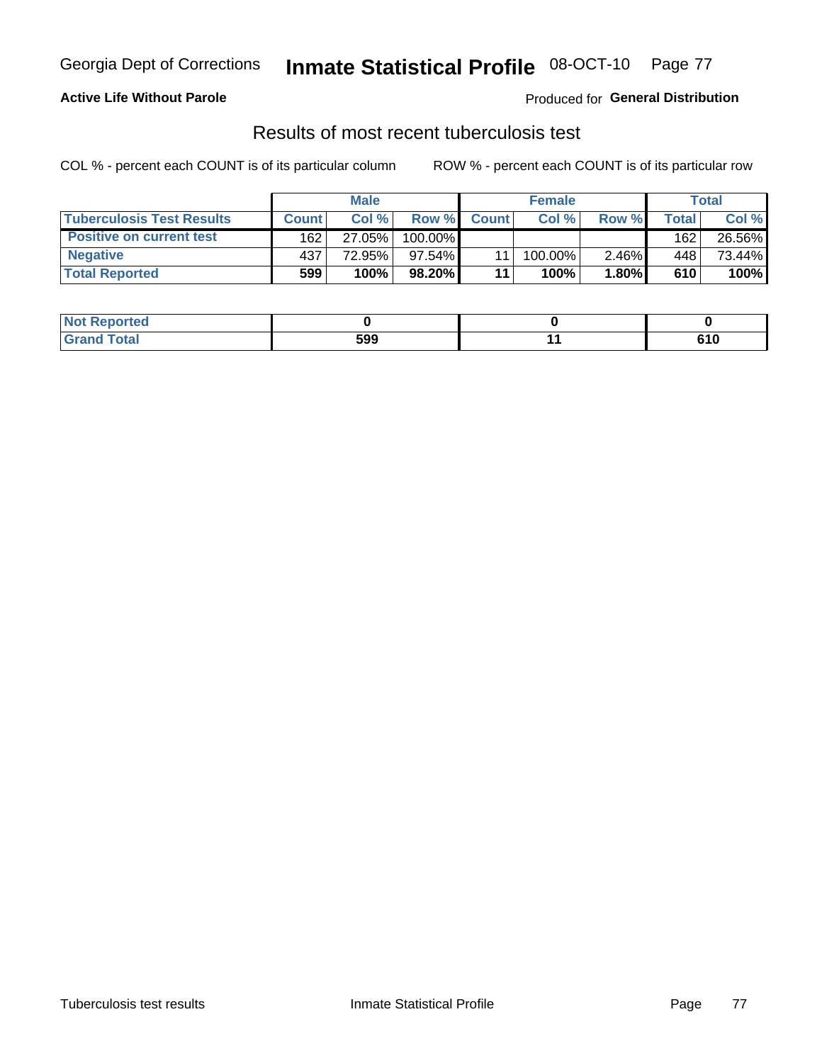Georgia Dept of Corrections **Inmate Statistical Profile** 08-OCT-10

**Active Life Without Parole**

Produced for **General Distribution**

## Results of most recent tuberculosis test

COL % - percent each COUNT is of its particular column ROW % - percent each COUNT is of its particular row

| | Male | | | Female | | | Total | |
|---|---|---|---|---|---|---|---|---|
| **Tuberculosis Test Results** | **Count** | **Col %** | **Row %** | **Count** | **Col %** | **Row %** | **Total** | **Col %** |
| **Positive on current test** | 162 | 27.05% | 100.00% | | | | 162 | 26.56% |
| **Negative** | 437 | 72.95% | 97.54% | 11 | 100.00% | 2.46% | 448 | 73.44% |
| **Total Reported** | **599** | **100%** | **98.20%** | **11** | **100%** | **1.80%** | **610** | **100%** |

| | Male | Female | Total |
|---|---|---|---|
| **Not Reported** | **0** | **0** | **0** |
| **Grand Total** | **599** | **11** | **610** |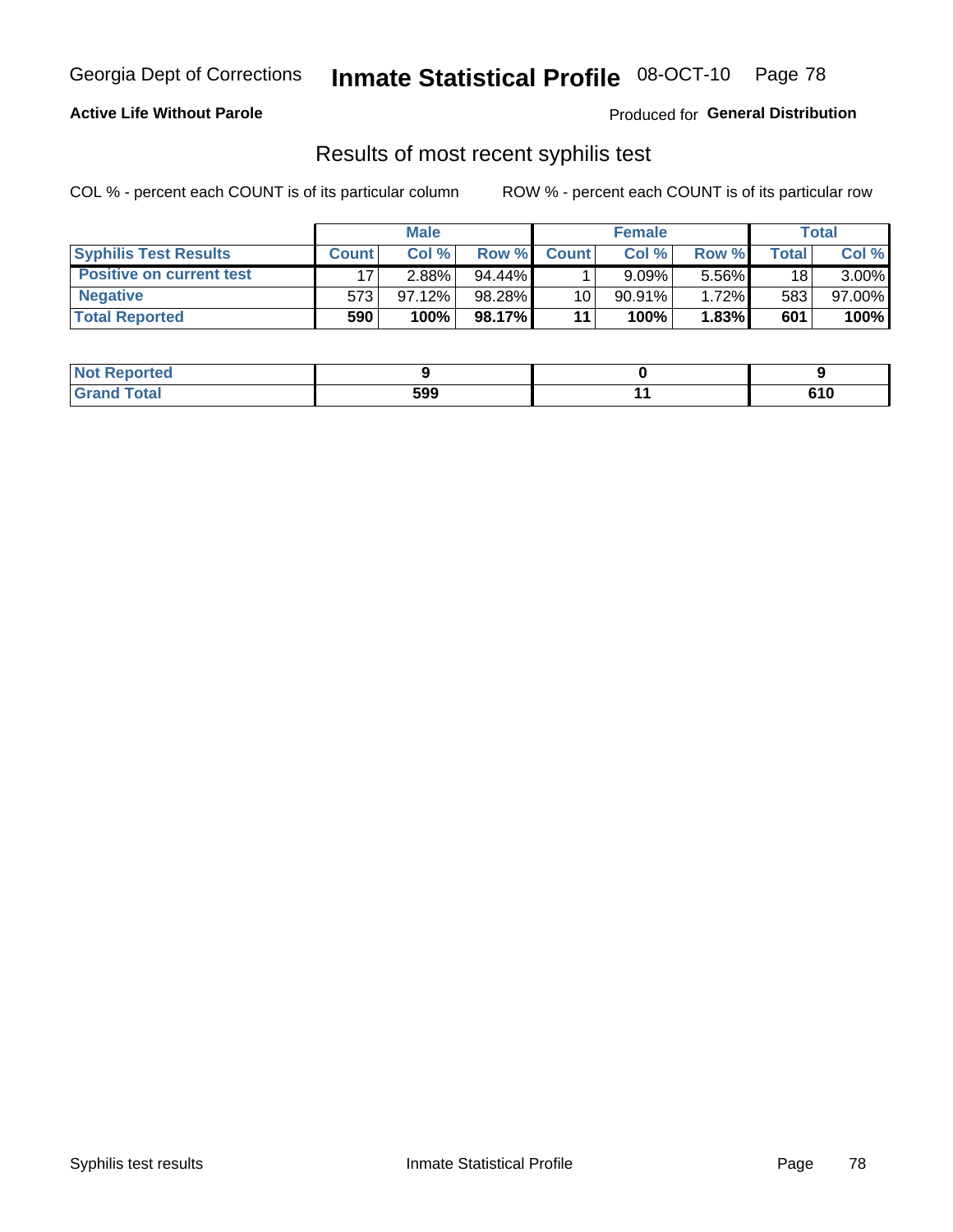Georgia Dept of Corrections **Inmate Statistical Profile** 08-OCT-10

**Active Life Without Parole**

Produced for **General Distribution**

## Results of most recent syphilis test

COL % - percent each COUNT is of its particular column

ROW % - percent each COUNT is of its particular row

| | Male | | | Female | | | Total | |
|---|---|---|---|---|---|---|---|---|
| **Syphilis Test Results** | **Count** | **Col %** | **Row %** | **Count** | **Col %** | **Row %** | **Total** | **Col %** |
| **Positive on current test** | 17 | 2.88% | 94.44% | 1 | 9.09% | 5.56% | 18 | 3.00% |
| **Negative** | 573 | 97.12% | 98.28% | 10 | 90.91% | 1.72% | 583 | 97.00% |
| **Total Reported** | **590** | **100%** | **98.17%** | **11** | **100%** | **1.83%** | **601** | **100%** |

| | Male | Female | Total |
|---|---|---|---|
| **Not Reported** | **9** | **0** | **9** |
| **Grand Total** | **599** | **11** | **610** |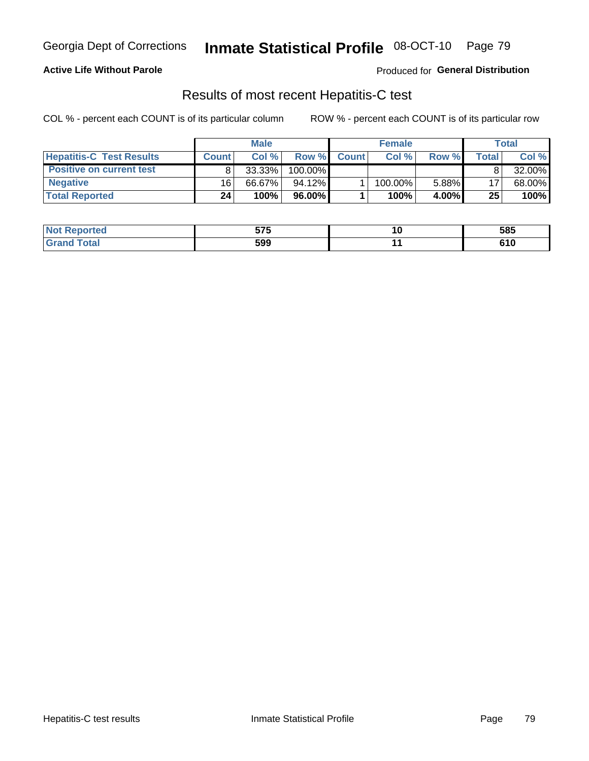Georgia Dept of Corrections **Inmate Statistical Profile** 08-OCT-10

**Active Life Without Parole**

Produced for **General Distribution**

## Results of most recent Hepatitis-C test

COL % - percent each COUNT is of its particular column ROW % - percent each COUNT is of its particular row

| | Male | | | Female | | | Total | |
|---|---|---|---|---|---|---|---|---|
| **Hepatitis-C Test Results** | **Count** | **Col %** | **Row %** | **Count** | **Col %** | **Row %** | **Total** | **Col %** |
| **Positive on current test** | 8 | 33.33% | 100.00% | | | | 8 | 32.00% |
| **Negative** | 16 | 66.67% | 94.12% | 1 | 100.00% | 5.88% | 17 | 68.00% |
| **Total Reported** | **24** | **100%** | **96.00%** | **1** | **100%** | **4.00%** | **25** | **100%** |

| | Male | Female | Total |
|---|---|---|---|
| **Not Reported** | **575** | **10** | **585** |
| **Grand Total** | **599** | **11** | **610** |

Hepatitis-C test results Inmate Statistical Profile